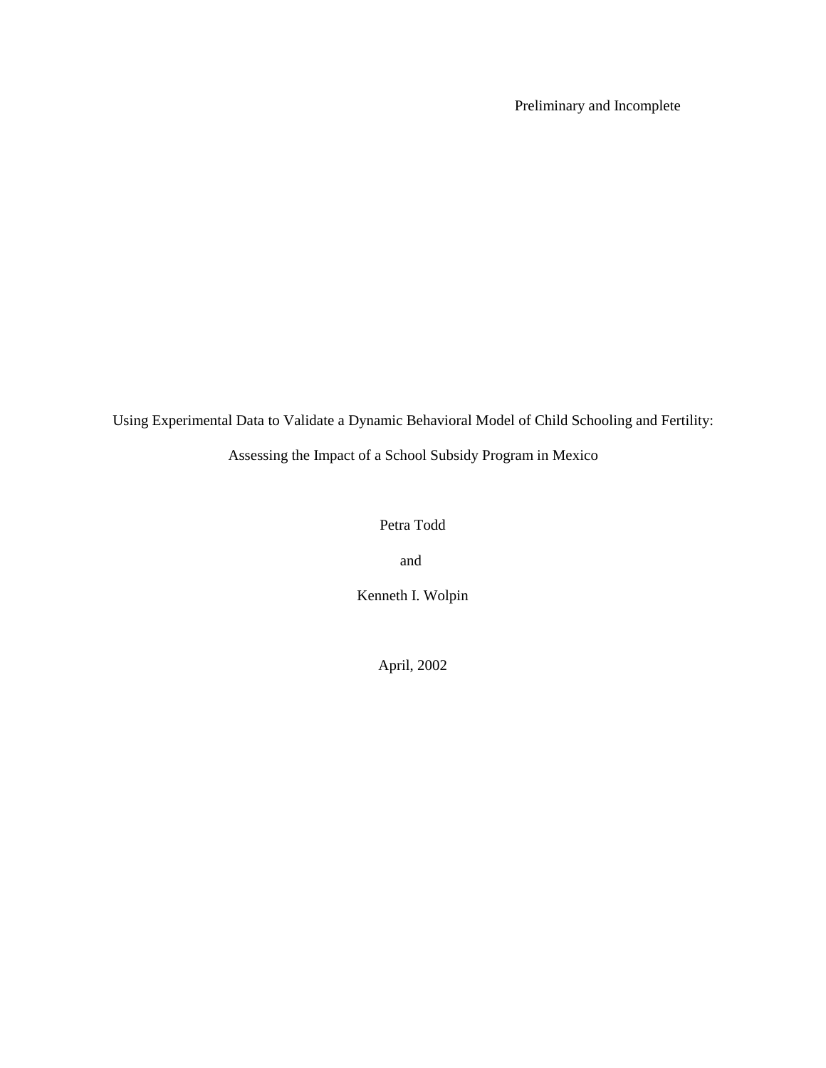Preliminary and Incomplete

# Using Experimental Data to Validate a Dynamic Behavioral Model of Child Schooling and Fertility: Assessing the Impact of a School Subsidy Program in Mexico

Petra Todd

and

Kenneth I. Wolpin

April, 2002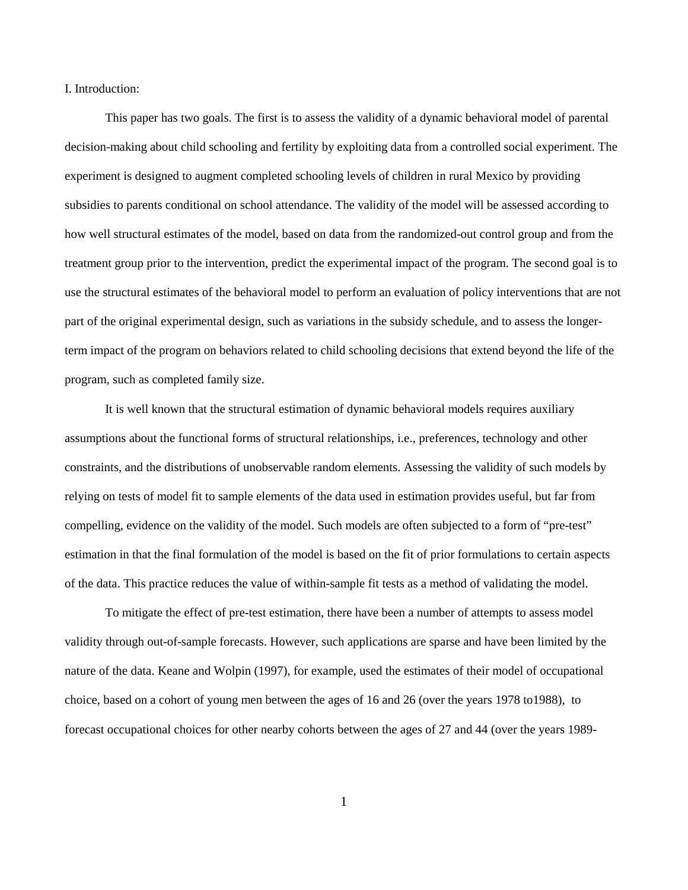I. Introduction:

This paper has two goals. The first is to assess the validity of a dynamic behavioral model of parental decision-making about child schooling and fertility by exploiting data from a controlled social experiment. The experiment is designed to augment completed schooling levels of children in rural Mexico by providing subsidies to parents conditional on school attendance. The validity of the model will be assessed according to how well structural estimates of the model, based on data from the randomized-out control group and from the treatment group prior to the intervention, predict the experimental impact of the program. The second goal is to use the structural estimates of the behavioral model to perform an evaluation of policy interventions that are not part of the original experimental design, such as variations in the subsidy schedule, and to assess the longer-term impact of the program on behaviors related to child schooling decisions that extend beyond the life of the program, such as completed family size.

It is well known that the structural estimation of dynamic behavioral models requires auxiliary assumptions about the functional forms of structural relationships, i.e., preferences, technology and other constraints, and the distributions of unobservable random elements. Assessing the validity of such models by relying on tests of model fit to sample elements of the data used in estimation provides useful, but far from compelling, evidence on the validity of the model. Such models are often subjected to a form of "pre-test" estimation in that the final formulation of the model is based on the fit of prior formulations to certain aspects of the data. This practice reduces the value of within-sample fit tests as a method of validating the model.

To mitigate the effect of pre-test estimation, there have been a number of attempts to assess model validity through out-of-sample forecasts. However, such applications are sparse and have been limited by the nature of the data. Keane and Wolpin (1997), for example, used the estimates of their model of occupational choice, based on a cohort of young men between the ages of 16 and 26 (over the years 1978 to1988), to forecast occupational choices for other nearby cohorts between the ages of 27 and 44 (over the years 1989-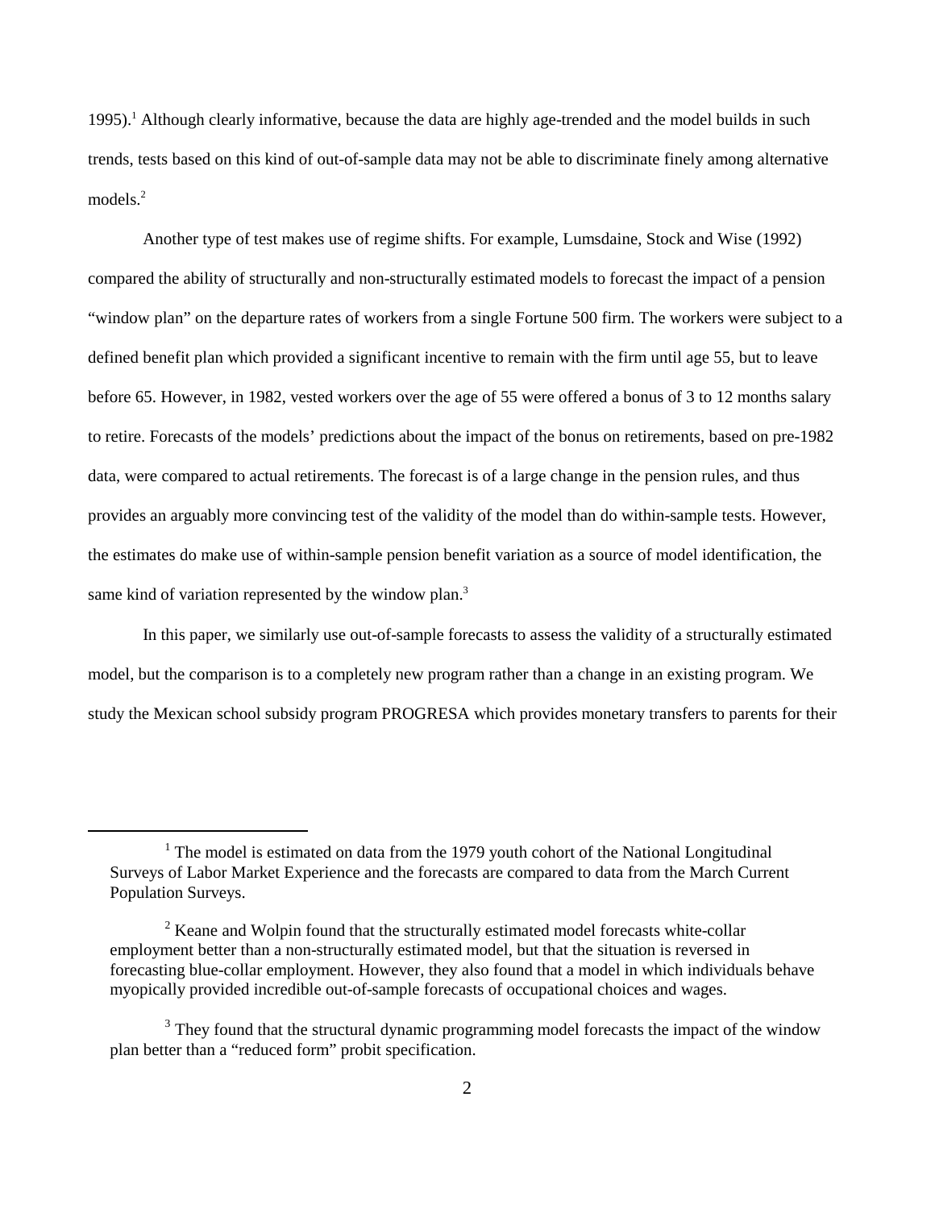1995).[1] Although clearly informative, because the data are highly age-trended and the model builds in such trends, tests based on this kind of out-of-sample data may not be able to discriminate finely among alternative models.[2]

Another type of test makes use of regime shifts. For example, Lumsdaine, Stock and Wise (1992) compared the ability of structurally and non-structurally estimated models to forecast the impact of a pension "window plan" on the departure rates of workers from a single Fortune 500 firm. The workers were subject to a defined benefit plan which provided a significant incentive to remain with the firm until age 55, but to leave before 65. However, in 1982, vested workers over the age of 55 were offered a bonus of 3 to 12 months salary to retire. Forecasts of the models' predictions about the impact of the bonus on retirements, based on pre-1982 data, were compared to actual retirements. The forecast is of a large change in the pension rules, and thus provides an arguably more convincing test of the validity of the model than do within-sample tests. However, the estimates do make use of within-sample pension benefit variation as a source of model identification, the same kind of variation represented by the window plan.[3]

In this paper, we similarly use out-of-sample forecasts to assess the validity of a structurally estimated model, but the comparison is to a completely new program rather than a change in an existing program. We study the Mexican school subsidy program PROGRESA which provides monetary transfers to parents for their

---

[1] The model is estimated on data from the 1979 youth cohort of the National Longitudinal Surveys of Labor Market Experience and the forecasts are compared to data from the March Current Population Surveys.

[2] Keane and Wolpin found that the structurally estimated model forecasts white-collar employment better than a non-structurally estimated model, but that the situation is reversed in forecasting blue-collar employment. However, they also found that a model in which individuals behave myopically provided incredible out-of-sample forecasts of occupational choices and wages.

[3] They found that the structural dynamic programming model forecasts the impact of the window plan better than a "reduced form" probit specification.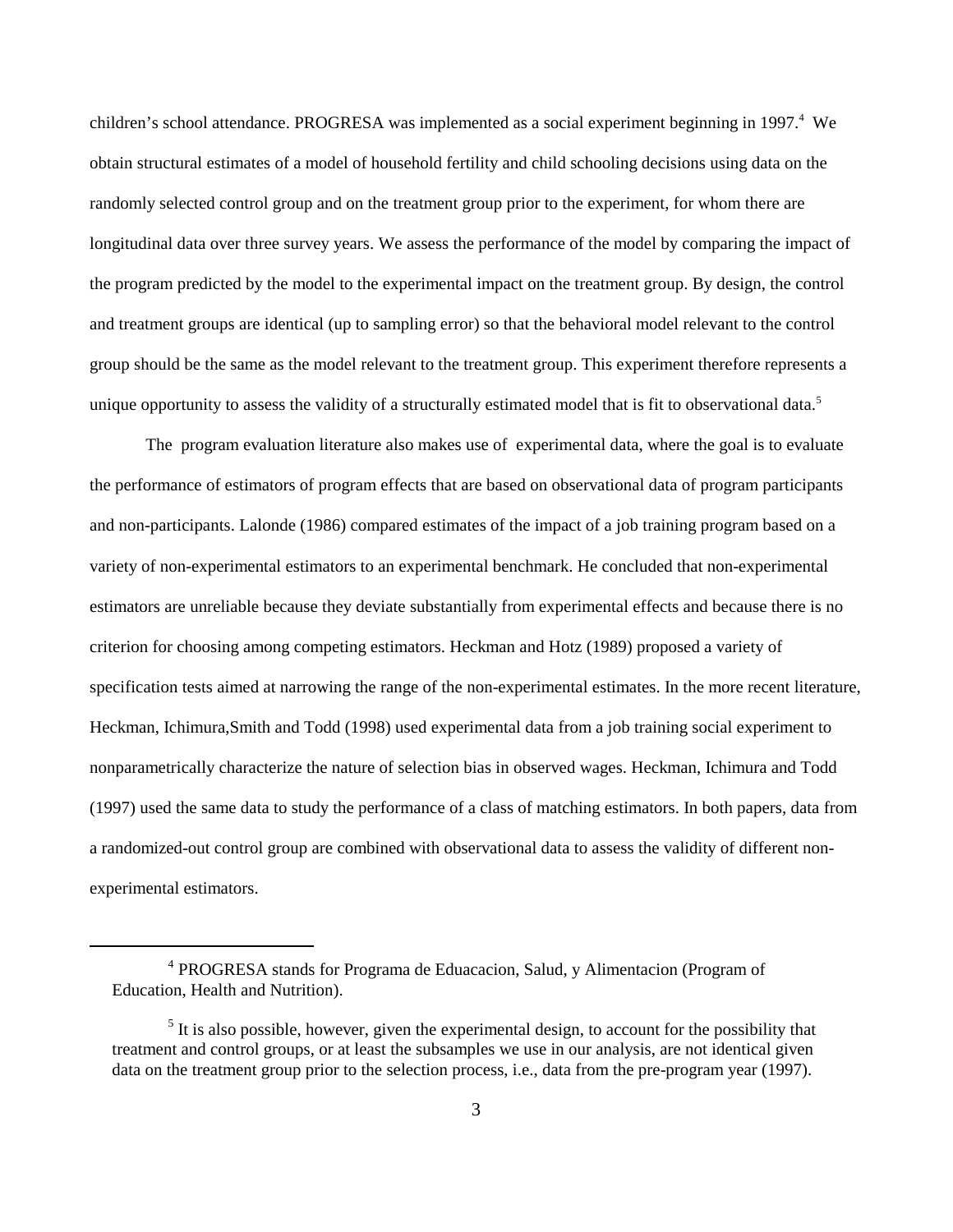children's school attendance. PROGRESA was implemented as a social experiment beginning in 1997.[4] We obtain structural estimates of a model of household fertility and child schooling decisions using data on the randomly selected control group and on the treatment group prior to the experiment, for whom there are longitudinal data over three survey years. We assess the performance of the model by comparing the impact of the program predicted by the model to the experimental impact on the treatment group. By design, the control and treatment groups are identical (up to sampling error) so that the behavioral model relevant to the control group should be the same as the model relevant to the treatment group. This experiment therefore represents a unique opportunity to assess the validity of a structurally estimated model that is fit to observational data.[5]

The program evaluation literature also makes use of experimental data, where the goal is to evaluate the performance of estimators of program effects that are based on observational data of program participants and non-participants. Lalonde (1986) compared estimates of the impact of a job training program based on a variety of non-experimental estimators to an experimental benchmark. He concluded that non-experimental estimators are unreliable because they deviate substantially from experimental effects and because there is no criterion for choosing among competing estimators. Heckman and Hotz (1989) proposed a variety of specification tests aimed at narrowing the range of the non-experimental estimates. In the more recent literature, Heckman, Ichimura,Smith and Todd (1998) used experimental data from a job training social experiment to nonparametrically characterize the nature of selection bias in observed wages. Heckman, Ichimura and Todd (1997) used the same data to study the performance of a class of matching estimators. In both papers, data from a randomized-out control group are combined with observational data to assess the validity of different non-experimental estimators.

---

[4] PROGRESA stands for Programa de Eduacacion, Salud, y Alimentacion (Program of Education, Health and Nutrition).

[5] It is also possible, however, given the experimental design, to account for the possibility that treatment and control groups, or at least the subsamples we use in our analysis, are not identical given data on the treatment group prior to the selection process, i.e., data from the pre-program year (1997).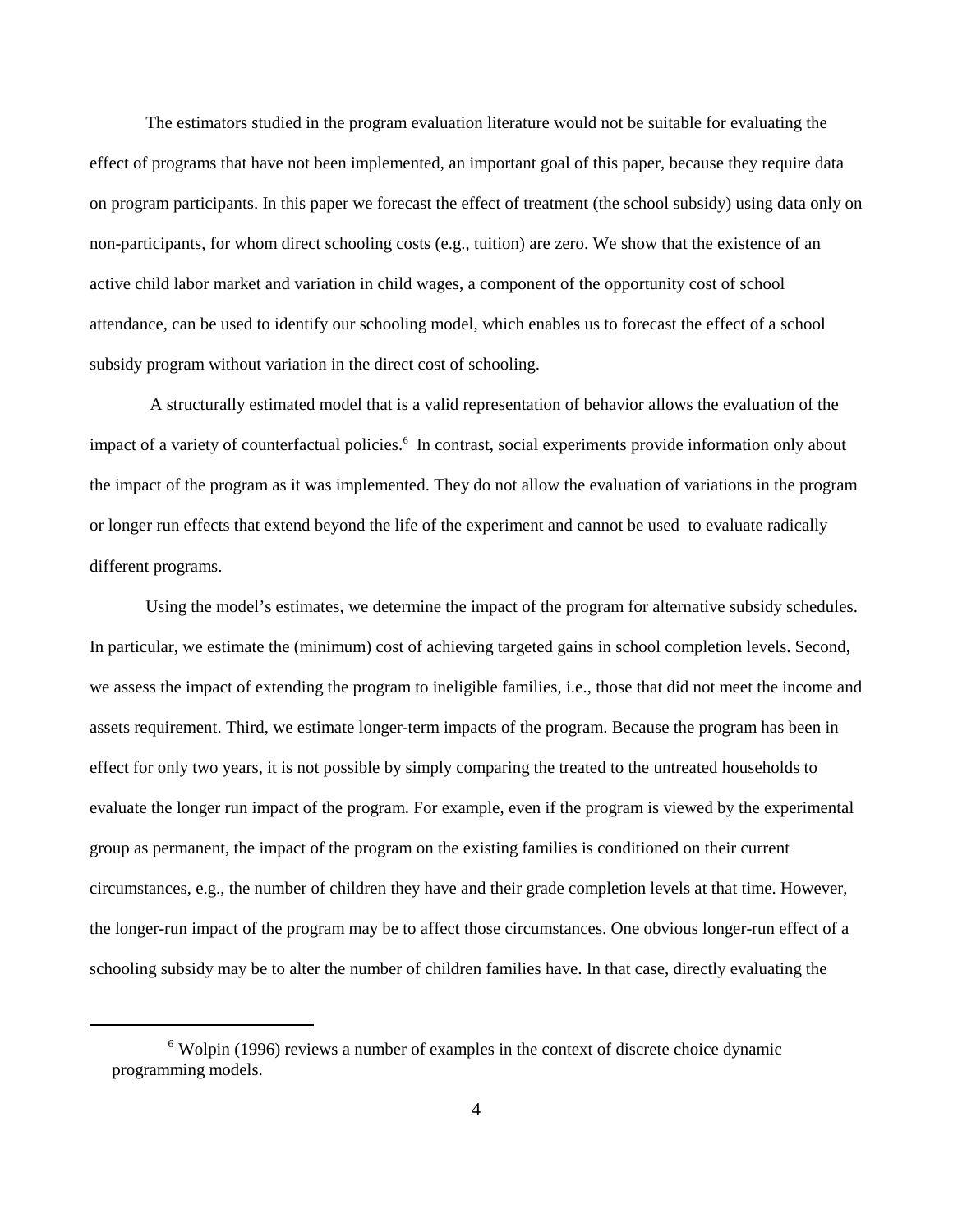The estimators studied in the program evaluation literature would not be suitable for evaluating the effect of programs that have not been implemented, an important goal of this paper, because they require data on program participants. In this paper we forecast the effect of treatment (the school subsidy) using data only on non-participants, for whom direct schooling costs (e.g., tuition) are zero. We show that the existence of an active child labor market and variation in child wages, a component of the opportunity cost of school attendance, can be used to identify our schooling model, which enables us to forecast the effect of a school subsidy program without variation in the direct cost of schooling.

A structurally estimated model that is a valid representation of behavior allows the evaluation of the impact of a variety of counterfactual policies.[6] In contrast, social experiments provide information only about the impact of the program as it was implemented. They do not allow the evaluation of variations in the program or longer run effects that extend beyond the life of the experiment and cannot be used to evaluate radically different programs.

Using the model's estimates, we determine the impact of the program for alternative subsidy schedules. In particular, we estimate the (minimum) cost of achieving targeted gains in school completion levels. Second, we assess the impact of extending the program to ineligible families, i.e., those that did not meet the income and assets requirement. Third, we estimate longer-term impacts of the program. Because the program has been in effect for only two years, it is not possible by simply comparing the treated to the untreated households to evaluate the longer run impact of the program. For example, even if the program is viewed by the experimental group as permanent, the impact of the program on the existing families is conditioned on their current circumstances, e.g., the number of children they have and their grade completion levels at that time. However, the longer-run impact of the program may be to affect those circumstances. One obvious longer-run effect of a schooling subsidy may be to alter the number of children families have. In that case, directly evaluating the

[6] Wolpin (1996) reviews a number of examples in the context of discrete choice dynamic programming models.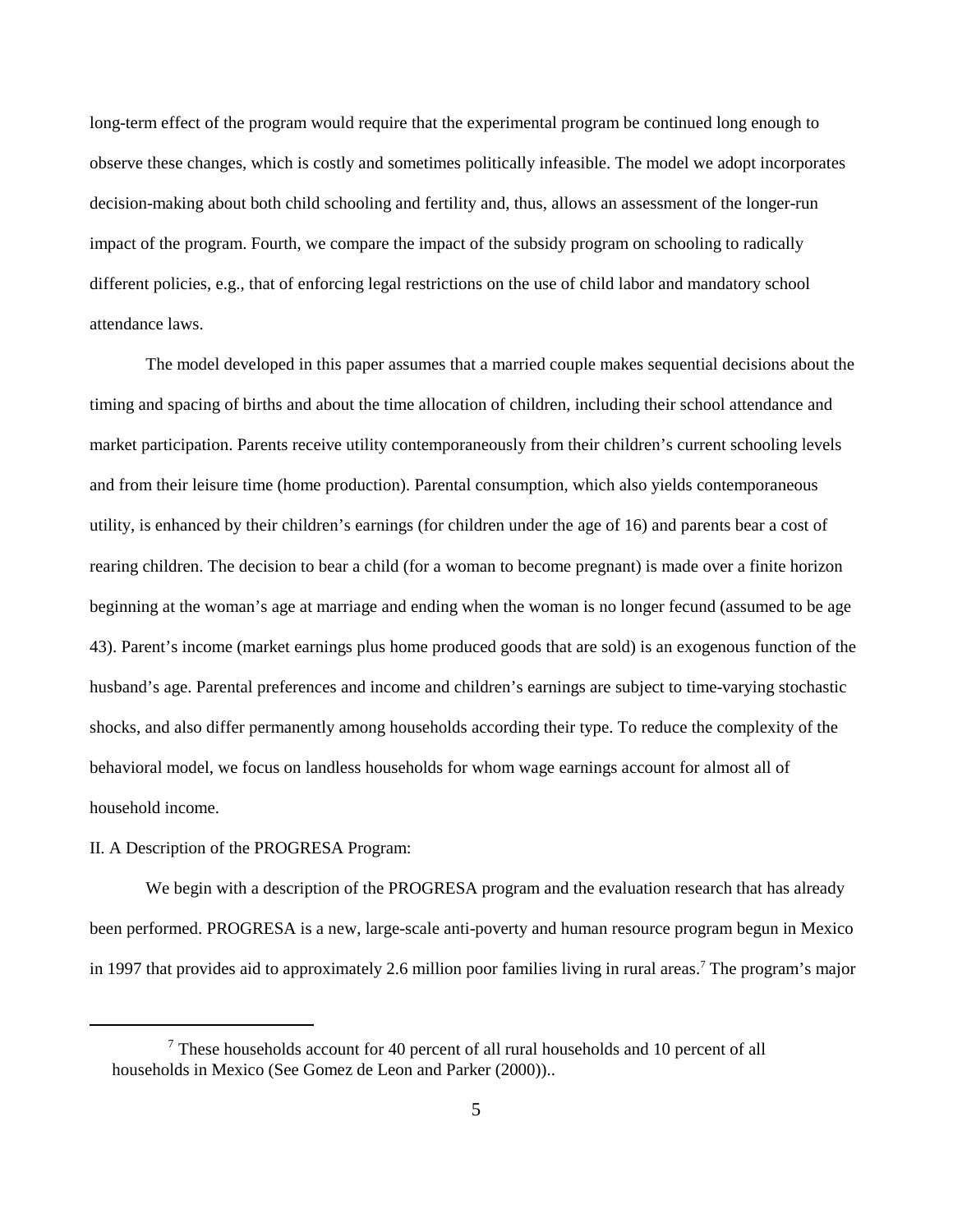long-term effect of the program would require that the experimental program be continued long enough to observe these changes, which is costly and sometimes politically infeasible. The model we adopt incorporates decision-making about both child schooling and fertility and, thus, allows an assessment of the longer-run impact of the program. Fourth, we compare the impact of the subsidy program on schooling to radically different policies, e.g., that of enforcing legal restrictions on the use of child labor and mandatory school attendance laws.

The model developed in this paper assumes that a married couple makes sequential decisions about the timing and spacing of births and about the time allocation of children, including their school attendance and market participation. Parents receive utility contemporaneously from their children's current schooling levels and from their leisure time (home production). Parental consumption, which also yields contemporaneous utility, is enhanced by their children's earnings (for children under the age of 16) and parents bear a cost of rearing children. The decision to bear a child (for a woman to become pregnant) is made over a finite horizon beginning at the woman's age at marriage and ending when the woman is no longer fecund (assumed to be age 43). Parent's income (market earnings plus home produced goods that are sold) is an exogenous function of the husband's age. Parental preferences and income and children's earnings are subject to time-varying stochastic shocks, and also differ permanently among households according their type. To reduce the complexity of the behavioral model, we focus on landless households for whom wage earnings account for almost all of household income.

## II. A Description of the PROGRESA Program:

We begin with a description of the PROGRESA program and the evaluation research that has already been performed. PROGRESA is a new, large-scale anti-poverty and human resource program begun in Mexico in 1997 that provides aid to approximately 2.6 million poor families living in rural areas.[7] The program's major

[7] These households account for 40 percent of all rural households and 10 percent of all households in Mexico (See Gomez de Leon and Parker (2000))..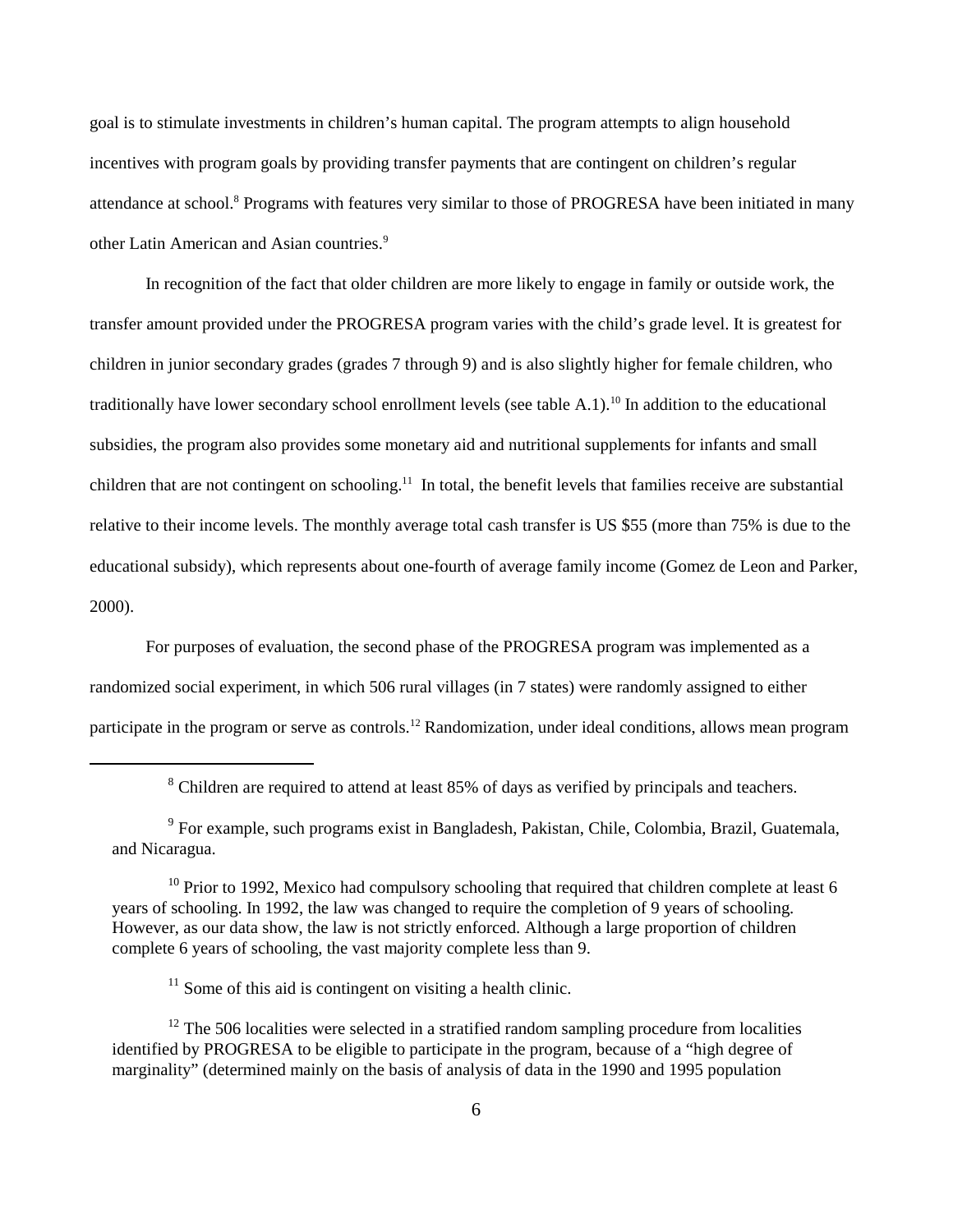goal is to stimulate investments in children's human capital. The program attempts to align household incentives with program goals by providing transfer payments that are contingent on children's regular attendance at school.[8] Programs with features very similar to those of PROGRESA have been initiated in many other Latin American and Asian countries.[9]

In recognition of the fact that older children are more likely to engage in family or outside work, the transfer amount provided under the PROGRESA program varies with the child's grade level. It is greatest for children in junior secondary grades (grades 7 through 9) and is also slightly higher for female children, who traditionally have lower secondary school enrollment levels (see table A.1).[10] In addition to the educational subsidies, the program also provides some monetary aid and nutritional supplements for infants and small children that are not contingent on schooling.[11] In total, the benefit levels that families receive are substantial relative to their income levels. The monthly average total cash transfer is US $55 (more than 75% is due to the educational subsidy), which represents about one-fourth of average family income (Gomez de Leon and Parker, 2000).

For purposes of evaluation, the second phase of the PROGRESA program was implemented as a randomized social experiment, in which 506 rural villages (in 7 states) were randomly assigned to either participate in the program or serve as controls.[12] Randomization, under ideal conditions, allows mean program

---

[8] Children are required to attend at least 85% of days as verified by principals and teachers.

[9] For example, such programs exist in Bangladesh, Pakistan, Chile, Colombia, Brazil, Guatemala, and Nicaragua.

[10] Prior to 1992, Mexico had compulsory schooling that required that children complete at least 6 years of schooling. In 1992, the law was changed to require the completion of 9 years of schooling. However, as our data show, the law is not strictly enforced. Although a large proportion of children complete 6 years of schooling, the vast majority complete less than 9.

[11] Some of this aid is contingent on visiting a health clinic.

[12] The 506 localities were selected in a stratified random sampling procedure from localities identified by PROGRESA to be eligible to participate in the program, because of a "high degree of marginality" (determined mainly on the basis of analysis of data in the 1990 and 1995 population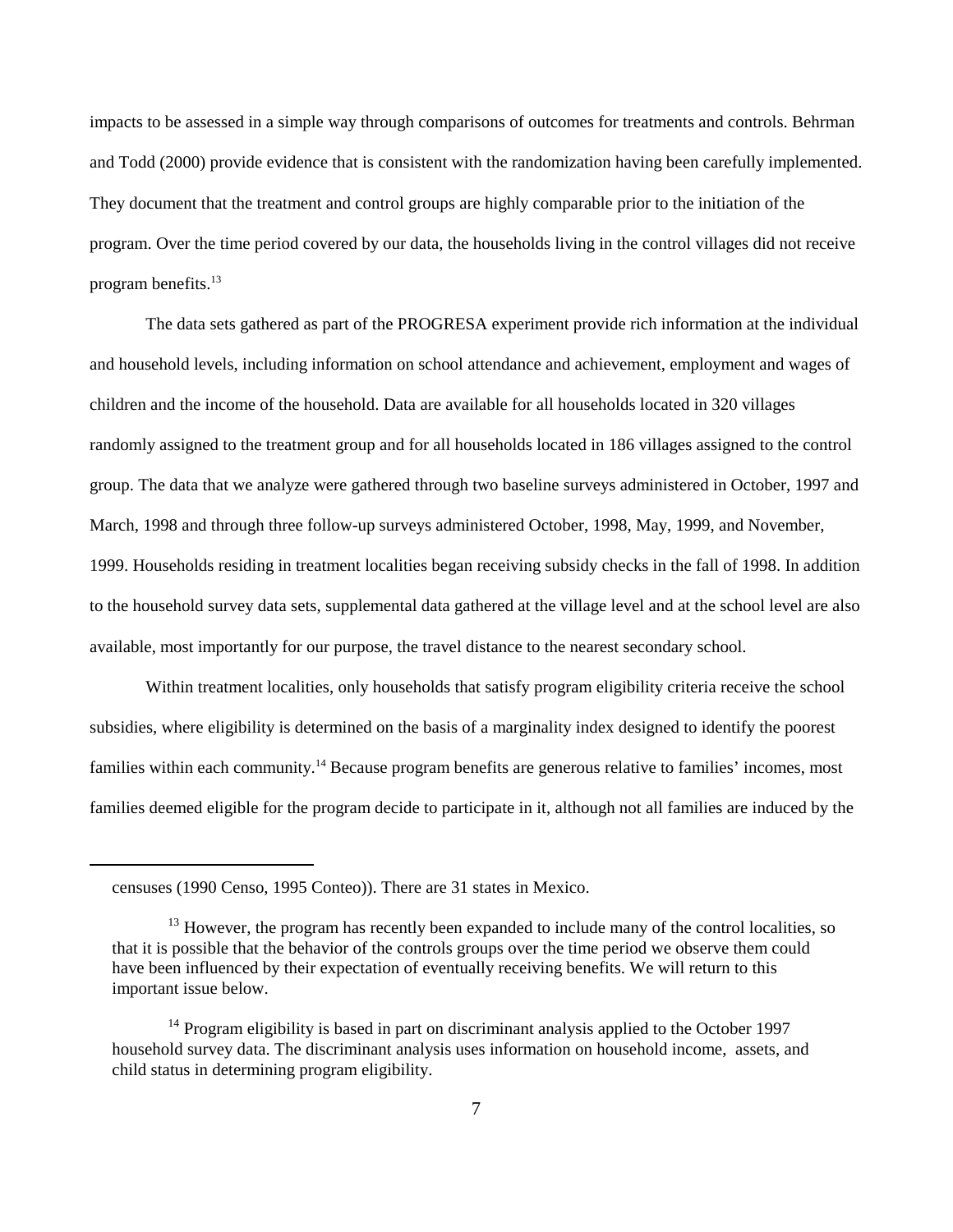impacts to be assessed in a simple way through comparisons of outcomes for treatments and controls. Behrman and Todd (2000) provide evidence that is consistent with the randomization having been carefully implemented. They document that the treatment and control groups are highly comparable prior to the initiation of the program. Over the time period covered by our data, the households living in the control villages did not receive program benefits.[13]

The data sets gathered as part of the PROGRESA experiment provide rich information at the individual and household levels, including information on school attendance and achievement, employment and wages of children and the income of the household. Data are available for all households located in 320 villages randomly assigned to the treatment group and for all households located in 186 villages assigned to the control group. The data that we analyze were gathered through two baseline surveys administered in October, 1997 and March, 1998 and through three follow-up surveys administered October, 1998, May, 1999, and November, 1999. Households residing in treatment localities began receiving subsidy checks in the fall of 1998. In addition to the household survey data sets, supplemental data gathered at the village level and at the school level are also available, most importantly for our purpose, the travel distance to the nearest secondary school.

Within treatment localities, only households that satisfy program eligibility criteria receive the school subsidies, where eligibility is determined on the basis of a marginality index designed to identify the poorest families within each community.[14] Because program benefits are generous relative to families' incomes, most families deemed eligible for the program decide to participate in it, although not all families are induced by the

---

censuses (1990 Censo, 1995 Conteo)). There are 31 states in Mexico.

[13] However, the program has recently been expanded to include many of the control localities, so that it is possible that the behavior of the controls groups over the time period we observe them could have been influenced by their expectation of eventually receiving benefits. We will return to this important issue below.

[14] Program eligibility is based in part on discriminant analysis applied to the October 1997 household survey data. The discriminant analysis uses information on household income, assets, and child status in determining program eligibility.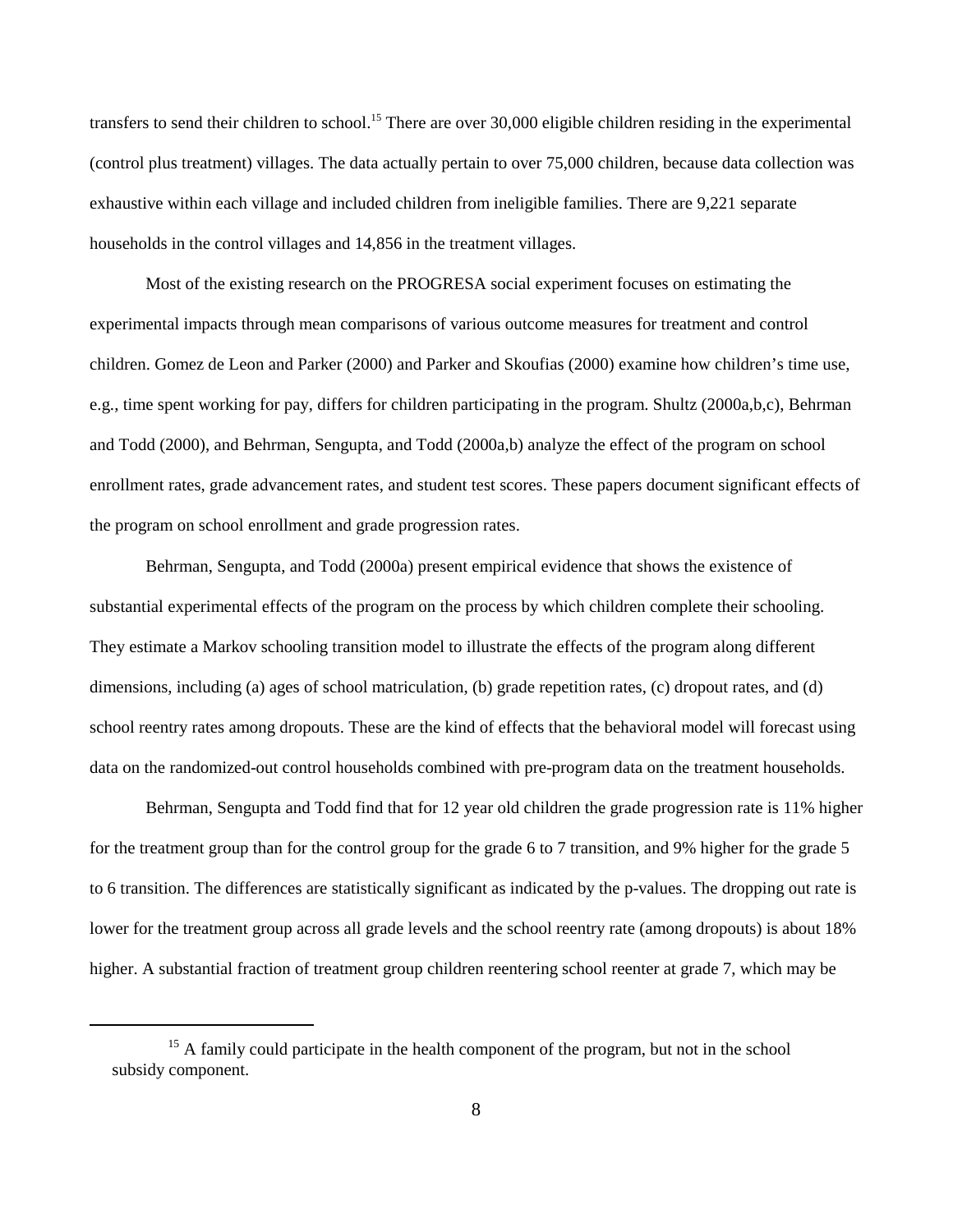transfers to send their children to school.[15] There are over 30,000 eligible children residing in the experimental (control plus treatment) villages. The data actually pertain to over 75,000 children, because data collection was exhaustive within each village and included children from ineligible families. There are 9,221 separate households in the control villages and 14,856 in the treatment villages.

Most of the existing research on the PROGRESA social experiment focuses on estimating the experimental impacts through mean comparisons of various outcome measures for treatment and control children. Gomez de Leon and Parker (2000) and Parker and Skoufias (2000) examine how children's time use, e.g., time spent working for pay, differs for children participating in the program. Shultz (2000a,b,c), Behrman and Todd (2000), and Behrman, Sengupta, and Todd (2000a,b) analyze the effect of the program on school enrollment rates, grade advancement rates, and student test scores. These papers document significant effects of the program on school enrollment and grade progression rates.

Behrman, Sengupta, and Todd (2000a) present empirical evidence that shows the existence of substantial experimental effects of the program on the process by which children complete their schooling. They estimate a Markov schooling transition model to illustrate the effects of the program along different dimensions, including (a) ages of school matriculation, (b) grade repetition rates, (c) dropout rates, and (d) school reentry rates among dropouts. These are the kind of effects that the behavioral model will forecast using data on the randomized-out control households combined with pre-program data on the treatment households.

Behrman, Sengupta and Todd find that for 12 year old children the grade progression rate is 11% higher for the treatment group than for the control group for the grade 6 to 7 transition, and 9% higher for the grade 5 to 6 transition. The differences are statistically significant as indicated by the p-values. The dropping out rate is lower for the treatment group across all grade levels and the school reentry rate (among dropouts) is about 18% higher. A substantial fraction of treatment group children reentering school reenter at grade 7, which may be

[15] A family could participate in the health component of the program, but not in the school subsidy component.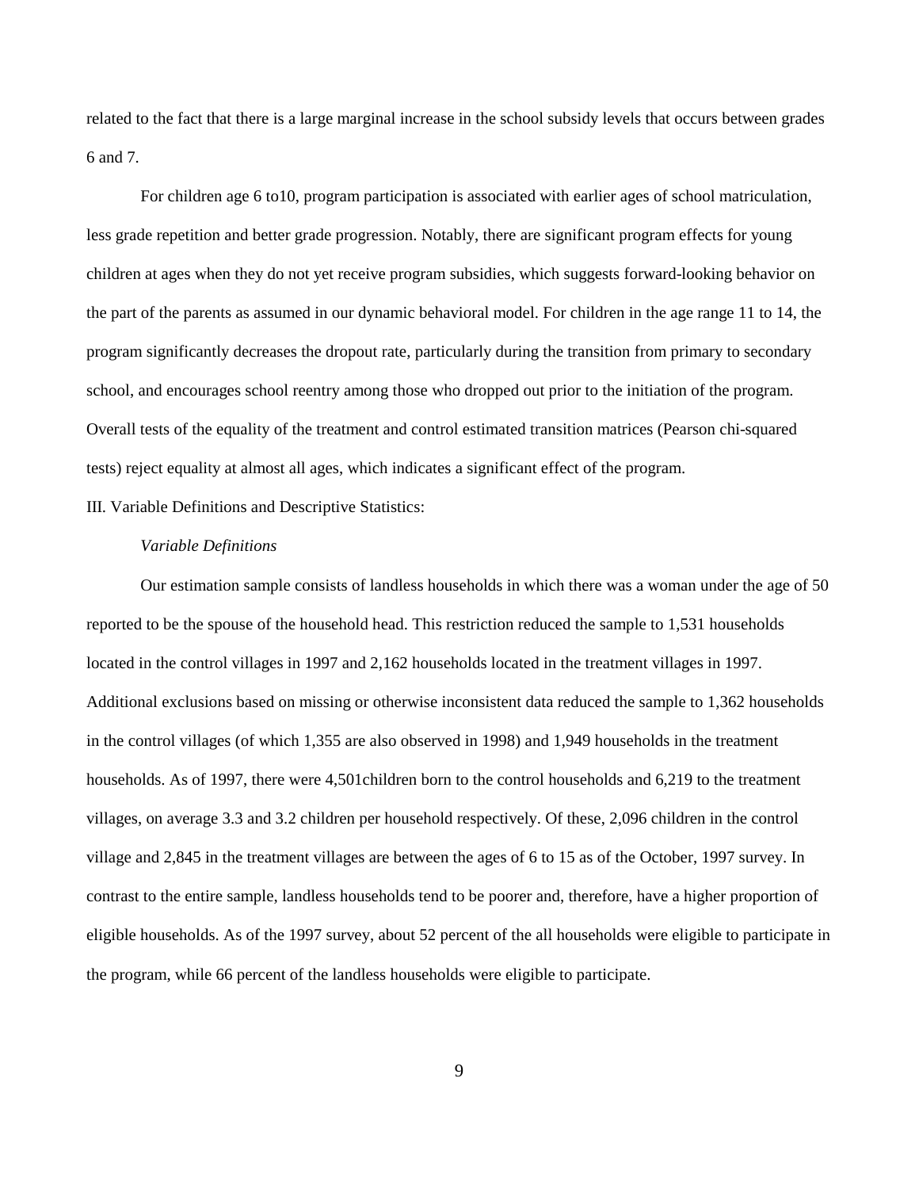related to the fact that there is a large marginal increase in the school subsidy levels that occurs between grades 6 and 7.

For children age 6 to10, program participation is associated with earlier ages of school matriculation, less grade repetition and better grade progression. Notably, there are significant program effects for young children at ages when they do not yet receive program subsidies, which suggests forward-looking behavior on the part of the parents as assumed in our dynamic behavioral model. For children in the age range 11 to 14, the program significantly decreases the dropout rate, particularly during the transition from primary to secondary school, and encourages school reentry among those who dropped out prior to the initiation of the program. Overall tests of the equality of the treatment and control estimated transition matrices (Pearson chi-squared tests) reject equality at almost all ages, which indicates a significant effect of the program.

III. Variable Definitions and Descriptive Statistics:

*Variable Definitions*

Our estimation sample consists of landless households in which there was a woman under the age of 50 reported to be the spouse of the household head. This restriction reduced the sample to 1,531 households located in the control villages in 1997 and 2,162 households located in the treatment villages in 1997. Additional exclusions based on missing or otherwise inconsistent data reduced the sample to 1,362 households in the control villages (of which 1,355 are also observed in 1998) and 1,949 households in the treatment households. As of 1997, there were 4,501children born to the control households and 6,219 to the treatment villages, on average 3.3 and 3.2 children per household respectively. Of these, 2,096 children in the control village and 2,845 in the treatment villages are between the ages of 6 to 15 as of the October, 1997 survey. In contrast to the entire sample, landless households tend to be poorer and, therefore, have a higher proportion of eligible households. As of the 1997 survey, about 52 percent of the all households were eligible to participate in the program, while 66 percent of the landless households were eligible to participate.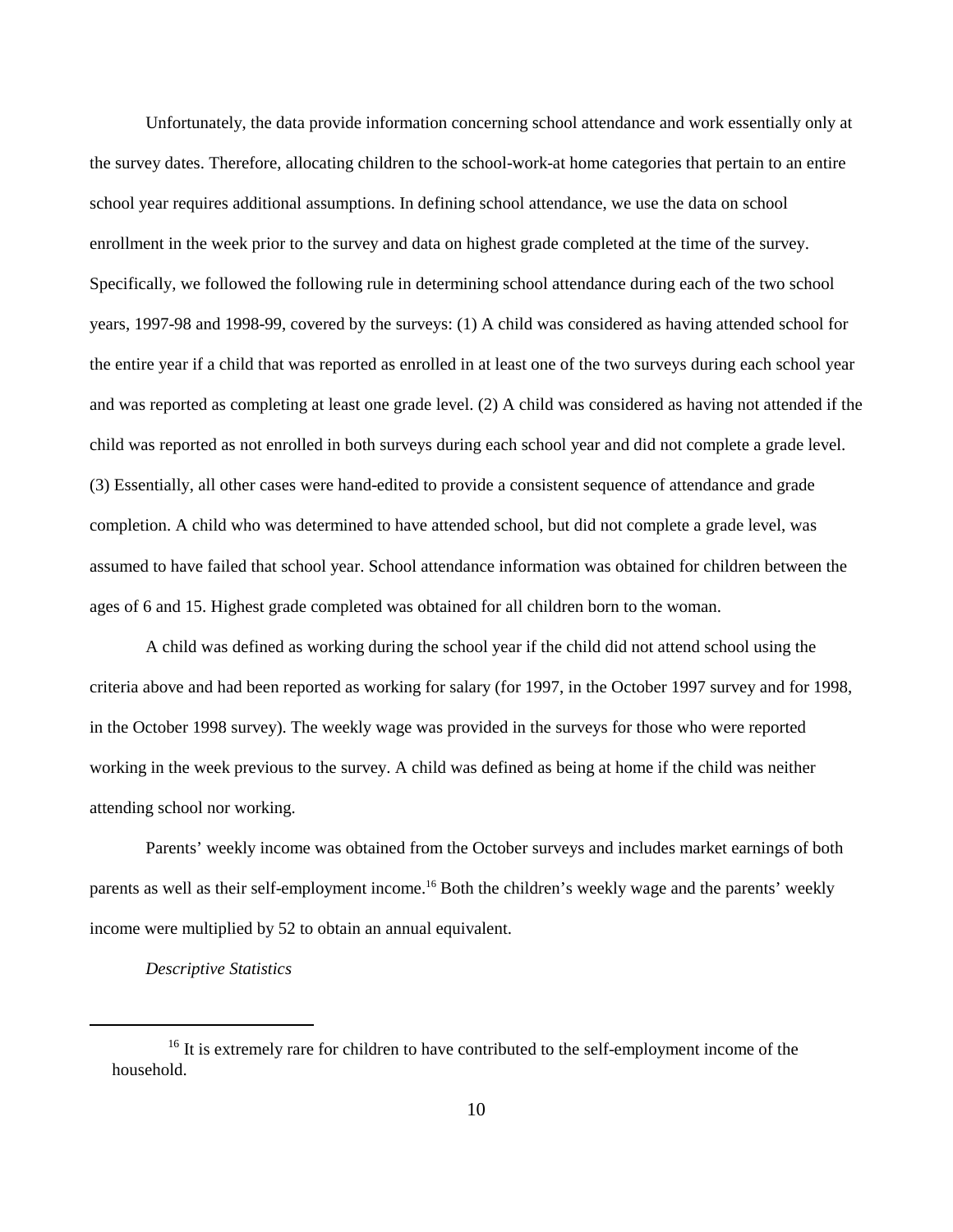Unfortunately, the data provide information concerning school attendance and work essentially only at the survey dates. Therefore, allocating children to the school-work-at home categories that pertain to an entire school year requires additional assumptions. In defining school attendance, we use the data on school enrollment in the week prior to the survey and data on highest grade completed at the time of the survey. Specifically, we followed the following rule in determining school attendance during each of the two school years, 1997-98 and 1998-99, covered by the surveys: (1) A child was considered as having attended school for the entire year if a child that was reported as enrolled in at least one of the two surveys during each school year and was reported as completing at least one grade level. (2) A child was considered as having not attended if the child was reported as not enrolled in both surveys during each school year and did not complete a grade level. (3) Essentially, all other cases were hand-edited to provide a consistent sequence of attendance and grade completion. A child who was determined to have attended school, but did not complete a grade level, was assumed to have failed that school year. School attendance information was obtained for children between the ages of 6 and 15. Highest grade completed was obtained for all children born to the woman.

A child was defined as working during the school year if the child did not attend school using the criteria above and had been reported as working for salary (for 1997, in the October 1997 survey and for 1998, in the October 1998 survey). The weekly wage was provided in the surveys for those who were reported working in the week previous to the survey. A child was defined as being at home if the child was neither attending school nor working.

Parents' weekly income was obtained from the October surveys and includes market earnings of both parents as well as their self-employment income.[16] Both the children's weekly wage and the parents' weekly income were multiplied by 52 to obtain an annual equivalent.

*Descriptive Statistics*

[16] It is extremely rare for children to have contributed to the self-employment income of the household.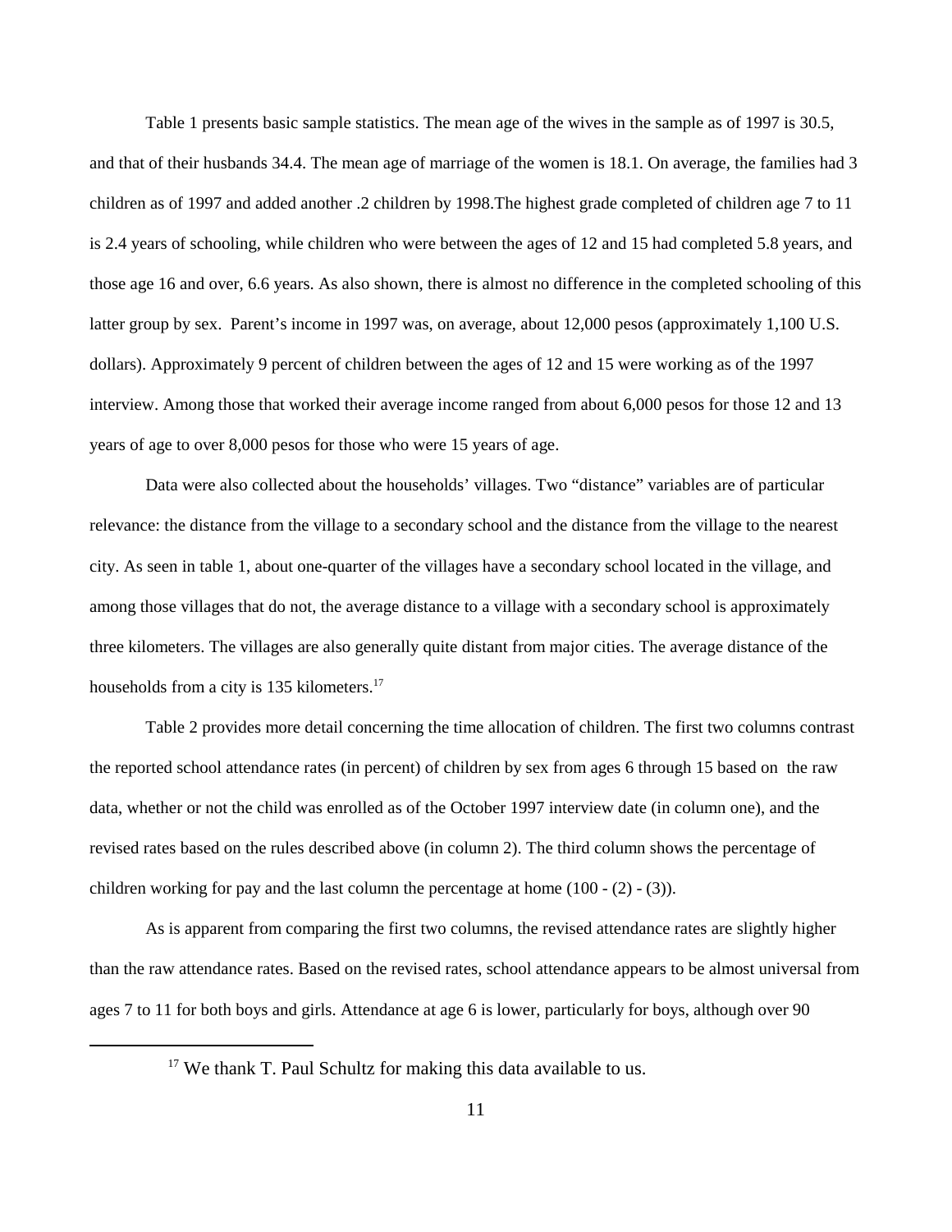Table 1 presents basic sample statistics. The mean age of the wives in the sample as of 1997 is 30.5, and that of their husbands 34.4. The mean age of marriage of the women is 18.1. On average, the families had 3 children as of 1997 and added another .2 children by 1998.The highest grade completed of children age 7 to 11 is 2.4 years of schooling, while children who were between the ages of 12 and 15 had completed 5.8 years, and those age 16 and over, 6.6 years. As also shown, there is almost no difference in the completed schooling of this latter group by sex. Parent's income in 1997 was, on average, about 12,000 pesos (approximately 1,100 U.S. dollars). Approximately 9 percent of children between the ages of 12 and 15 were working as of the 1997 interview. Among those that worked their average income ranged from about 6,000 pesos for those 12 and 13 years of age to over 8,000 pesos for those who were 15 years of age.

Data were also collected about the households' villages. Two "distance" variables are of particular relevance: the distance from the village to a secondary school and the distance from the village to the nearest city. As seen in table 1, about one-quarter of the villages have a secondary school located in the village, and among those villages that do not, the average distance to a village with a secondary school is approximately three kilometers. The villages are also generally quite distant from major cities. The average distance of the households from a city is 135 kilometers.[17]

Table 2 provides more detail concerning the time allocation of children. The first two columns contrast the reported school attendance rates (in percent) of children by sex from ages 6 through 15 based on the raw data, whether or not the child was enrolled as of the October 1997 interview date (in column one), and the revised rates based on the rules described above (in column 2). The third column shows the percentage of children working for pay and the last column the percentage at home (100 - (2) - (3)).

As is apparent from comparing the first two columns, the revised attendance rates are slightly higher than the raw attendance rates. Based on the revised rates, school attendance appears to be almost universal from ages 7 to 11 for both boys and girls. Attendance at age 6 is lower, particularly for boys, although over 90

---

[17] We thank T. Paul Schultz for making this data available to us.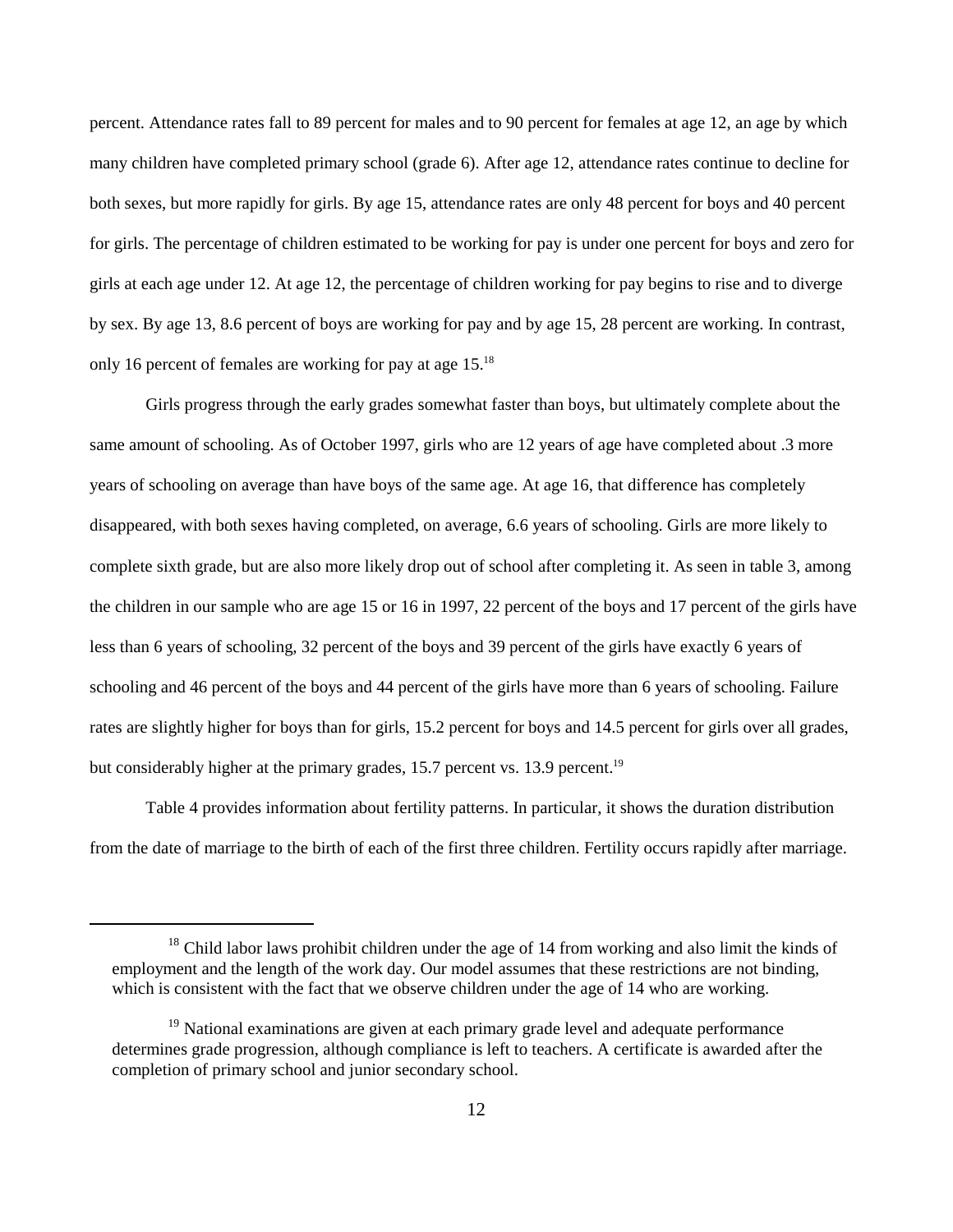percent. Attendance rates fall to 89 percent for males and to 90 percent for females at age 12, an age by which many children have completed primary school (grade 6). After age 12, attendance rates continue to decline for both sexes, but more rapidly for girls. By age 15, attendance rates are only 48 percent for boys and 40 percent for girls. The percentage of children estimated to be working for pay is under one percent for boys and zero for girls at each age under 12. At age 12, the percentage of children working for pay begins to rise and to diverge by sex. By age 13, 8.6 percent of boys are working for pay and by age 15, 28 percent are working. In contrast, only 16 percent of females are working for pay at age 15.[18]

Girls progress through the early grades somewhat faster than boys, but ultimately complete about the same amount of schooling. As of October 1997, girls who are 12 years of age have completed about .3 more years of schooling on average than have boys of the same age. At age 16, that difference has completely disappeared, with both sexes having completed, on average, 6.6 years of schooling. Girls are more likely to complete sixth grade, but are also more likely drop out of school after completing it. As seen in table 3, among the children in our sample who are age 15 or 16 in 1997, 22 percent of the boys and 17 percent of the girls have less than 6 years of schooling, 32 percent of the boys and 39 percent of the girls have exactly 6 years of schooling and 46 percent of the boys and 44 percent of the girls have more than 6 years of schooling. Failure rates are slightly higher for boys than for girls, 15.2 percent for boys and 14.5 percent for girls over all grades, but considerably higher at the primary grades, 15.7 percent vs. 13.9 percent.[19]

Table 4 provides information about fertility patterns. In particular, it shows the duration distribution from the date of marriage to the birth of each of the first three children. Fertility occurs rapidly after marriage.

---

[18] Child labor laws prohibit children under the age of 14 from working and also limit the kinds of employment and the length of the work day. Our model assumes that these restrictions are not binding, which is consistent with the fact that we observe children under the age of 14 who are working.

[19] National examinations are given at each primary grade level and adequate performance determines grade progression, although compliance is left to teachers. A certificate is awarded after the completion of primary school and junior secondary school.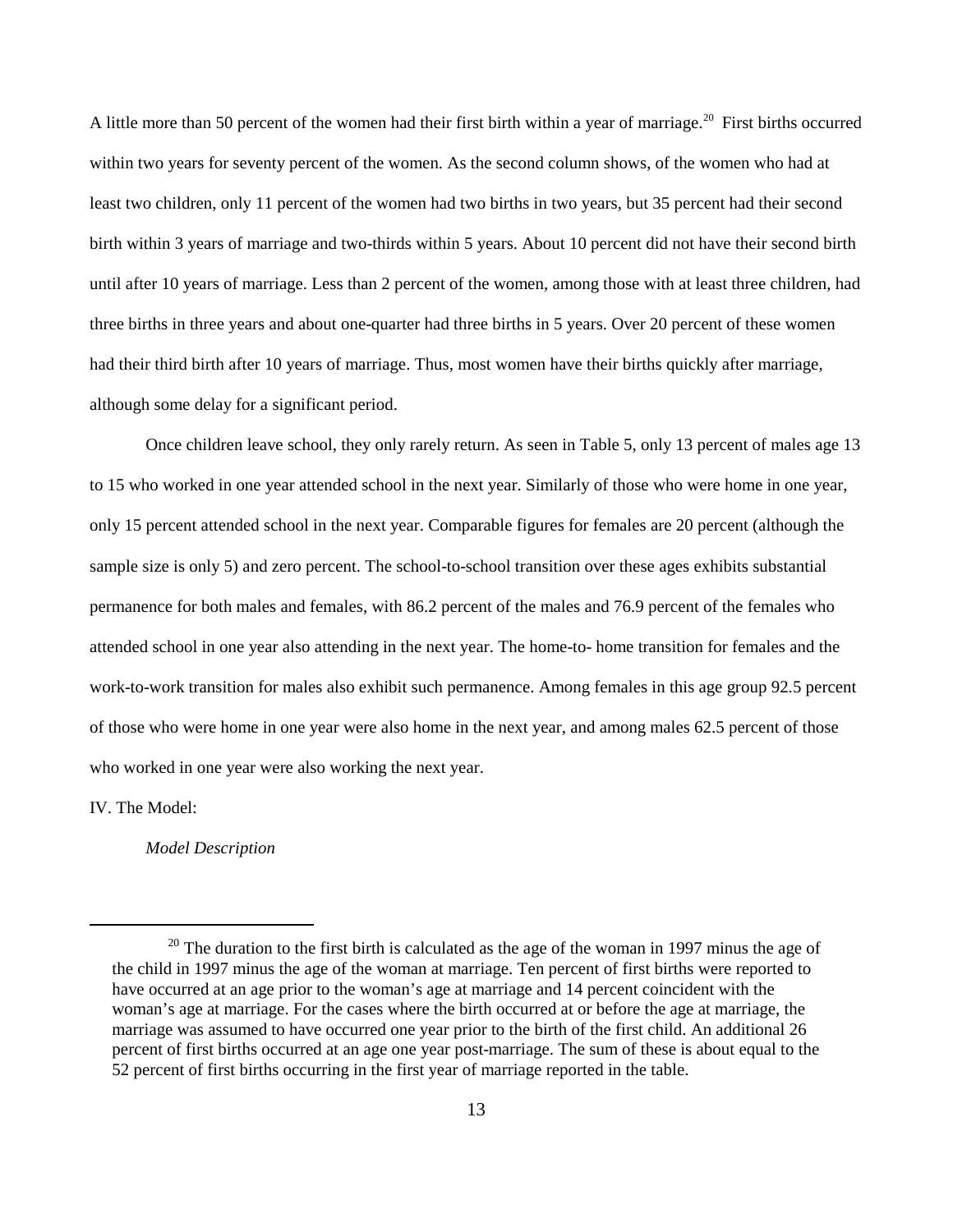A little more than 50 percent of the women had their first birth within a year of marriage.[20] First births occurred within two years for seventy percent of the women. As the second column shows, of the women who had at least two children, only 11 percent of the women had two births in two years, but 35 percent had their second birth within 3 years of marriage and two-thirds within 5 years. About 10 percent did not have their second birth until after 10 years of marriage. Less than 2 percent of the women, among those with at least three children, had three births in three years and about one-quarter had three births in 5 years. Over 20 percent of these women had their third birth after 10 years of marriage. Thus, most women have their births quickly after marriage, although some delay for a significant period.

Once children leave school, they only rarely return. As seen in Table 5, only 13 percent of males age 13 to 15 who worked in one year attended school in the next year. Similarly of those who were home in one year, only 15 percent attended school in the next year. Comparable figures for females are 20 percent (although the sample size is only 5) and zero percent. The school-to-school transition over these ages exhibits substantial permanence for both males and females, with 86.2 percent of the males and 76.9 percent of the females who attended school in one year also attending in the next year. The home-to- home transition for females and the work-to-work transition for males also exhibit such permanence. Among females in this age group 92.5 percent of those who were home in one year were also home in the next year, and among males 62.5 percent of those who worked in one year were also working the next year.

## IV. The Model:

### *Model Description*

[20] The duration to the first birth is calculated as the age of the woman in 1997 minus the age of the child in 1997 minus the age of the woman at marriage. Ten percent of first births were reported to have occurred at an age prior to the woman's age at marriage and 14 percent coincident with the woman's age at marriage. For the cases where the birth occurred at or before the age at marriage, the marriage was assumed to have occurred one year prior to the birth of the first child. An additional 26 percent of first births occurred at an age one year post-marriage. The sum of these is about equal to the 52 percent of first births occurring in the first year of marriage reported in the table.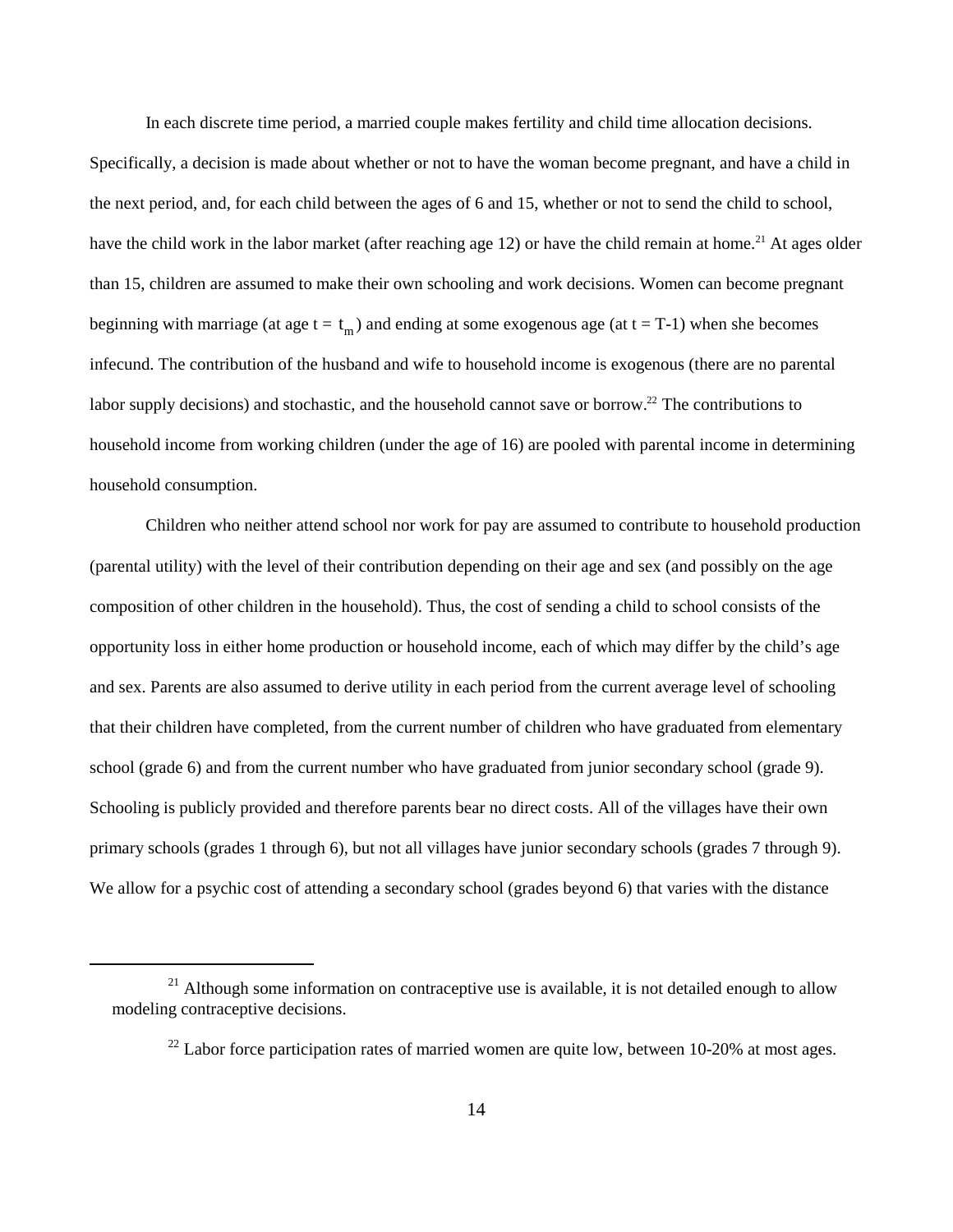In each discrete time period, a married couple makes fertility and child time allocation decisions. Specifically, a decision is made about whether or not to have the woman become pregnant, and have a child in the next period, and, for each child between the ages of 6 and 15, whether or not to send the child to school, have the child work in the labor market (after reaching age 12) or have the child remain at home.[21] At ages older than 15, children are assumed to make their own schooling and work decisions. Women can become pregnant beginning with marriage (at age $t = t_m$) and ending at some exogenous age (at $t = T-1$) when she becomes infecund. The contribution of the husband and wife to household income is exogenous (there are no parental labor supply decisions) and stochastic, and the household cannot save or borrow.[22] The contributions to household income from working children (under the age of 16) are pooled with parental income in determining household consumption.

Children who neither attend school nor work for pay are assumed to contribute to household production (parental utility) with the level of their contribution depending on their age and sex (and possibly on the age composition of other children in the household). Thus, the cost of sending a child to school consists of the opportunity loss in either home production or household income, each of which may differ by the child's age and sex. Parents are also assumed to derive utility in each period from the current average level of schooling that their children have completed, from the current number of children who have graduated from elementary school (grade 6) and from the current number who have graduated from junior secondary school (grade 9). Schooling is publicly provided and therefore parents bear no direct costs. All of the villages have their own primary schools (grades 1 through 6), but not all villages have junior secondary schools (grades 7 through 9). We allow for a psychic cost of attending a secondary school (grades beyond 6) that varies with the distance

[21] Although some information on contraceptive use is available, it is not detailed enough to allow modeling contraceptive decisions.

[22] Labor force participation rates of married women are quite low, between 10-20% at most ages.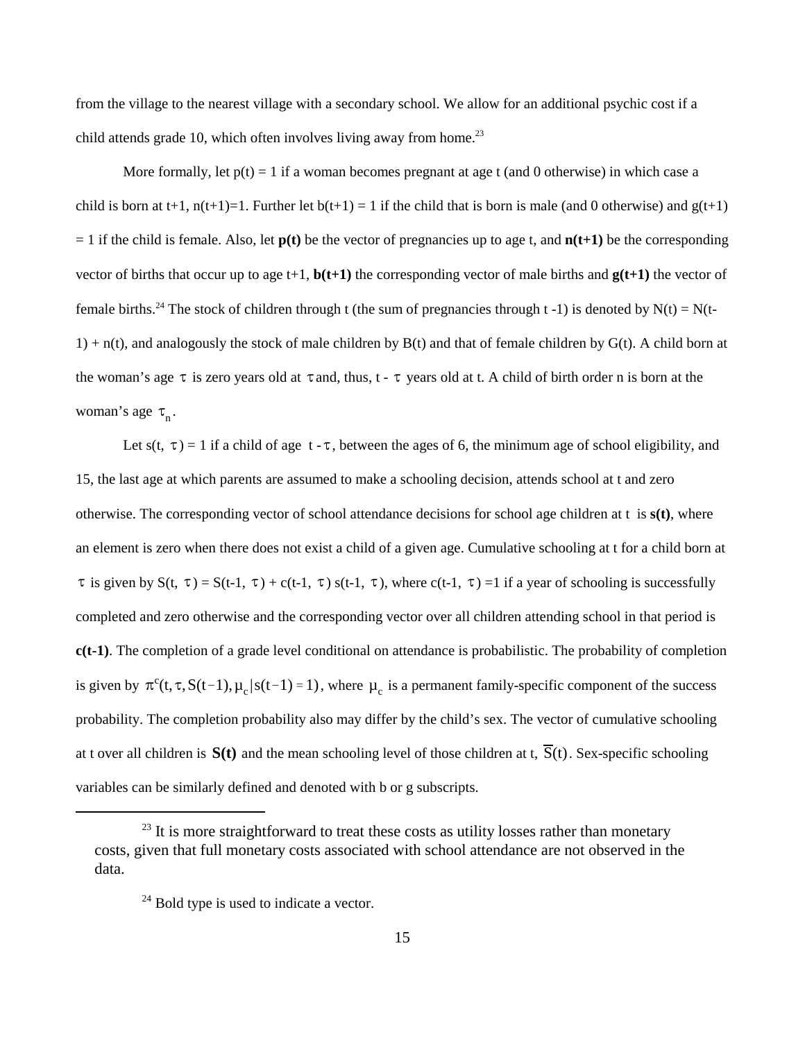from the village to the nearest village with a secondary school. We allow for an additional psychic cost if a child attends grade 10, which often involves living away from home.[23]

More formally, let $p(t) = 1$ if a woman becomes pregnant at age t (and 0 otherwise) in which case a child is born at t+1, $n(t+1)=1$. Further let $b(t+1) = 1$ if the child that is born is male (and 0 otherwise) and $g(t+1) = 1$ if the child is female. Also, let **p(t)** be the vector of pregnancies up to age t, and **n(t+1)** be the corresponding vector of births that occur up to age t+1, **b(t+1)** the corresponding vector of male births and **g(t+1)** the vector of female births.[24] The stock of children through t (the sum of pregnancies through t -1) is denoted by $N(t) = N(t-1) + n(t)$, and analogously the stock of male children by B(t) and that of female children by G(t). A child born at the woman's age $\tau$ is zero years old at $\tau$ and, thus, $t - \tau$ years old at t. A child of birth order n is born at the woman's age $\tau_n$.

Let $s(t, \tau) = 1$ if a child of age $t - \tau$, between the ages of 6, the minimum age of school eligibility, and 15, the last age at which parents are assumed to make a schooling decision, attends school at t and zero otherwise. The corresponding vector of school attendance decisions for school age children at t is **s(t)**, where an element is zero when there does not exist a child of a given age. Cumulative schooling at t for a child born at $\tau$ is given by $S(t, \tau) = S(t-1, \tau) + c(t-1, \tau)\, s(t-1, \tau)$, where $c(t-1, \tau) = 1$ if a year of schooling is successfully completed and zero otherwise and the corresponding vector over all children attending school in that period is **c(t-1)**. The completion of a grade level conditional on attendance is probabilistic. The probability of completion is given by $\pi^c(t, \tau, S(t-1), \mu_c | s(t-1) = 1)$, where $\mu_c$ is a permanent family-specific component of the success probability. The completion probability also may differ by the child's sex. The vector of cumulative schooling at t over all children is **S(t)** and the mean schooling level of those children at t, $\overline{S}(t)$. Sex-specific schooling variables can be similarly defined and denoted with b or g subscripts.

[23] It is more straightforward to treat these costs as utility losses rather than monetary costs, given that full monetary costs associated with school attendance are not observed in the data.

[24] Bold type is used to indicate a vector.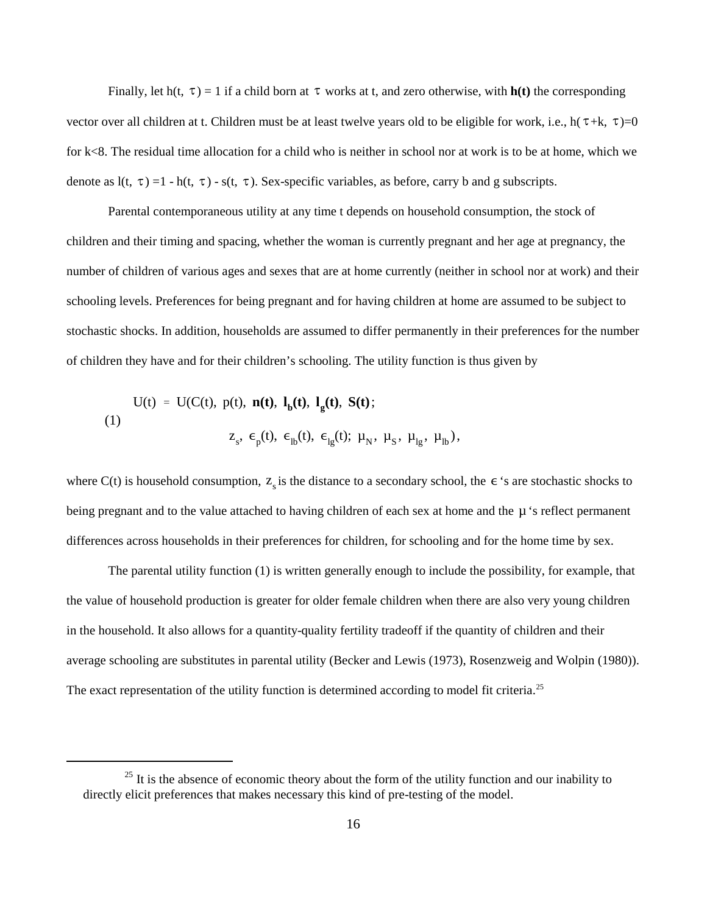Finally, let $h(t, \tau) = 1$ if a child born at $\tau$ works at t, and zero otherwise, with **h(t)** the corresponding vector over all children at t. Children must be at least twelve years old to be eligible for work, i.e., $h(\tau+k, \tau)=0$ for k<8. The residual time allocation for a child who is neither in school nor at work is to be at home, which we denote as $l(t, \tau) = 1 - h(t, \tau) - s(t, \tau)$. Sex-specific variables, as before, carry b and g subscripts.

Parental contemporaneous utility at any time t depends on household consumption, the stock of children and their timing and spacing, whether the woman is currently pregnant and her age at pregnancy, the number of children of various ages and sexes that are at home currently (neither in school nor at work) and their schooling levels. Preferences for being pregnant and for having children at home are assumed to be subject to stochastic shocks. In addition, households are assumed to differ permanently in their preferences for the number of children they have and for their children's schooling. The utility function is thus given by

$$\begin{aligned} U(t) = U(&C(t),\ p(t),\ \mathbf{n(t)},\ \mathbf{l_b(t)},\ \mathbf{l_g(t)},\ \mathbf{S(t)}; \\ &z_s,\ \epsilon_p(t),\ \epsilon_{lb}(t),\ \epsilon_{lg}(t);\ \mu_N,\ \mu_S,\ \mu_{lg},\ \mu_{lb}), \end{aligned} \tag{1}$$

where C(t) is household consumption, $z_s$ is the distance to a secondary school, the $\epsilon$'s are stochastic shocks to being pregnant and to the value attached to having children of each sex at home and the $\mu$'s reflect permanent differences across households in their preferences for children, for schooling and for the home time by sex.

The parental utility function (1) is written generally enough to include the possibility, for example, that the value of household production is greater for older female children when there are also very young children in the household. It also allows for a quantity-quality fertility tradeoff if the quantity of children and their average schooling are substitutes in parental utility (Becker and Lewis (1973), Rosenzweig and Wolpin (1980)). The exact representation of the utility function is determined according to model fit criteria.[25]

[25] It is the absence of economic theory about the form of the utility function and our inability to directly elicit preferences that makes necessary this kind of pre-testing of the model.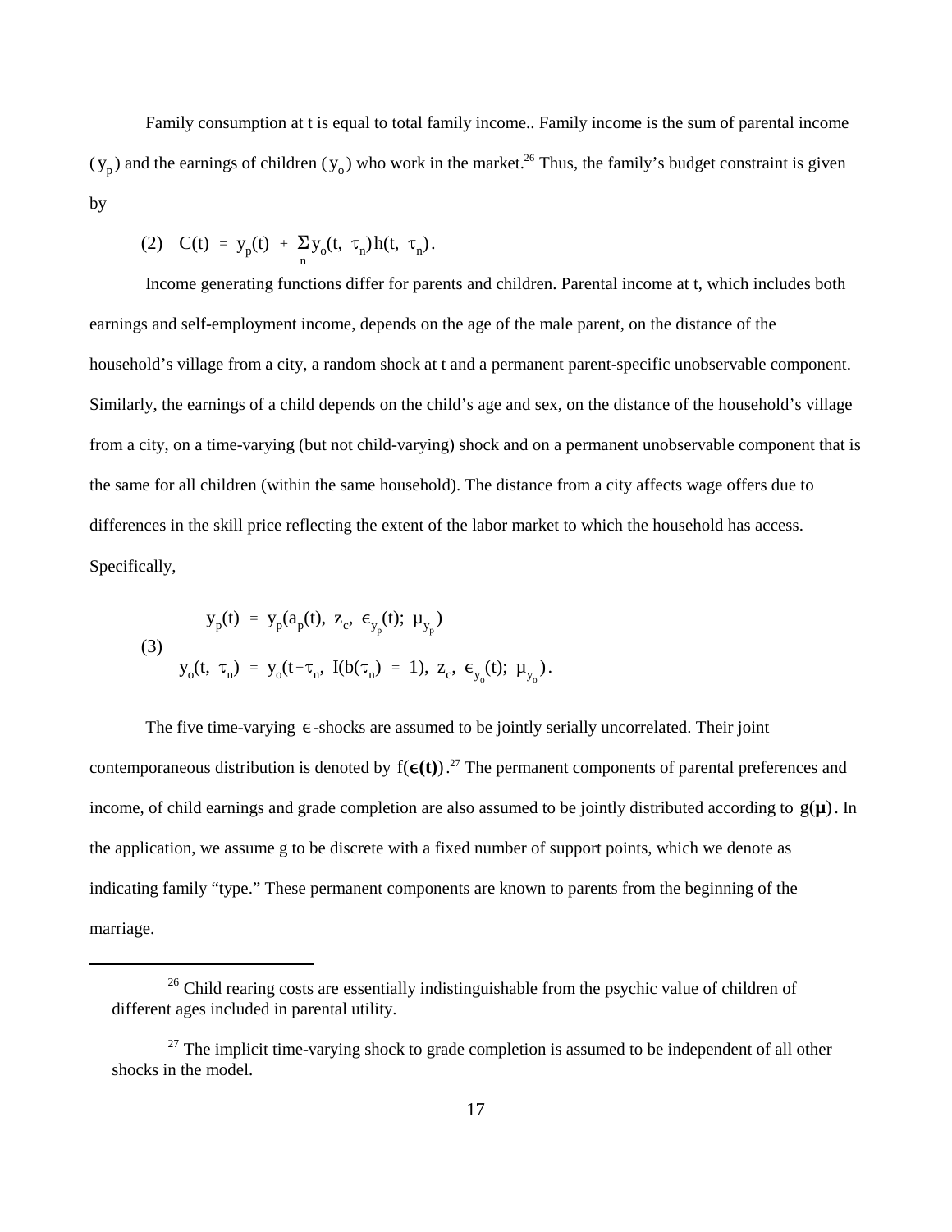Family consumption at t is equal to total family income.. Family income is the sum of parental income ($y_p$) and the earnings of children ($y_o$) who work in the market.[26] Thus, the family's budget constraint is given by

$$(2) \quad C(t) = y_p(t) + \sum_n y_o(t, \tau_n) h(t, \tau_n).$$

Income generating functions differ for parents and children. Parental income at t, which includes both earnings and self-employment income, depends on the age of the male parent, on the distance of the household's village from a city, a random shock at t and a permanent parent-specific unobservable component. Similarly, the earnings of a child depends on the child's age and sex, on the distance of the household's village from a city, on a time-varying (but not child-varying) shock and on a permanent unobservable component that is the same for all children (within the same household). The distance from a city affects wage offers due to differences in the skill price reflecting the extent of the labor market to which the household has access. Specifically,

$$(3) \quad \begin{aligned} y_p(t) &= y_p(a_p(t),\ z_c,\ \epsilon_{y_p}(t);\ \mu_{y_p}) \\ y_o(t,\ \tau_n) &= y_o(t-\tau_n,\ I(b(\tau_n) = 1),\ z_c,\ \epsilon_{y_o}(t);\ \mu_{y_o}). \end{aligned}$$

The five time-varying $\epsilon$-shocks are assumed to be jointly serially uncorrelated. Their joint contemporaneous distribution is denoted by $f(\boldsymbol{\epsilon(t)})$.[27] The permanent components of parental preferences and income, of child earnings and grade completion are also assumed to be jointly distributed according to $g(\boldsymbol{\mu})$. In the application, we assume g to be discrete with a fixed number of support points, which we denote as indicating family "type." These permanent components are known to parents from the beginning of the marriage.

[26] Child rearing costs are essentially indistinguishable from the psychic value of children of different ages included in parental utility.

[27] The implicit time-varying shock to grade completion is assumed to be independent of all other shocks in the model.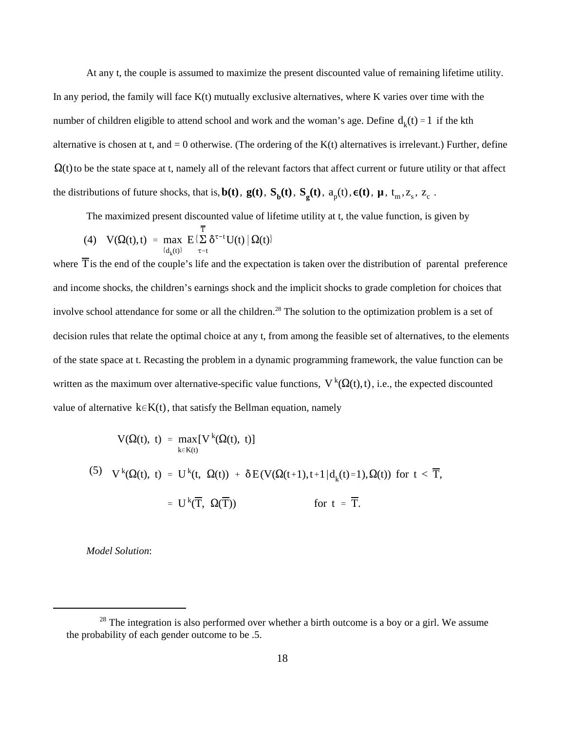At any t, the couple is assumed to maximize the present discounted value of remaining lifetime utility. In any period, the family will face K(t) mutually exclusive alternatives, where K varies over time with the number of children eligible to attend school and work and the woman's age. Define $d_k(t) = 1$ if the kth alternative is chosen at t, and = 0 otherwise. (The ordering of the K(t) alternatives is irrelevant.) Further, define $\Omega(t)$ to be the state space at t, namely all of the relevant factors that affect current or future utility or that affect the distributions of future shocks, that is, $\mathbf{b(t)}$, $\mathbf{g(t)}$, $\mathbf{S_b(t)}$, $\mathbf{S_g(t)}$, $a_p(t)$, $\boldsymbol{\epsilon}\mathbf{(t)}$, $\boldsymbol{\mu}$, $t_m, z_s, z_c$ .

The maximized present discounted value of lifetime utility at t, the value function, is given by

$$(4) \quad V(\Omega(t), t) = \max_{\{d_k(t)\}} E\{\sum_{\tau=t}^{\overline{T}} \delta^{\tau-t} U(t) \mid \Omega(t)\}$$

where $\overline{T}$ is the end of the couple's life and the expectation is taken over the distribution of parental preference and income shocks, the children's earnings shock and the implicit shocks to grade completion for choices that involve school attendance for some or all the children.[28] The solution to the optimization problem is a set of decision rules that relate the optimal choice at any t, from among the feasible set of alternatives, to the elements of the state space at t. Recasting the problem in a dynamic programming framework, the value function can be written as the maximum over alternative-specific value functions, $V^k(\Omega(t), t)$, i.e., the expected discounted value of alternative $k \in K(t)$, that satisfy the Bellman equation, namely

$$V(\Omega(t),\ t) = \max_{k \in K(t)}[V^k(\Omega(t),\ t)]$$

$$(5) \quad V^k(\Omega(t),\ t) = U^k(t,\ \Omega(t)) + \delta E(V(\Omega(t+1), t+1 \mid d_k(t)=1), \Omega(t)) \ \text{ for } t < \overline{T},$$

$$= U^k(\overline{T},\ \Omega(\overline{T})) \qquad \text{for } t = \overline{T}.$$

*Model Solution*:

[28] The integration is also performed over whether a birth outcome is a boy or a girl. We assume the probability of each gender outcome to be .5.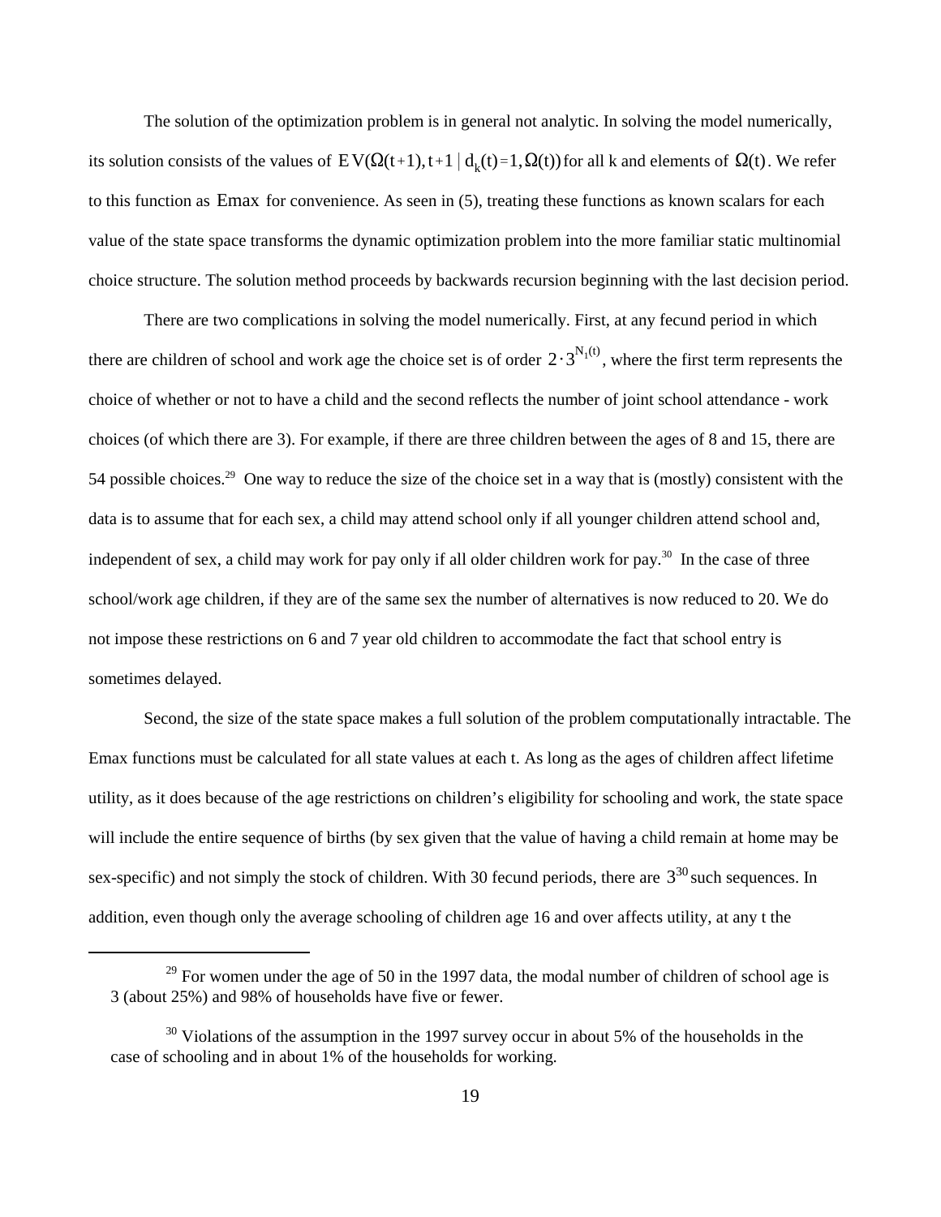The solution of the optimization problem is in general not analytic. In solving the model numerically, its solution consists of the values of $EV(\Omega(t+1), t+1 \mid d_k(t)=1, \Omega(t))$ for all k and elements of $\Omega(t)$. We refer to this function as Emax for convenience. As seen in (5), treating these functions as known scalars for each value of the state space transforms the dynamic optimization problem into the more familiar static multinomial choice structure. The solution method proceeds by backwards recursion beginning with the last decision period.

There are two complications in solving the model numerically. First, at any fecund period in which there are children of school and work age the choice set is of order $2 \cdot 3^{N_1(t)}$, where the first term represents the choice of whether or not to have a child and the second reflects the number of joint school attendance - work choices (of which there are 3). For example, if there are three children between the ages of 8 and 15, there are 54 possible choices.[29] One way to reduce the size of the choice set in a way that is (mostly) consistent with the data is to assume that for each sex, a child may attend school only if all younger children attend school and, independent of sex, a child may work for pay only if all older children work for pay.[30] In the case of three school/work age children, if they are of the same sex the number of alternatives is now reduced to 20. We do not impose these restrictions on 6 and 7 year old children to accommodate the fact that school entry is sometimes delayed.

Second, the size of the state space makes a full solution of the problem computationally intractable. The Emax functions must be calculated for all state values at each t. As long as the ages of children affect lifetime utility, as it does because of the age restrictions on children's eligibility for schooling and work, the state space will include the entire sequence of births (by sex given that the value of having a child remain at home may be sex-specific) and not simply the stock of children. With 30 fecund periods, there are $3^{30}$ such sequences. In addition, even though only the average schooling of children age 16 and over affects utility, at any t the

---

[29] For women under the age of 50 in the 1997 data, the modal number of children of school age is 3 (about 25%) and 98% of households have five or fewer.

[30] Violations of the assumption in the 1997 survey occur in about 5% of the households in the case of schooling and in about 1% of the households for working.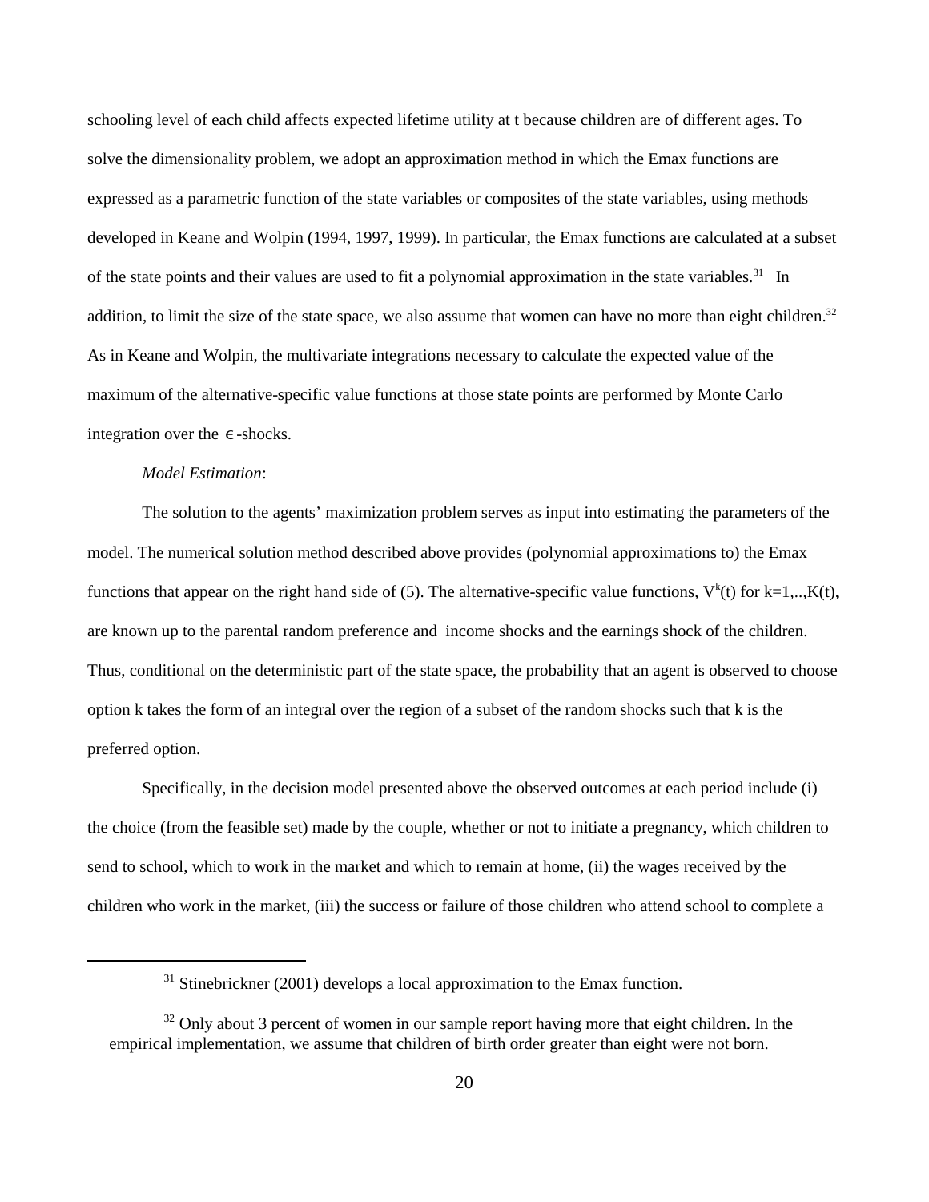schooling level of each child affects expected lifetime utility at t because children are of different ages. To solve the dimensionality problem, we adopt an approximation method in which the Emax functions are expressed as a parametric function of the state variables or composites of the state variables, using methods developed in Keane and Wolpin (1994, 1997, 1999). In particular, the Emax functions are calculated at a subset of the state points and their values are used to fit a polynomial approximation in the state variables.[31] In addition, to limit the size of the state space, we also assume that women can have no more than eight children.[32] As in Keane and Wolpin, the multivariate integrations necessary to calculate the expected value of the maximum of the alternative-specific value functions at those state points are performed by Monte Carlo integration over the $\epsilon$-shocks.

*Model Estimation*:

The solution to the agents' maximization problem serves as input into estimating the parameters of the model. The numerical solution method described above provides (polynomial approximations to) the Emax functions that appear on the right hand side of (5). The alternative-specific value functions, $V^k(t)$ for $k=1,..,K(t)$, are known up to the parental random preference and income shocks and the earnings shock of the children. Thus, conditional on the deterministic part of the state space, the probability that an agent is observed to choose option k takes the form of an integral over the region of a subset of the random shocks such that k is the preferred option.

Specifically, in the decision model presented above the observed outcomes at each period include (i) the choice (from the feasible set) made by the couple, whether or not to initiate a pregnancy, which children to send to school, which to work in the market and which to remain at home, (ii) the wages received by the children who work in the market, (iii) the success or failure of those children who attend school to complete a

[31] Stinebrickner (2001) develops a local approximation to the Emax function.

[32] Only about 3 percent of women in our sample report having more that eight children. In the empirical implementation, we assume that children of birth order greater than eight were not born.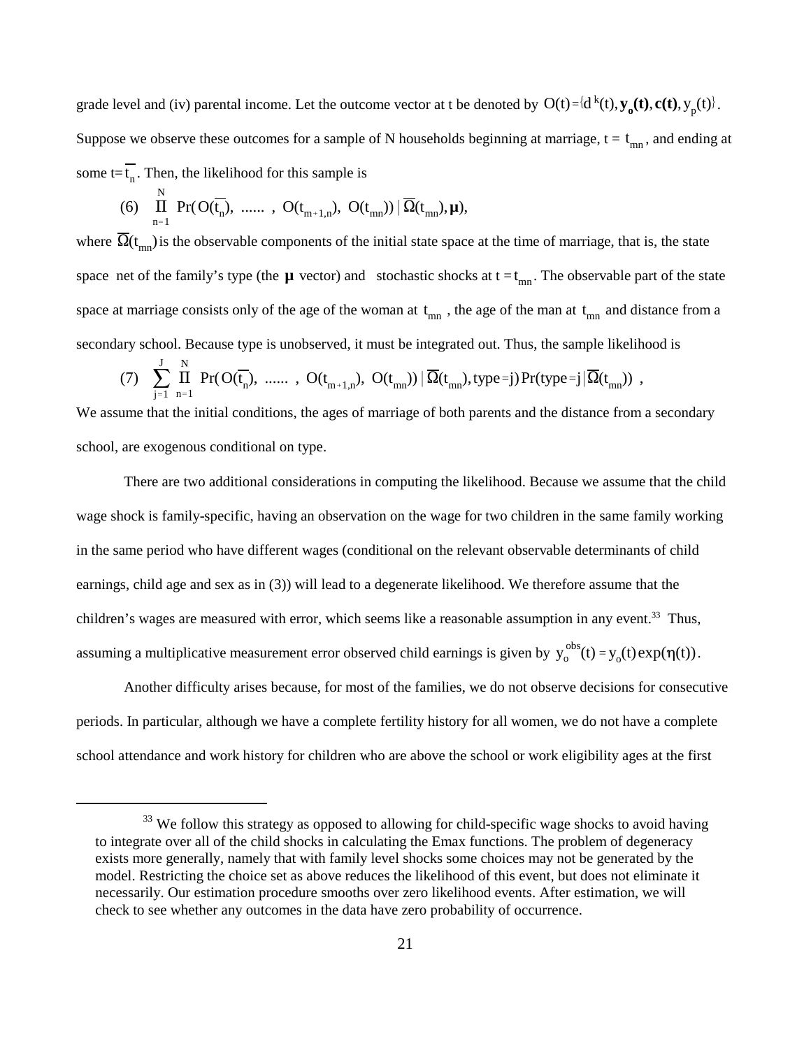grade level and (iv) parental income. Let the outcome vector at t be denoted by $O(t) = \{d^k(t), \mathbf{y_o(t)}, \mathbf{c(t)}, y_p(t)\}$. Suppose we observe these outcomes for a sample of N households beginning at marriage, $t = t_{mn}$, and ending at some $t = \overline{t_n}$. Then, the likelihood for this sample is

$$\text{(6)} \quad \prod_{n=1}^{N} \Pr(O(\overline{t_n}), \; ...... \; , \; O(t_{m+1,n}), \; O(t_{mn})) \,|\, \overline{\Omega}(t_{mn}), \boldsymbol{\mu}),$$

where $\overline{\Omega}(t_{mn})$ is the observable components of the initial state space at the time of marriage, that is, the state space net of the family's type (the $\boldsymbol{\mu}$ vector) and stochastic shocks at $t = t_{mn}$. The observable part of the state space at marriage consists only of the age of the woman at $t_{mn}$, the age of the man at $t_{mn}$ and distance from a secondary school. Because type is unobserved, it must be integrated out. Thus, the sample likelihood is

$$\text{(7)} \quad \sum_{j=1}^{J} \prod_{n=1}^{N} \Pr(O(\overline{t_n}), \; ...... \; , \; O(t_{m+1,n}), \; O(t_{mn})) \,|\, \overline{\Omega}(t_{mn}), \text{type} = j) \Pr(\text{type} = j \,|\, \overline{\Omega}(t_{mn})) \; ,$$

We assume that the initial conditions, the ages of marriage of both parents and the distance from a secondary school, are exogenous conditional on type.

There are two additional considerations in computing the likelihood. Because we assume that the child wage shock is family-specific, having an observation on the wage for two children in the same family working in the same period who have different wages (conditional on the relevant observable determinants of child earnings, child age and sex as in (3)) will lead to a degenerate likelihood. We therefore assume that the children's wages are measured with error, which seems like a reasonable assumption in any event.[33] Thus, assuming a multiplicative measurement error observed child earnings is given by $y_o^{obs}(t) = y_o(t)\exp(\eta(t))$.

Another difficulty arises because, for most of the families, we do not observe decisions for consecutive periods. In particular, although we have a complete fertility history for all women, we do not have a complete school attendance and work history for children who are above the school or work eligibility ages at the first

[33] We follow this strategy as opposed to allowing for child-specific wage shocks to avoid having to integrate over all of the child shocks in calculating the Emax functions. The problem of degeneracy exists more generally, namely that with family level shocks some choices may not be generated by the model. Restricting the choice set as above reduces the likelihood of this event, but does not eliminate it necessarily. Our estimation procedure smooths over zero likelihood events. After estimation, we will check to see whether any outcomes in the data have zero probability of occurrence.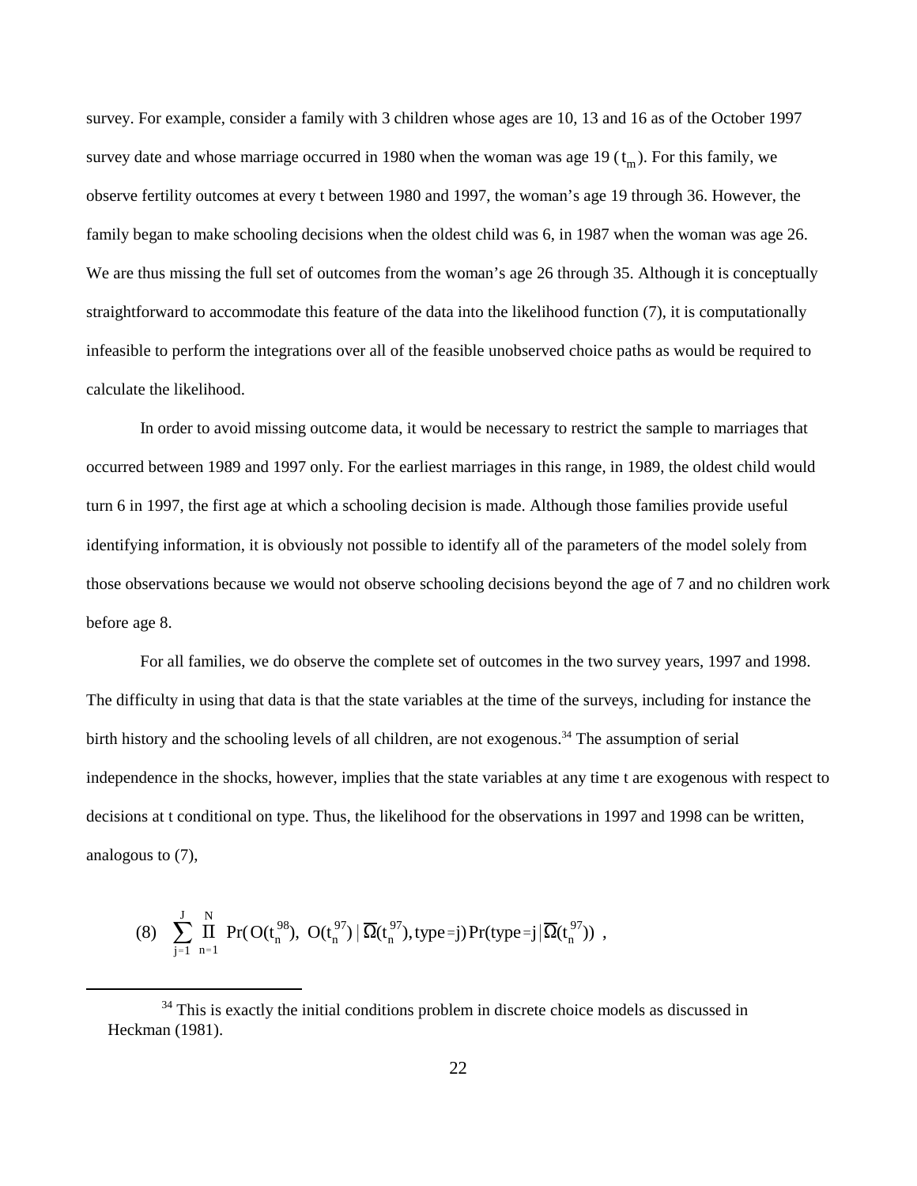survey. For example, consider a family with 3 children whose ages are 10, 13 and 16 as of the October 1997 survey date and whose marriage occurred in 1980 when the woman was age 19 ($t_m$). For this family, we observe fertility outcomes at every t between 1980 and 1997, the woman's age 19 through 36. However, the family began to make schooling decisions when the oldest child was 6, in 1987 when the woman was age 26. We are thus missing the full set of outcomes from the woman's age 26 through 35. Although it is conceptually straightforward to accommodate this feature of the data into the likelihood function (7), it is computationally infeasible to perform the integrations over all of the feasible unobserved choice paths as would be required to calculate the likelihood.

In order to avoid missing outcome data, it would be necessary to restrict the sample to marriages that occurred between 1989 and 1997 only. For the earliest marriages in this range, in 1989, the oldest child would turn 6 in 1997, the first age at which a schooling decision is made. Although those families provide useful identifying information, it is obviously not possible to identify all of the parameters of the model solely from those observations because we would not observe schooling decisions beyond the age of 7 and no children work before age 8.

For all families, we do observe the complete set of outcomes in the two survey years, 1997 and 1998. The difficulty in using that data is that the state variables at the time of the surveys, including for instance the birth history and the schooling levels of all children, are not exogenous.[34] The assumption of serial independence in the shocks, however, implies that the state variables at any time t are exogenous with respect to decisions at t conditional on type. Thus, the likelihood for the observations in 1997 and 1998 can be written, analogous to (7),

$$(8) \quad \sum_{j=1}^{J} \prod_{n=1}^{N} \Pr(O(t_n^{98}),\ O(t_n^{97}) \mid \overline{\Omega}(t_n^{97}), \text{type}=j) \Pr(\text{type}=j \mid \overline{\Omega}(t_n^{97})) \ ,$$

[34] This is exactly the initial conditions problem in discrete choice models as discussed in Heckman (1981).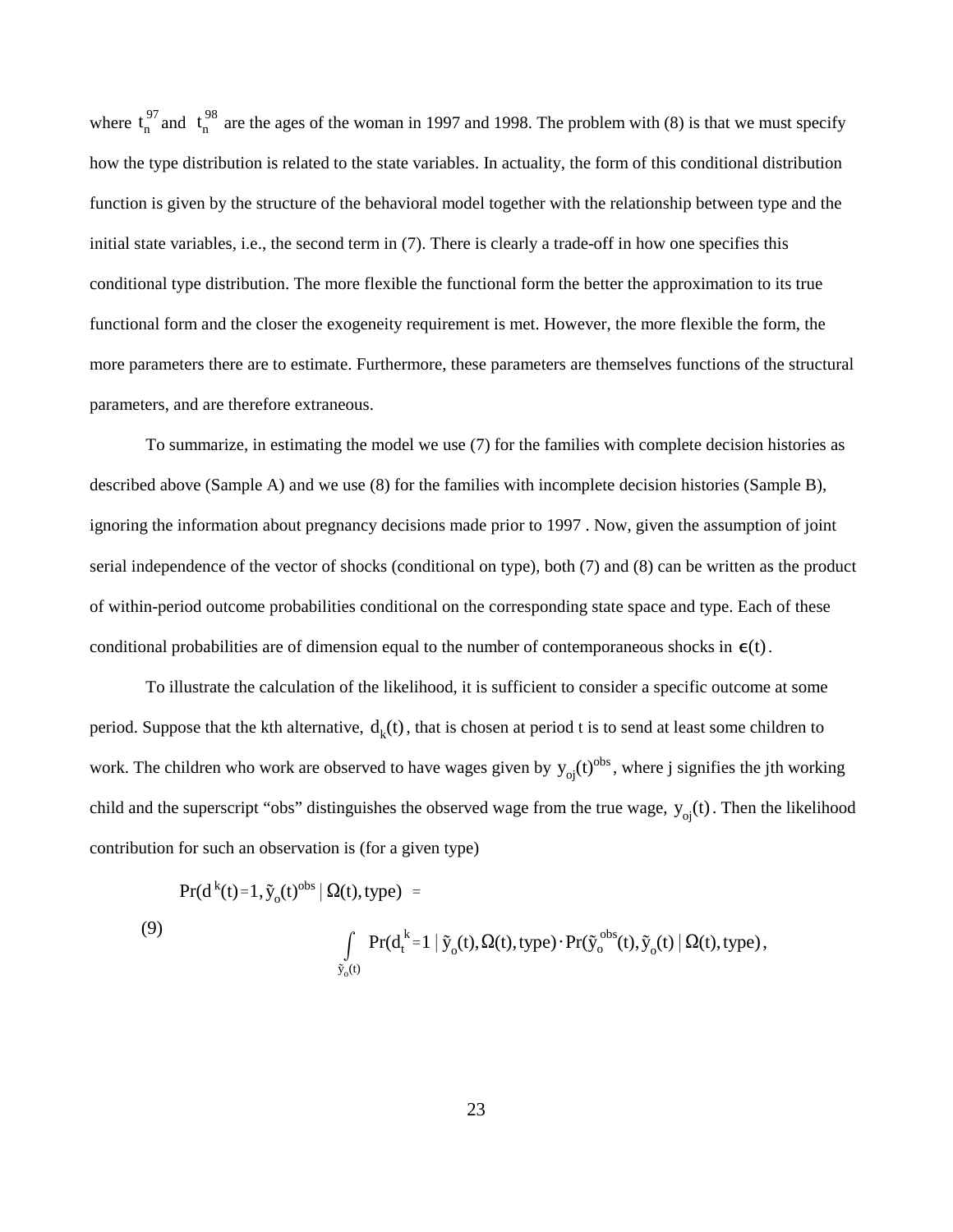where $t_n^{97}$ and $t_n^{98}$ are the ages of the woman in 1997 and 1998. The problem with (8) is that we must specify how the type distribution is related to the state variables. In actuality, the form of this conditional distribution function is given by the structure of the behavioral model together with the relationship between type and the initial state variables, i.e., the second term in (7). There is clearly a trade-off in how one specifies this conditional type distribution. The more flexible the functional form the better the approximation to its true functional form and the closer the exogeneity requirement is met. However, the more flexible the form, the more parameters there are to estimate. Furthermore, these parameters are themselves functions of the structural parameters, and are therefore extraneous.

To summarize, in estimating the model we use (7) for the families with complete decision histories as described above (Sample A) and we use (8) for the families with incomplete decision histories (Sample B), ignoring the information about pregnancy decisions made prior to 1997 . Now, given the assumption of joint serial independence of the vector of shocks (conditional on type), both (7) and (8) can be written as the product of within-period outcome probabilities conditional on the corresponding state space and type. Each of these conditional probabilities are of dimension equal to the number of contemporaneous shocks in $\epsilon(t)$.

To illustrate the calculation of the likelihood, it is sufficient to consider a specific outcome at some period. Suppose that the kth alternative, $d_k(t)$, that is chosen at period t is to send at least some children to work. The children who work are observed to have wages given by $y_{oj}(t)^{obs}$, where j signifies the jth working child and the superscript "obs" distinguishes the observed wage from the true wage, $y_{oj}(t)$. Then the likelihood contribution for such an observation is (for a given type)

$$\Pr(d^k(t)=1, \tilde{y}_o(t)^{obs} \mid \Omega(t), \text{type}) = \tag{9}$$

$$\int_{\tilde{y}_o(t)} \Pr(d_t^k=1 \mid \tilde{y}_o(t), \Omega(t), \text{type}) \cdot \Pr(\tilde{y}_o^{obs}(t), \tilde{y}_o(t) \mid \Omega(t), \text{type}),$$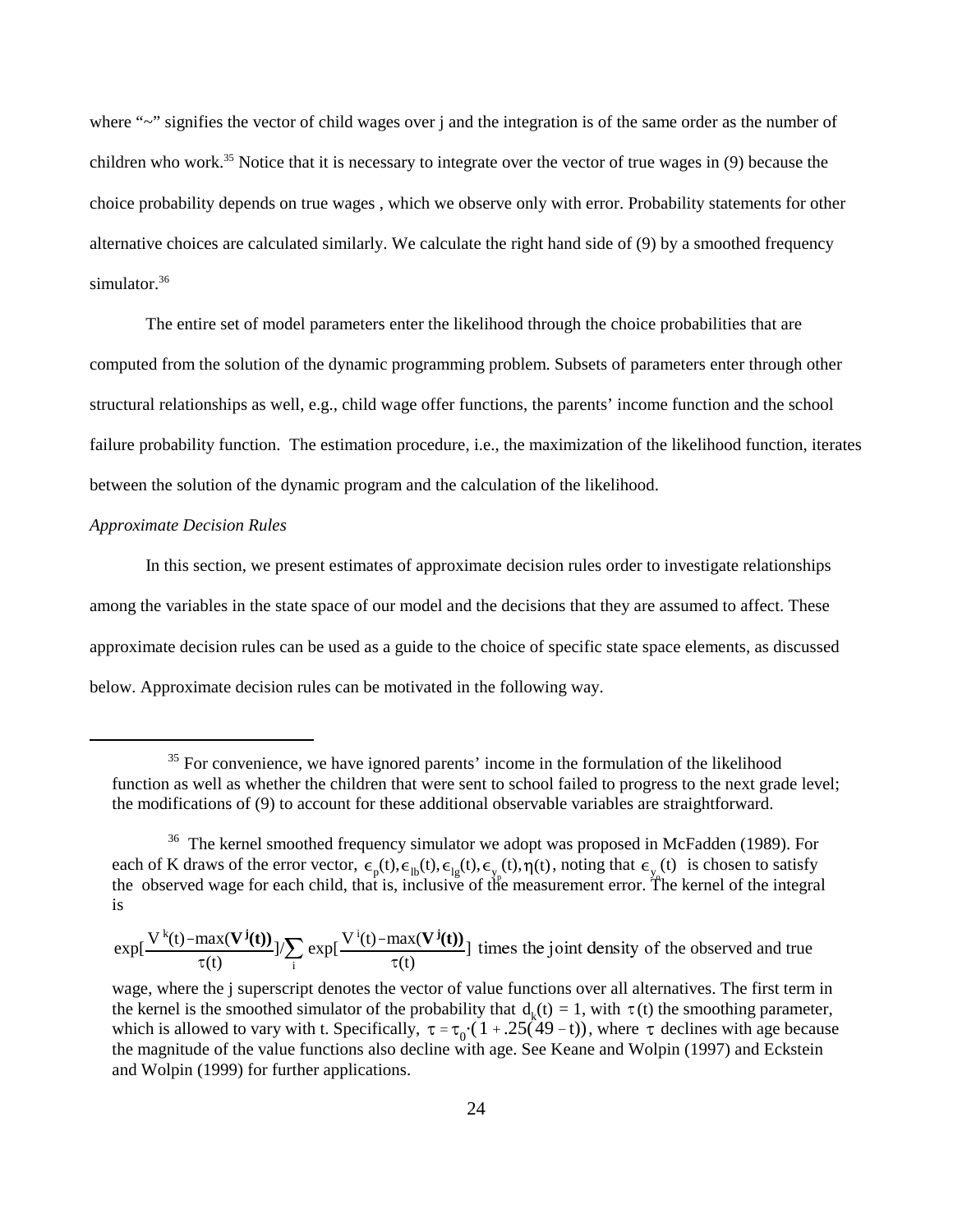where "~" signifies the vector of child wages over j and the integration is of the same order as the number of children who work.[35] Notice that it is necessary to integrate over the vector of true wages in (9) because the choice probability depends on true wages , which we observe only with error. Probability statements for other alternative choices are calculated similarly. We calculate the right hand side of (9) by a smoothed frequency simulator.[36]

The entire set of model parameters enter the likelihood through the choice probabilities that are computed from the solution of the dynamic programming problem. Subsets of parameters enter through other structural relationships as well, e.g., child wage offer functions, the parents' income function and the school failure probability function. The estimation procedure, i.e., the maximization of the likelihood function, iterates between the solution of the dynamic program and the calculation of the likelihood.

*Approximate Decision Rules*

In this section, we present estimates of approximate decision rules order to investigate relationships among the variables in the state space of our model and the decisions that they are assumed to affect. These approximate decision rules can be used as a guide to the choice of specific state space elements, as discussed below. Approximate decision rules can be motivated in the following way.

---

[35] For convenience, we have ignored parents' income in the formulation of the likelihood function as well as whether the children that were sent to school failed to progress to the next grade level; the modifications of (9) to account for these additional observable variables are straightforward.

[36] The kernel smoothed frequency simulator we adopt was proposed in McFadden (1989). For each of K draws of the error vector, $\epsilon_p(t), \epsilon_{lb}(t), \epsilon_{lg}(t), \epsilon_{y_p}(t), \eta(t)$, noting that $\epsilon_{y_n}(t)$ is chosen to satisfy the observed wage for each child, that is, inclusive of the measurement error. The kernel of the integral is

$$\exp\left[\frac{V^k(t) - \max(\mathbf{V^j(t)})}{\tau(t)}\right] / \sum_i \exp\left[\frac{V^i(t) - \max(\mathbf{V^j(t)})}{\tau(t)}\right] \text{ times the joint density of the observed and true}$$

wage, where the j superscript denotes the vector of value functions over all alternatives. The first term in the kernel is the smoothed simulator of the probability that $d_k(t) = 1$, with $\tau(t)$ the smoothing parameter, which is allowed to vary with t. Specifically, $\tau = \tau_0 \cdot (1 + .25(49 - t))$, where $\tau$ declines with age because the magnitude of the value functions also decline with age. See Keane and Wolpin (1997) and Eckstein and Wolpin (1999) for further applications.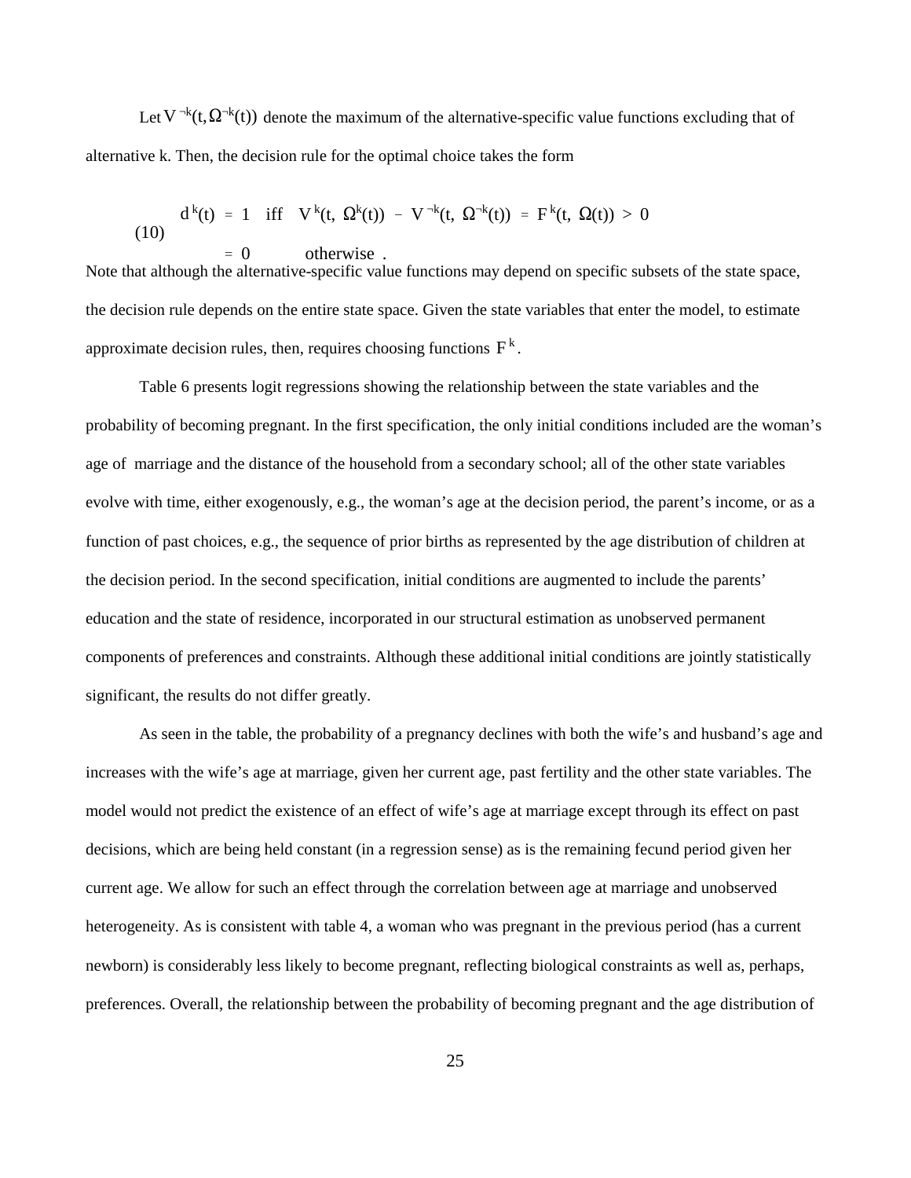Let $V^{\neg k}(t, \Omega^{\neg k}(t))$ denote the maximum of the alternative-specific value functions excluding that of alternative k. Then, the decision rule for the optimal choice takes the form

$$
\begin{aligned}
d^k(t) &= 1 \quad \text{iff} \quad V^k(t,\ \Omega^k(t)) - V^{\neg k}(t,\ \Omega^{\neg k}(t)) = F^k(t,\ \Omega(t)) > 0 \\
&= 0 \qquad \text{otherwise} \ .
\end{aligned}
\tag{10}
$$

Note that although the alternative-specific value functions may depend on specific subsets of the state space, the decision rule depends on the entire state space. Given the state variables that enter the model, to estimate approximate decision rules, then, requires choosing functions $F^k$.

Table 6 presents logit regressions showing the relationship between the state variables and the probability of becoming pregnant. In the first specification, the only initial conditions included are the woman's age of marriage and the distance of the household from a secondary school; all of the other state variables evolve with time, either exogenously, e.g., the woman's age at the decision period, the parent's income, or as a function of past choices, e.g., the sequence of prior births as represented by the age distribution of children at the decision period. In the second specification, initial conditions are augmented to include the parents' education and the state of residence, incorporated in our structural estimation as unobserved permanent components of preferences and constraints. Although these additional initial conditions are jointly statistically significant, the results do not differ greatly.

As seen in the table, the probability of a pregnancy declines with both the wife's and husband's age and increases with the wife's age at marriage, given her current age, past fertility and the other state variables. The model would not predict the existence of an effect of wife's age at marriage except through its effect on past decisions, which are being held constant (in a regression sense) as is the remaining fecund period given her current age. We allow for such an effect through the correlation between age at marriage and unobserved heterogeneity. As is consistent with table 4, a woman who was pregnant in the previous period (has a current newborn) is considerably less likely to become pregnant, reflecting biological constraints as well as, perhaps, preferences. Overall, the relationship between the probability of becoming pregnant and the age distribution of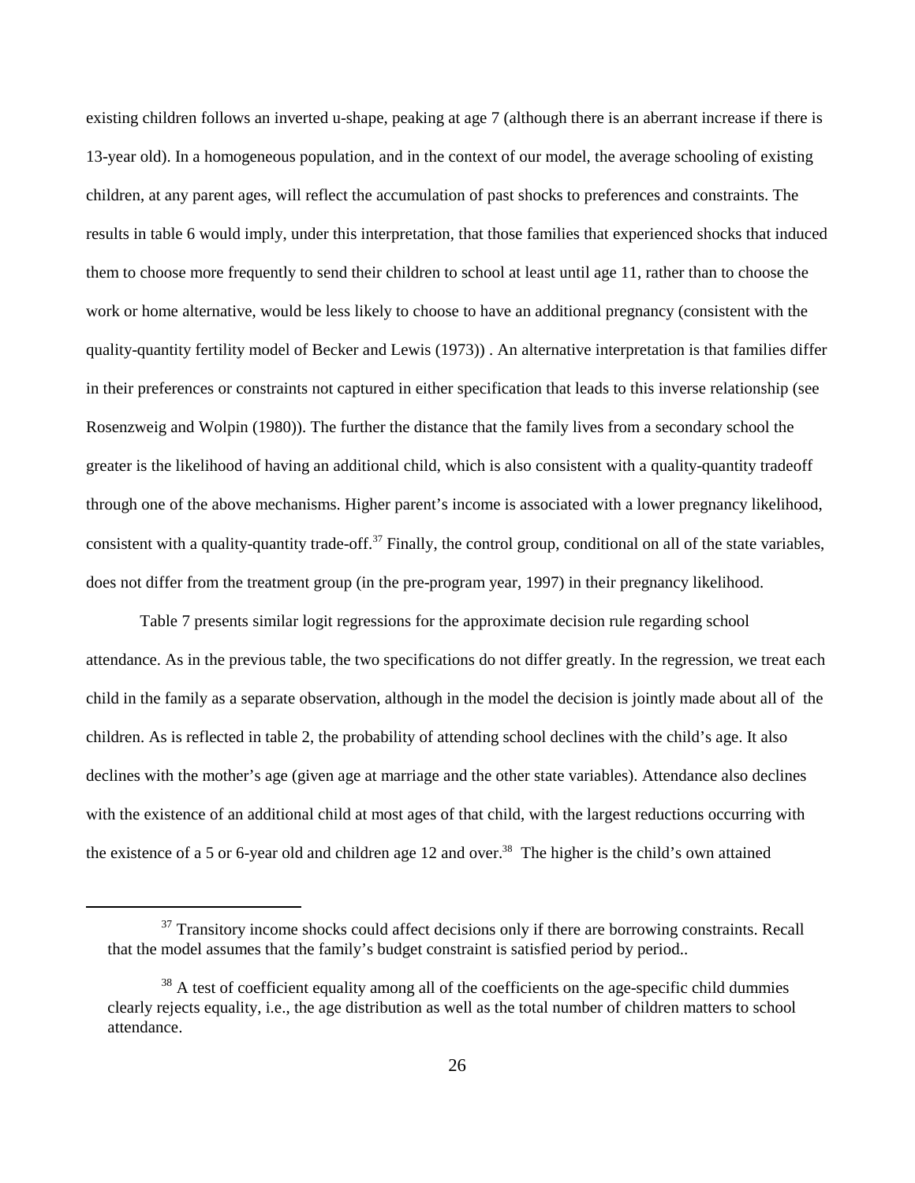existing children follows an inverted u-shape, peaking at age 7 (although there is an aberrant increase if there is 13-year old). In a homogeneous population, and in the context of our model, the average schooling of existing children, at any parent ages, will reflect the accumulation of past shocks to preferences and constraints. The results in table 6 would imply, under this interpretation, that those families that experienced shocks that induced them to choose more frequently to send their children to school at least until age 11, rather than to choose the work or home alternative, would be less likely to choose to have an additional pregnancy (consistent with the quality-quantity fertility model of Becker and Lewis (1973)) . An alternative interpretation is that families differ in their preferences or constraints not captured in either specification that leads to this inverse relationship (see Rosenzweig and Wolpin (1980)). The further the distance that the family lives from a secondary school the greater is the likelihood of having an additional child, which is also consistent with a quality-quantity tradeoff through one of the above mechanisms. Higher parent's income is associated with a lower pregnancy likelihood, consistent with a quality-quantity trade-off.[37] Finally, the control group, conditional on all of the state variables, does not differ from the treatment group (in the pre-program year, 1997) in their pregnancy likelihood.

Table 7 presents similar logit regressions for the approximate decision rule regarding school attendance. As in the previous table, the two specifications do not differ greatly. In the regression, we treat each child in the family as a separate observation, although in the model the decision is jointly made about all of the children. As is reflected in table 2, the probability of attending school declines with the child's age. It also declines with the mother's age (given age at marriage and the other state variables). Attendance also declines with the existence of an additional child at most ages of that child, with the largest reductions occurring with the existence of a 5 or 6-year old and children age 12 and over.[38] The higher is the child's own attained

[37] Transitory income shocks could affect decisions only if there are borrowing constraints. Recall that the model assumes that the family's budget constraint is satisfied period by period..

[38] A test of coefficient equality among all of the coefficients on the age-specific child dummies clearly rejects equality, i.e., the age distribution as well as the total number of children matters to school attendance.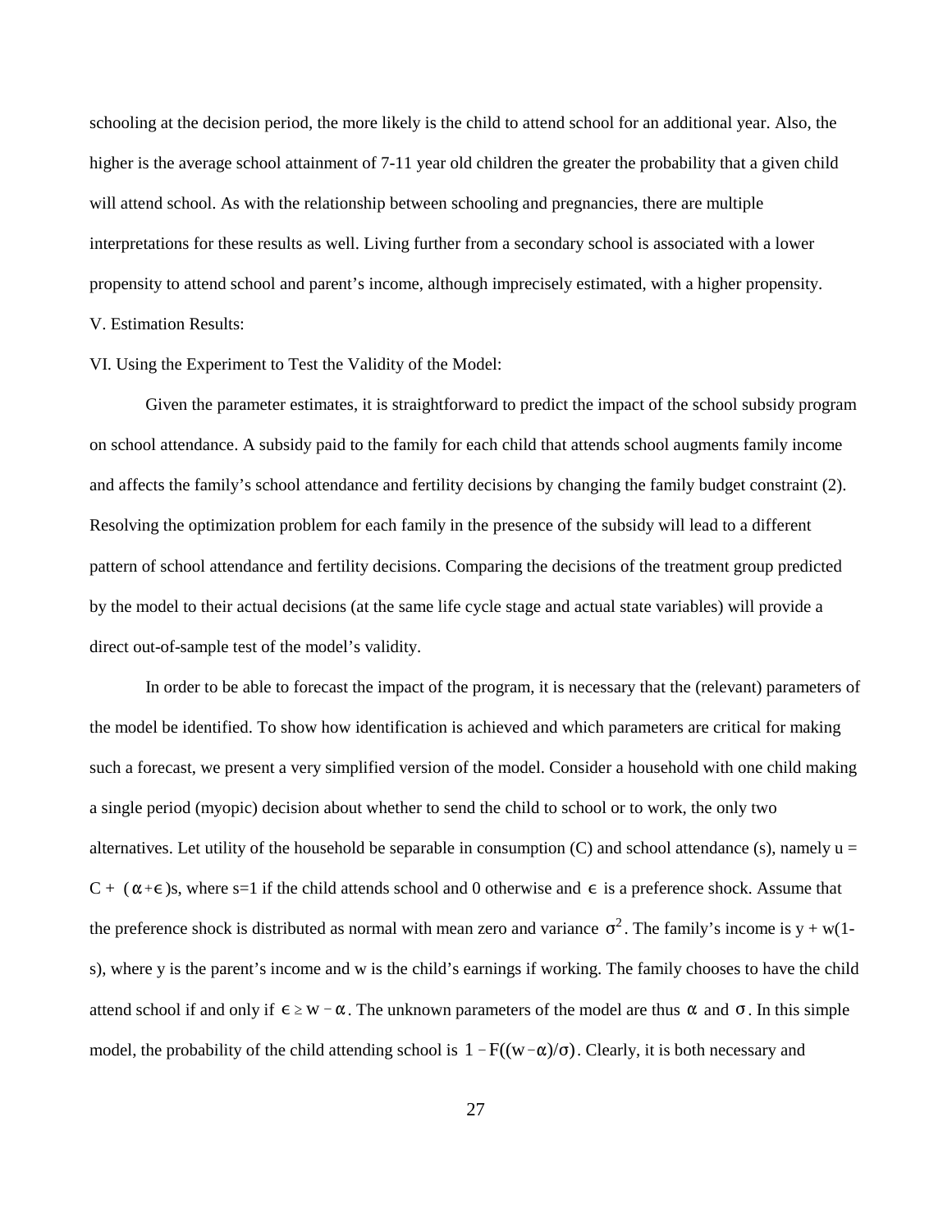schooling at the decision period, the more likely is the child to attend school for an additional year. Also, the higher is the average school attainment of 7-11 year old children the greater the probability that a given child will attend school. As with the relationship between schooling and pregnancies, there are multiple interpretations for these results as well. Living further from a secondary school is associated with a lower propensity to attend school and parent's income, although imprecisely estimated, with a higher propensity.

## V. Estimation Results:

## VI. Using the Experiment to Test the Validity of the Model:

Given the parameter estimates, it is straightforward to predict the impact of the school subsidy program on school attendance. A subsidy paid to the family for each child that attends school augments family income and affects the family's school attendance and fertility decisions by changing the family budget constraint (2). Resolving the optimization problem for each family in the presence of the subsidy will lead to a different pattern of school attendance and fertility decisions. Comparing the decisions of the treatment group predicted by the model to their actual decisions (at the same life cycle stage and actual state variables) will provide a direct out-of-sample test of the model's validity.

In order to be able to forecast the impact of the program, it is necessary that the (relevant) parameters of the model be identified. To show how identification is achieved and which parameters are critical for making such a forecast, we present a very simplified version of the model. Consider a household with one child making a single period (myopic) decision about whether to send the child to school or to work, the only two alternatives. Let utility of the household be separable in consumption (C) and school attendance (s), namely $u = C + (\alpha + \epsilon)s$, where s=1 if the child attends school and 0 otherwise and $\epsilon$ is a preference shock. Assume that the preference shock is distributed as normal with mean zero and variance $\sigma^2$. The family's income is $y + w(1-s)$, where y is the parent's income and w is the child's earnings if working. The family chooses to have the child attend school if and only if $\epsilon \geq w - \alpha$. The unknown parameters of the model are thus $\alpha$ and $\sigma$. In this simple model, the probability of the child attending school is $1 - F((w - \alpha)/\sigma)$. Clearly, it is both necessary and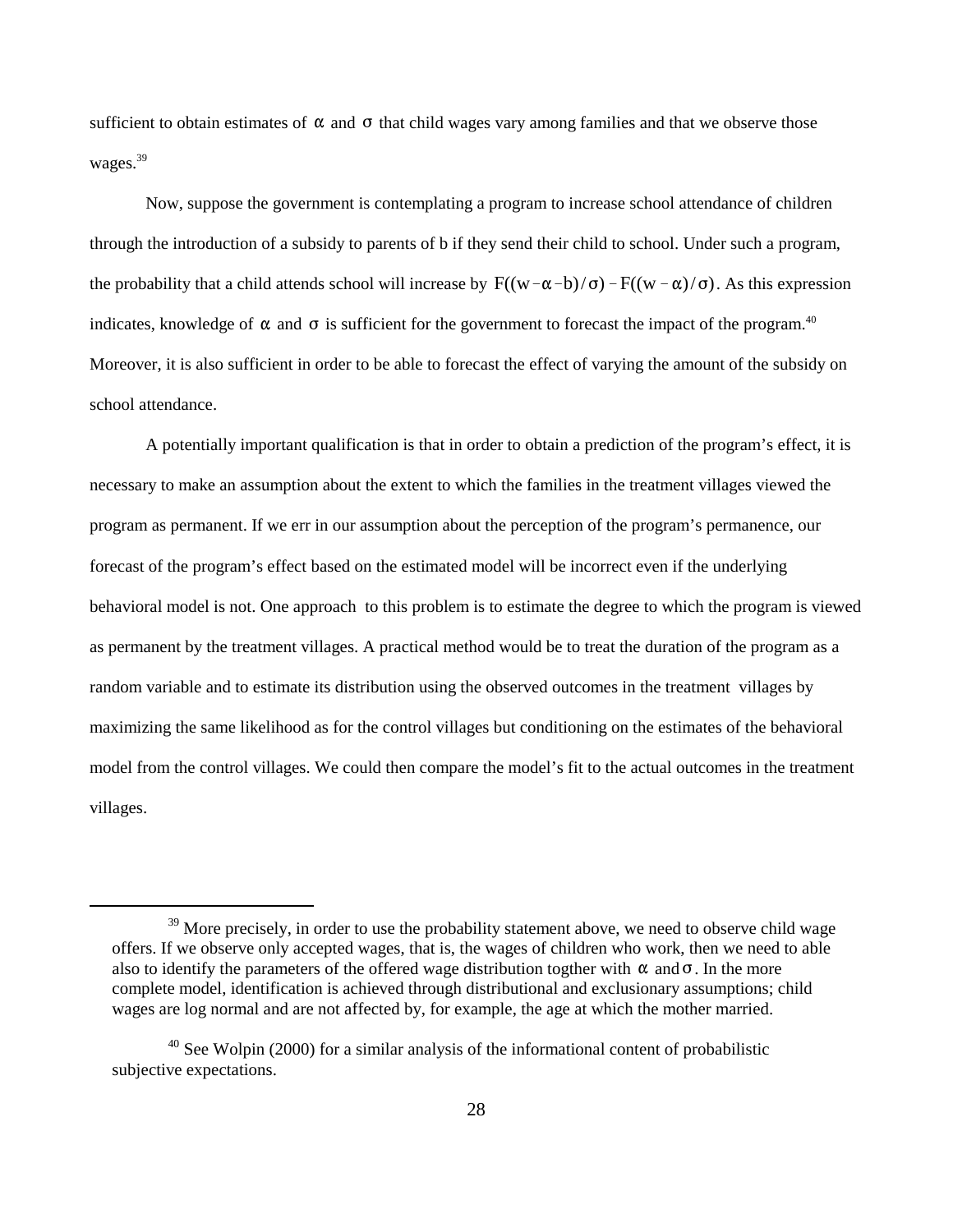sufficient to obtain estimates of $\alpha$ and $\sigma$ that child wages vary among families and that we observe those wages.[39]

Now, suppose the government is contemplating a program to increase school attendance of children through the introduction of a subsidy to parents of b if they send their child to school. Under such a program, the probability that a child attends school will increase by $F((w-\alpha-b)/\sigma) - F((w-\alpha)/\sigma)$. As this expression indicates, knowledge of $\alpha$ and $\sigma$ is sufficient for the government to forecast the impact of the program.[40] Moreover, it is also sufficient in order to be able to forecast the effect of varying the amount of the subsidy on school attendance.

A potentially important qualification is that in order to obtain a prediction of the program's effect, it is necessary to make an assumption about the extent to which the families in the treatment villages viewed the program as permanent. If we err in our assumption about the perception of the program's permanence, our forecast of the program's effect based on the estimated model will be incorrect even if the underlying behavioral model is not. One approach to this problem is to estimate the degree to which the program is viewed as permanent by the treatment villages. A practical method would be to treat the duration of the program as a random variable and to estimate its distribution using the observed outcomes in the treatment villages by maximizing the same likelihood as for the control villages but conditioning on the estimates of the behavioral model from the control villages. We could then compare the model's fit to the actual outcomes in the treatment villages.

---

[39] More precisely, in order to use the probability statement above, we need to observe child wage offers. If we observe only accepted wages, that is, the wages of children who work, then we need to able also to identify the parameters of the offered wage distribution togther with $\alpha$ and $\sigma$. In the more complete model, identification is achieved through distributional and exclusionary assumptions; child wages are log normal and are not affected by, for example, the age at which the mother married.

[40] See Wolpin (2000) for a similar analysis of the informational content of probabilistic subjective expectations.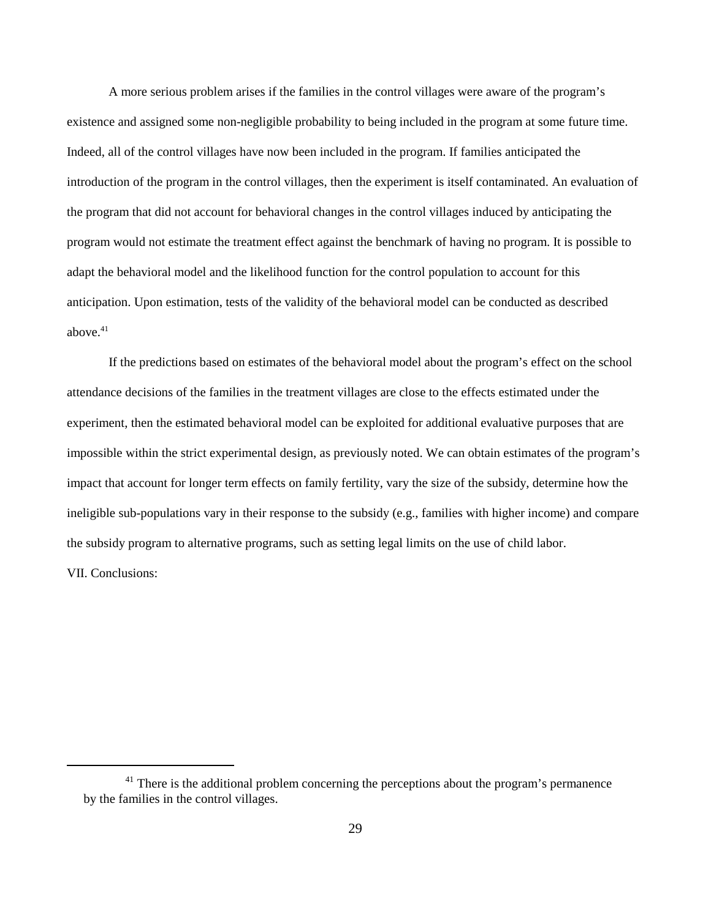A more serious problem arises if the families in the control villages were aware of the program's existence and assigned some non-negligible probability to being included in the program at some future time. Indeed, all of the control villages have now been included in the program. If families anticipated the introduction of the program in the control villages, then the experiment is itself contaminated. An evaluation of the program that did not account for behavioral changes in the control villages induced by anticipating the program would not estimate the treatment effect against the benchmark of having no program. It is possible to adapt the behavioral model and the likelihood function for the control population to account for this anticipation. Upon estimation, tests of the validity of the behavioral model can be conducted as described above.[41]

If the predictions based on estimates of the behavioral model about the program's effect on the school attendance decisions of the families in the treatment villages are close to the effects estimated under the experiment, then the estimated behavioral model can be exploited for additional evaluative purposes that are impossible within the strict experimental design, as previously noted. We can obtain estimates of the program's impact that account for longer term effects on family fertility, vary the size of the subsidy, determine how the ineligible sub-populations vary in their response to the subsidy (e.g., families with higher income) and compare the subsidy program to alternative programs, such as setting legal limits on the use of child labor.

## VII. Conclusions:

---

[41] There is the additional problem concerning the perceptions about the program's permanence by the families in the control villages.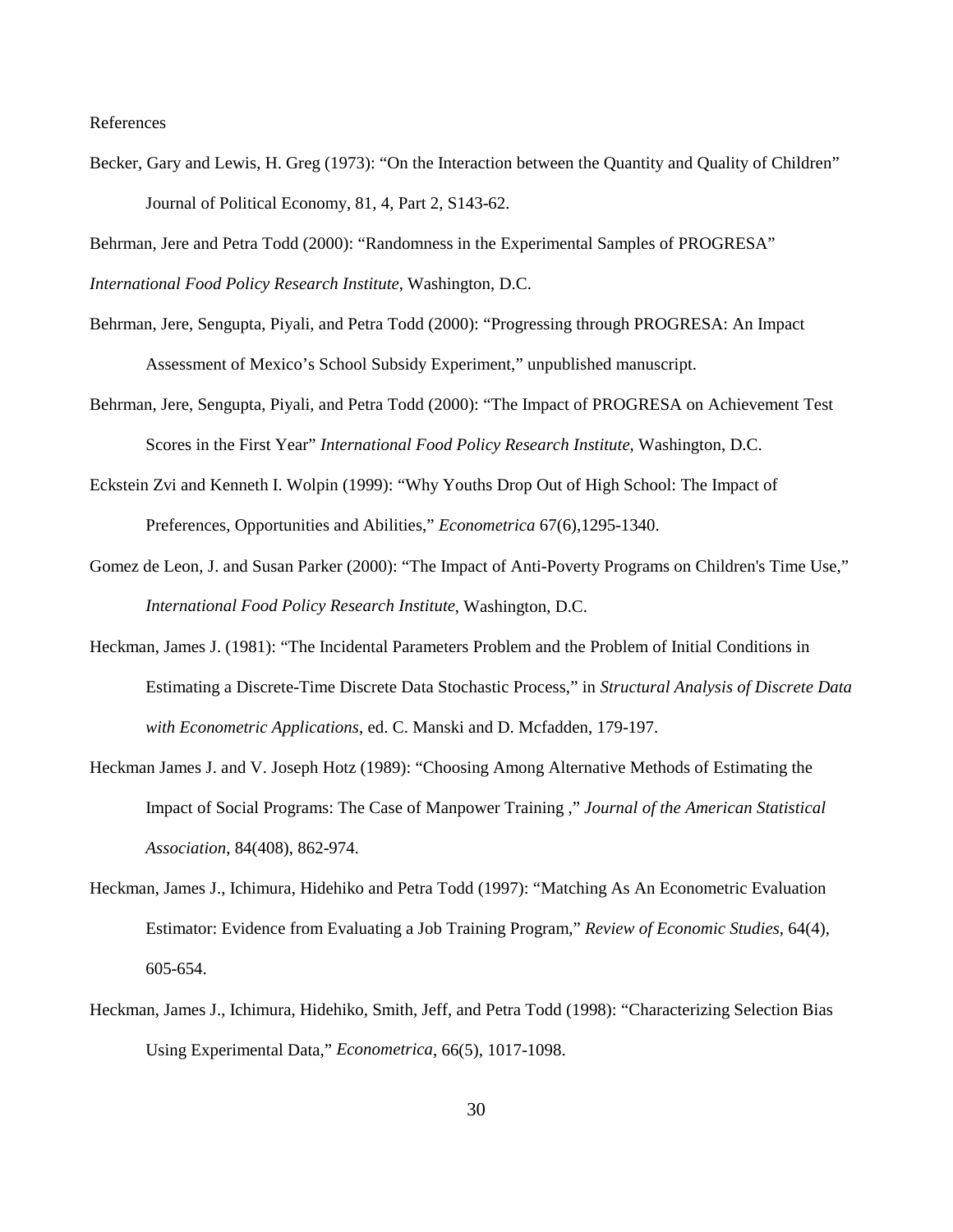References

Becker, Gary and Lewis, H. Greg (1973): "On the Interaction between the Quantity and Quality of Children" Journal of Political Economy, 81, 4, Part 2, S143-62.

Behrman, Jere and Petra Todd (2000): "Randomness in the Experimental Samples of PROGRESA" *International Food Policy Research Institute*, Washington, D.C.

Behrman, Jere, Sengupta, Piyali, and Petra Todd (2000): "Progressing through PROGRESA: An Impact Assessment of Mexico's School Subsidy Experiment," unpublished manuscript.

Behrman, Jere, Sengupta, Piyali, and Petra Todd (2000): "The Impact of PROGRESA on Achievement Test Scores in the First Year" *International Food Policy Research Institute*, Washington, D.C.

Eckstein Zvi and Kenneth I. Wolpin (1999): "Why Youths Drop Out of High School: The Impact of Preferences, Opportunities and Abilities," *Econometrica* 67(6),1295-1340.

Gomez de Leon, J. and Susan Parker (2000): "The Impact of Anti-Poverty Programs on Children's Time Use," *International Food Policy Research Institute*, Washington, D.C.

Heckman, James J. (1981): "The Incidental Parameters Problem and the Problem of Initial Conditions in Estimating a Discrete-Time Discrete Data Stochastic Process," in *Structural Analysis of Discrete Data with Econometric Applications*, ed. C. Manski and D. Mcfadden, 179-197.

Heckman James J. and V. Joseph Hotz (1989): "Choosing Among Alternative Methods of Estimating the Impact of Social Programs: The Case of Manpower Training ," *Journal of the American Statistical Association*, 84(408), 862-974.

Heckman, James J., Ichimura, Hidehiko and Petra Todd (1997): "Matching As An Econometric Evaluation Estimator: Evidence from Evaluating a Job Training Program," *Review of Economic Studies*, 64(4), 605-654.

Heckman, James J., Ichimura, Hidehiko, Smith, Jeff, and Petra Todd (1998): "Characterizing Selection Bias Using Experimental Data," *Econometrica*, 66(5), 1017-1098.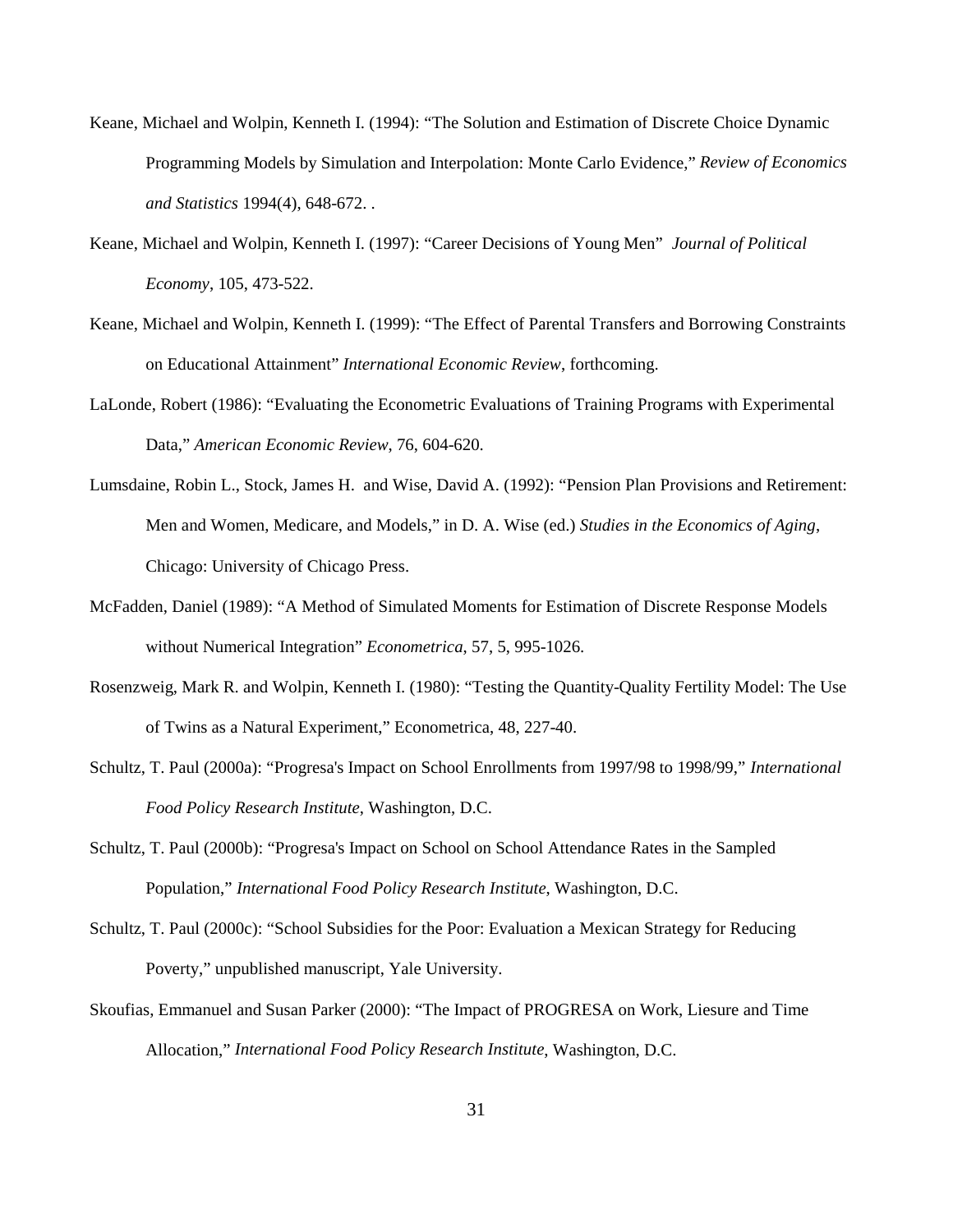Keane, Michael and Wolpin, Kenneth I. (1994): "The Solution and Estimation of Discrete Choice Dynamic Programming Models by Simulation and Interpolation: Monte Carlo Evidence," *Review of Economics and Statistics* 1994(4), 648-672. .

Keane, Michael and Wolpin, Kenneth I. (1997): "Career Decisions of Young Men" *Journal of Political Economy*, 105, 473-522.

Keane, Michael and Wolpin, Kenneth I. (1999): "The Effect of Parental Transfers and Borrowing Constraints on Educational Attainment" *International Economic Review*, forthcoming.

LaLonde, Robert (1986): "Evaluating the Econometric Evaluations of Training Programs with Experimental Data," *American Economic Review*, 76, 604-620.

Lumsdaine, Robin L., Stock, James H. and Wise, David A. (1992): "Pension Plan Provisions and Retirement: Men and Women, Medicare, and Models," in D. A. Wise (ed.) *Studies in the Economics of Aging*, Chicago: University of Chicago Press.

McFadden, Daniel (1989): "A Method of Simulated Moments for Estimation of Discrete Response Models without Numerical Integration" *Econometrica*, 57, 5, 995-1026.

Rosenzweig, Mark R. and Wolpin, Kenneth I. (1980): "Testing the Quantity-Quality Fertility Model: The Use of Twins as a Natural Experiment," Econometrica, 48, 227-40.

Schultz, T. Paul (2000a): "Progresa's Impact on School Enrollments from 1997/98 to 1998/99," *International Food Policy Research Institute*, Washington, D.C.

Schultz, T. Paul (2000b): "Progresa's Impact on School on School Attendance Rates in the Sampled Population," *International Food Policy Research Institute*, Washington, D.C.

Schultz, T. Paul (2000c): "School Subsidies for the Poor: Evaluation a Mexican Strategy for Reducing Poverty," unpublished manuscript, Yale University.

Skoufias, Emmanuel and Susan Parker (2000): "The Impact of PROGRESA on Work, Liesure and Time Allocation," *International Food Policy Research Institute*, Washington, D.C.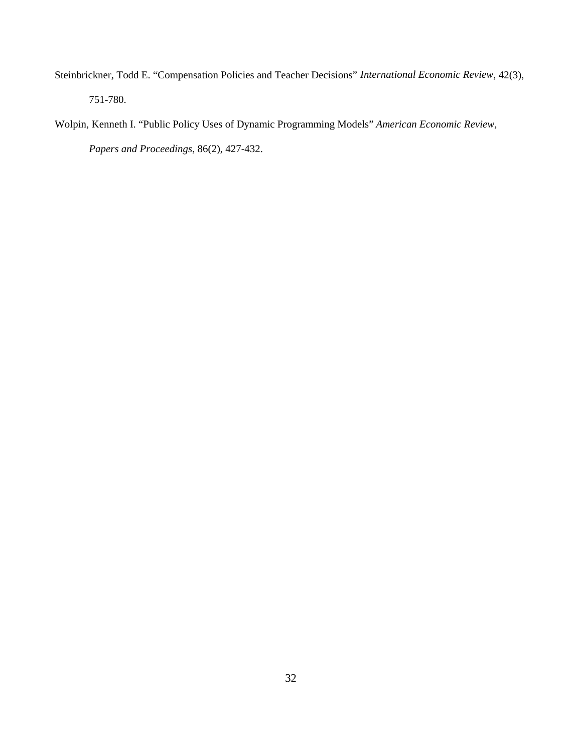Steinbrickner, Todd E. "Compensation Policies and Teacher Decisions" *International Economic Review*, 42(3), 751-780.

Wolpin, Kenneth I. "Public Policy Uses of Dynamic Programming Models" *American Economic Review, Papers and Proceedings*, 86(2), 427-432.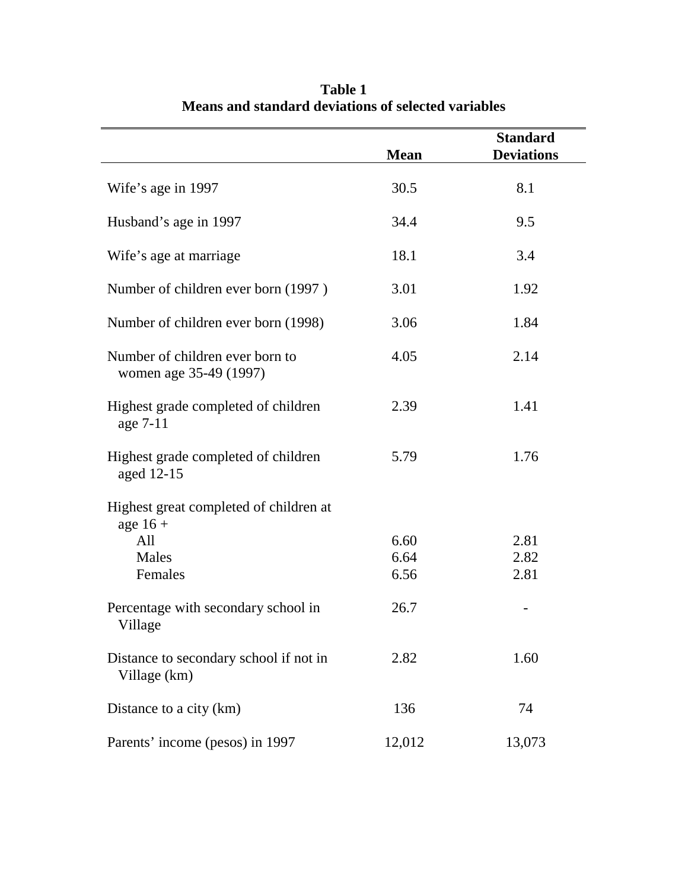**Table 1**
**Means and standard deviations of selected variables**

| | Mean | Standard Deviations |
|---|---|---|
| Wife's age in 1997 | 30.5 | 8.1 |
| Husband's age in 1997 | 34.4 | 9.5 |
| Wife's age at marriage | 18.1 | 3.4 |
| Number of children ever born (1997 ) | 3.01 | 1.92 |
| Number of children ever born (1998) | 3.06 | 1.84 |
| Number of children ever born to women age 35-49 (1997) | 4.05 | 2.14 |
| Highest grade completed of children age 7-11 | 2.39 | 1.41 |
| Highest grade completed of children aged 12-15 | 5.79 | 1.76 |
| Highest great completed of children at age 16 + | | |
| All | 6.60 | 2.81 |
| Males | 6.64 | 2.82 |
| Females | 6.56 | 2.81 |
| Percentage with secondary school in Village | 26.7 | - |
| Distance to secondary school if not in Village (km) | 2.82 | 1.60 |
| Distance to a city (km) | 136 | 74 |
| Parents' income (pesos) in 1997 | 12,012 | 13,073 |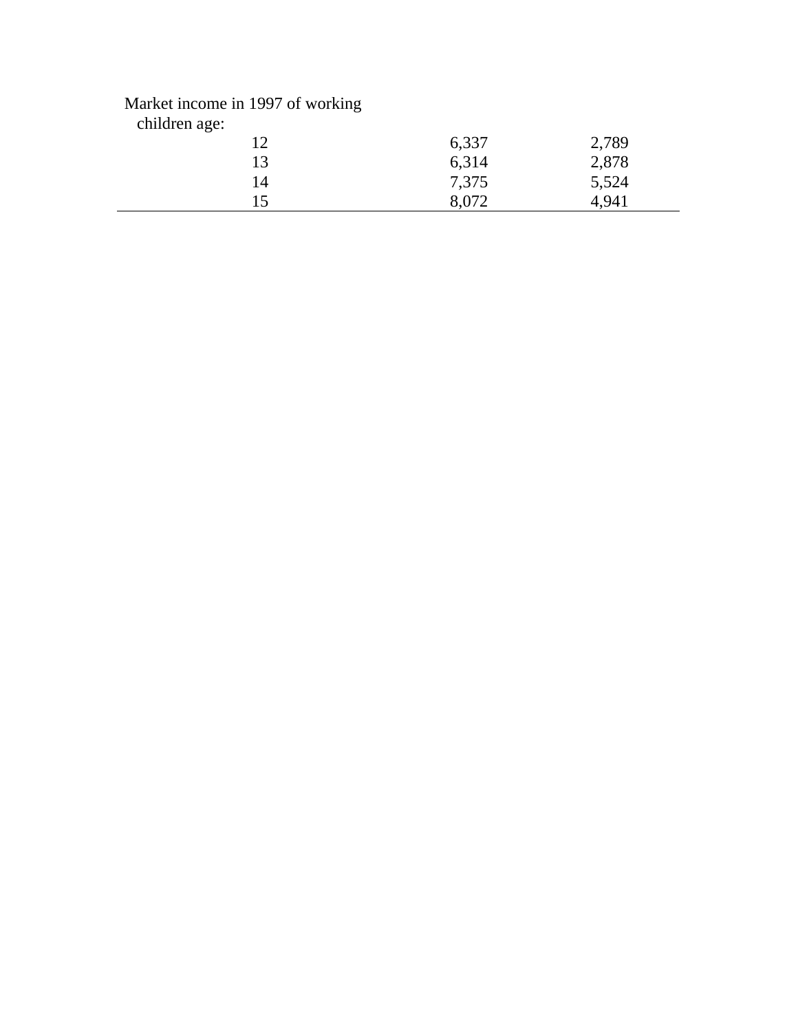| | | |
|---|---|---|
| Market income in 1997 of working children age: | | |
| 12 | 6,337 | 2,789 |
| 13 | 6,314 | 2,878 |
| 14 | 7,375 | 5,524 |
| 15 | 8,072 | 4,941 |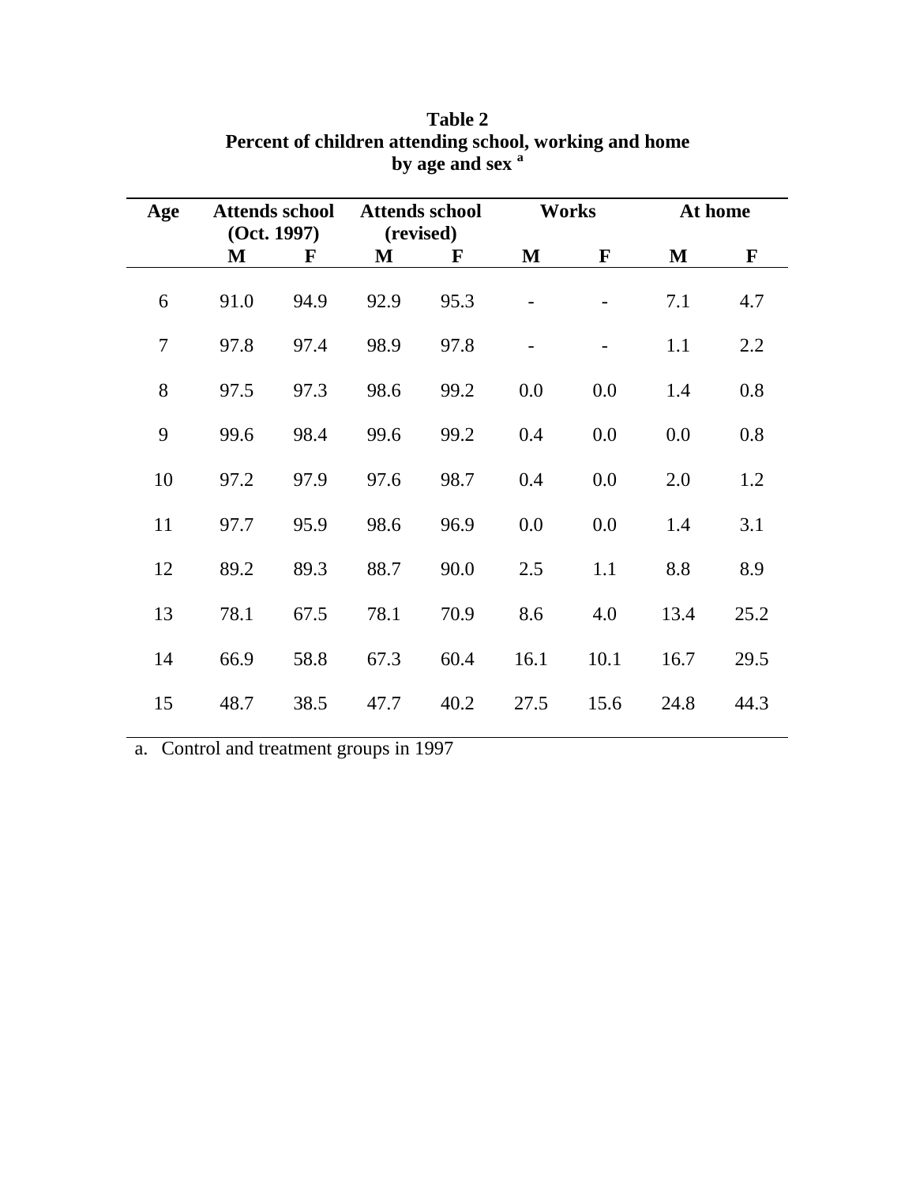**Table 2**
**Percent of children attending school, working and home by age and sex [a]**

| Age | Attends school (Oct. 1997) | | Attends school (revised) | | Works | | At home | |
|---|---|---|---|---|---|---|---|---|
| | M | F | M | F | M | F | M | F |
| 6 | 91.0 | 94.9 | 92.9 | 95.3 | - | - | 7.1 | 4.7 |
| 7 | 97.8 | 97.4 | 98.9 | 97.8 | - | - | 1.1 | 2.2 |
| 8 | 97.5 | 97.3 | 98.6 | 99.2 | 0.0 | 0.0 | 1.4 | 0.8 |
| 9 | 99.6 | 98.4 | 99.6 | 99.2 | 0.4 | 0.0 | 0.0 | 0.8 |
| 10 | 97.2 | 97.9 | 97.6 | 98.7 | 0.4 | 0.0 | 2.0 | 1.2 |
| 11 | 97.7 | 95.9 | 98.6 | 96.9 | 0.0 | 0.0 | 1.4 | 3.1 |
| 12 | 89.2 | 89.3 | 88.7 | 90.0 | 2.5 | 1.1 | 8.8 | 8.9 |
| 13 | 78.1 | 67.5 | 78.1 | 70.9 | 8.6 | 4.0 | 13.4 | 25.2 |
| 14 | 66.9 | 58.8 | 67.3 | 60.4 | 16.1 | 10.1 | 16.7 | 29.5 |
| 15 | 48.7 | 38.5 | 47.7 | 40.2 | 27.5 | 15.6 | 24.8 | 44.3 |

a. Control and treatment groups in 1997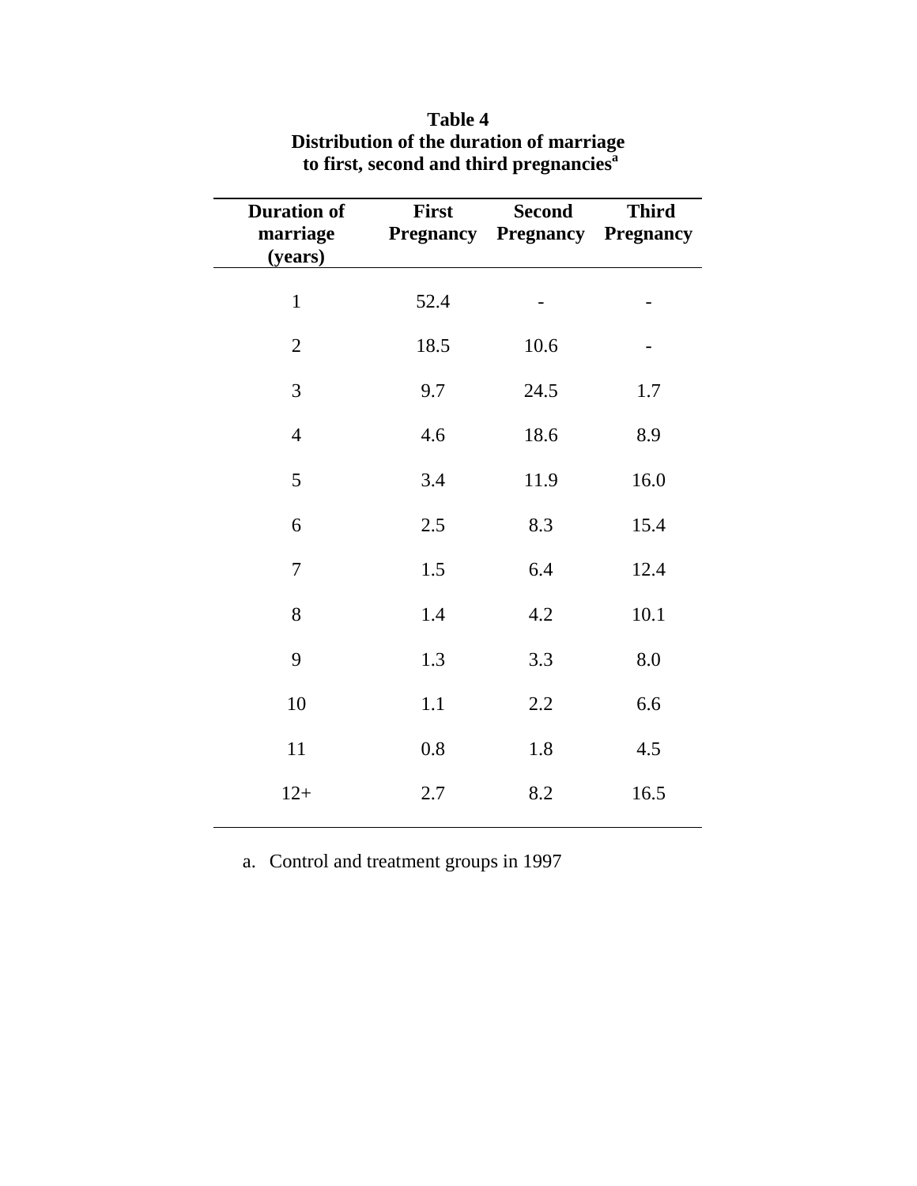**Table 4**
**Distribution of the duration of marriage to first, second and third pregnancies**[a]

| Duration of marriage (years) | First Pregnancy | Second Pregnancy | Third Pregnancy |
|---|---|---|---|
| 1 | 52.4 | - | - |
| 2 | 18.5 | 10.6 | - |
| 3 | 9.7 | 24.5 | 1.7 |
| 4 | 4.6 | 18.6 | 8.9 |
| 5 | 3.4 | 11.9 | 16.0 |
| 6 | 2.5 | 8.3 | 15.4 |
| 7 | 1.5 | 6.4 | 12.4 |
| 8 | 1.4 | 4.2 | 10.1 |
| 9 | 1.3 | 3.3 | 8.0 |
| 10 | 1.1 | 2.2 | 6.6 |
| 11 | 0.8 | 1.8 | 4.5 |
| 12+ | 2.7 | 8.2 | 16.5 |

a. Control and treatment groups in 1997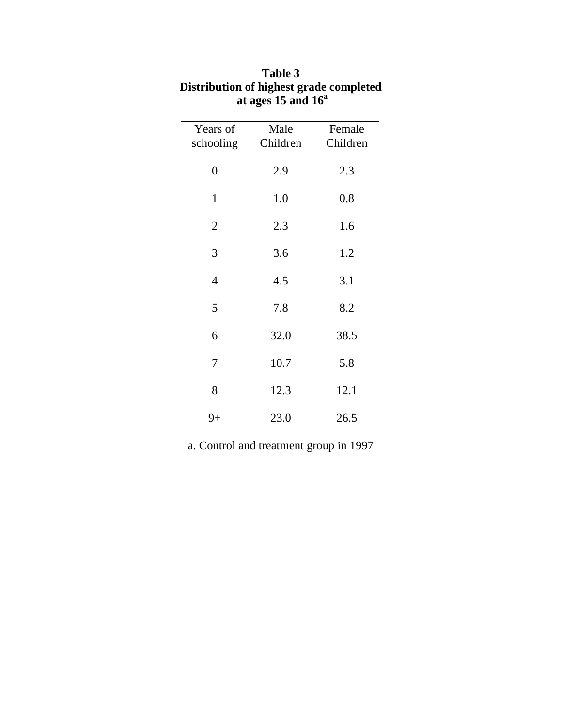**Table 3**
**Distribution of highest grade completed at ages 15 and 16[a]**

| Years of schooling | Male Children | Female Children |
|---|---|---|
| 0 | 2.9 | 2.3 |
| 1 | 1.0 | 0.8 |
| 2 | 2.3 | 1.6 |
| 3 | 3.6 | 1.2 |
| 4 | 4.5 | 3.1 |
| 5 | 7.8 | 8.2 |
| 6 | 32.0 | 38.5 |
| 7 | 10.7 | 5.8 |
| 8 | 12.3 | 12.1 |
| 9+ | 23.0 | 26.5 |

a. Control and treatment group in 1997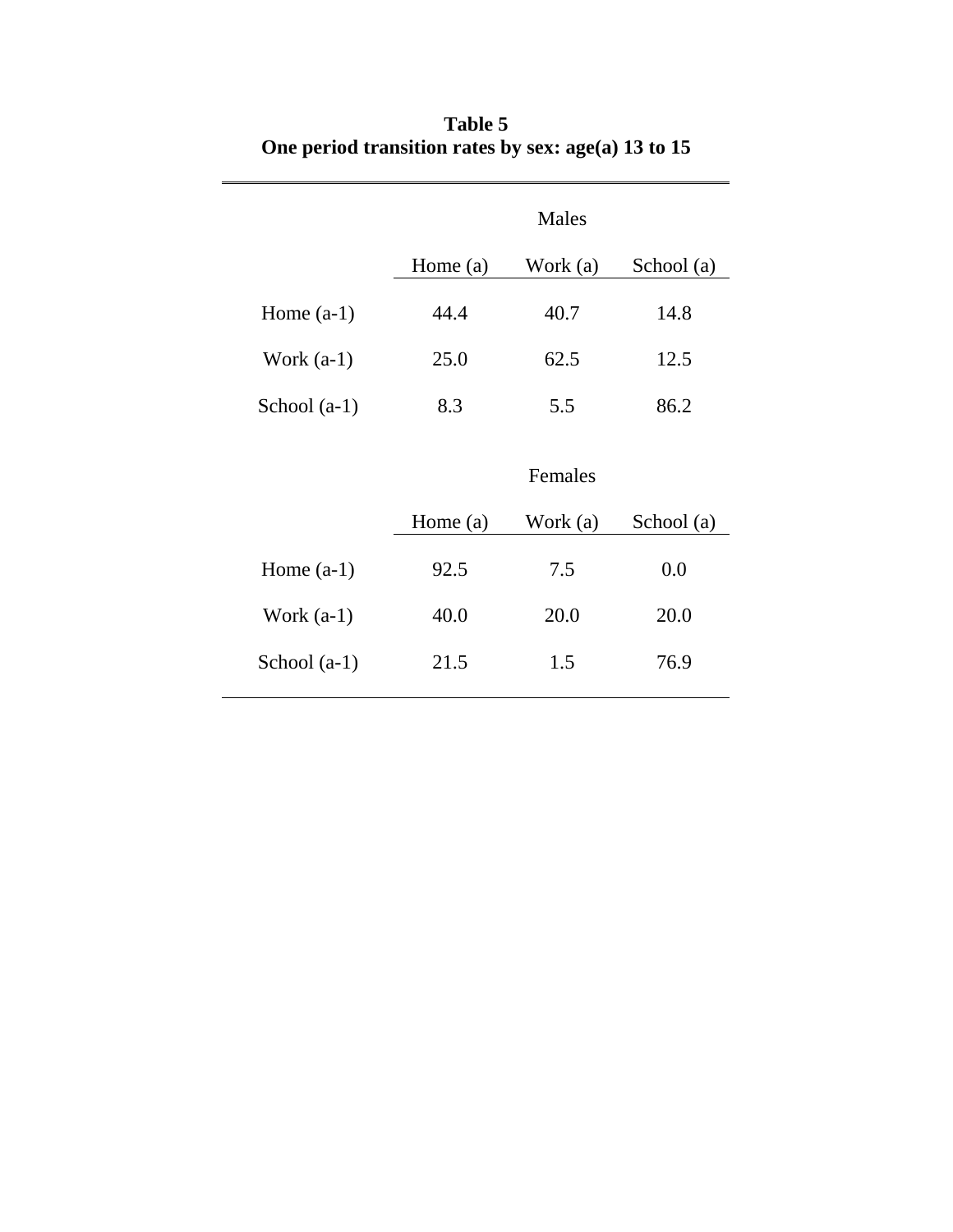**Table 5**
**One period transition rates by sex: age(a) 13 to 15**

| | Males | | |
|---|---|---|---|
| | Home (a) | Work (a) | School (a) |
| Home (a-1) | 44.4 | 40.7 | 14.8 |
| Work (a-1) | 25.0 | 62.5 | 12.5 |
| School (a-1) | 8.3 | 5.5 | 86.2 |
| | **Females** | | |
| | Home (a) | Work (a) | School (a) |
| Home (a-1) | 92.5 | 7.5 | 0.0 |
| Work (a-1) | 40.0 | 20.0 | 20.0 |
| School (a-1) | 21.5 | 1.5 | 76.9 |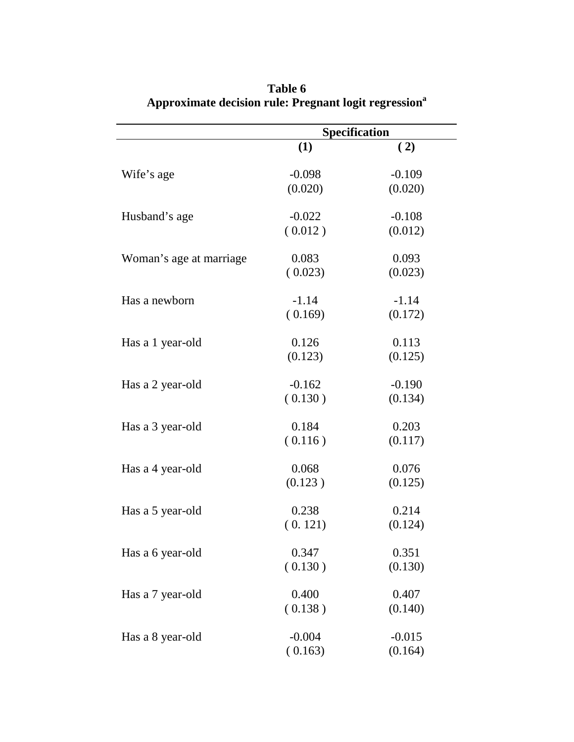**Table 6**
**Approximate decision rule: Pregnant logit regression[a]**

| | Specification | |
|---|---|---|
| | **(1)** | **(2)** |
| Wife's age | -0.098 | -0.109 |
| | (0.020) | (0.020) |
| Husband's age | -0.022 | -0.108 |
| | ( 0.012 ) | (0.012) |
| Woman's age at marriage | 0.083 | 0.093 |
| | ( 0.023) | (0.023) |
| Has a newborn | -1.14 | -1.14 |
| | ( 0.169) | (0.172) |
| Has a 1 year-old | 0.126 | 0.113 |
| | (0.123) | (0.125) |
| Has a 2 year-old | -0.162 | -0.190 |
| | ( 0.130 ) | (0.134) |
| Has a 3 year-old | 0.184 | 0.203 |
| | ( 0.116 ) | (0.117) |
| Has a 4 year-old | 0.068 | 0.076 |
| | (0.123 ) | (0.125) |
| Has a 5 year-old | 0.238 | 0.214 |
| | ( 0. 121) | (0.124) |
| Has a 6 year-old | 0.347 | 0.351 |
| | ( 0.130 ) | (0.130) |
| Has a 7 year-old | 0.400 | 0.407 |
| | ( 0.138 ) | (0.140) |
| Has a 8 year-old | -0.004 | -0.015 |
| | ( 0.163) | (0.164) |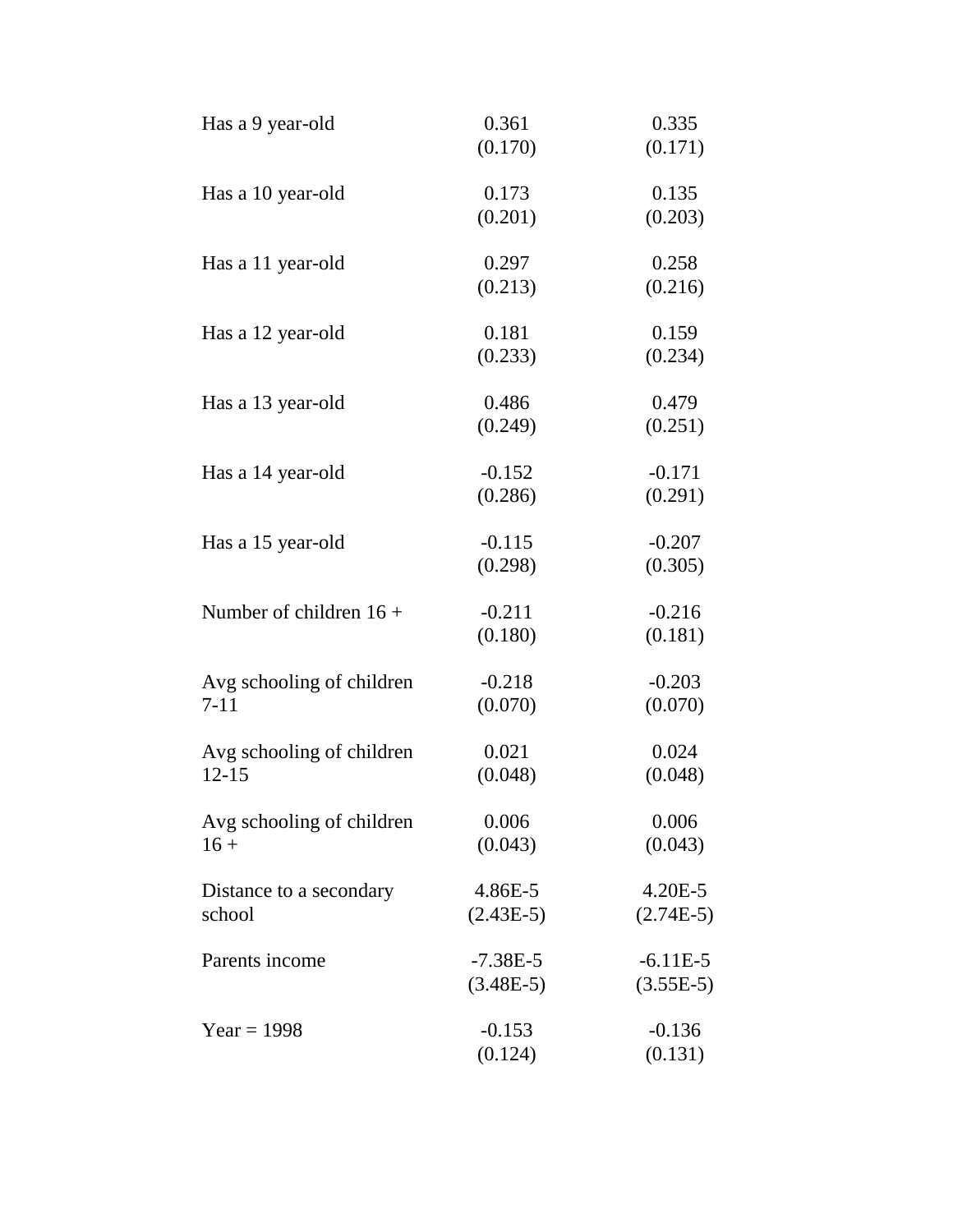| | | |
|---|---|---|
| Has a 9 year-old | 0.361<br>(0.170) | 0.335<br>(0.171) |
| Has a 10 year-old | 0.173<br>(0.201) | 0.135<br>(0.203) |
| Has a 11 year-old | 0.297<br>(0.213) | 0.258<br>(0.216) |
| Has a 12 year-old | 0.181<br>(0.233) | 0.159<br>(0.234) |
| Has a 13 year-old | 0.486<br>(0.249) | 0.479<br>(0.251) |
| Has a 14 year-old | -0.152<br>(0.286) | -0.171<br>(0.291) |
| Has a 15 year-old | -0.115<br>(0.298) | -0.207<br>(0.305) |
| Number of children 16 + | -0.211<br>(0.180) | -0.216<br>(0.181) |
| Avg schooling of children 7-11 | -0.218<br>(0.070) | -0.203<br>(0.070) |
| Avg schooling of children 12-15 | 0.021<br>(0.048) | 0.024<br>(0.048) |
| Avg schooling of children 16 + | 0.006<br>(0.043) | 0.006<br>(0.043) |
| Distance to a secondary school | 4.86E-5<br>(2.43E-5) | 4.20E-5<br>(2.74E-5) |
| Parents income | -7.38E-5<br>(3.48E-5) | -6.11E-5<br>(3.55E-5) |
| Year = 1998 | -0.153<br>(0.124) | -0.136<br>(0.131) |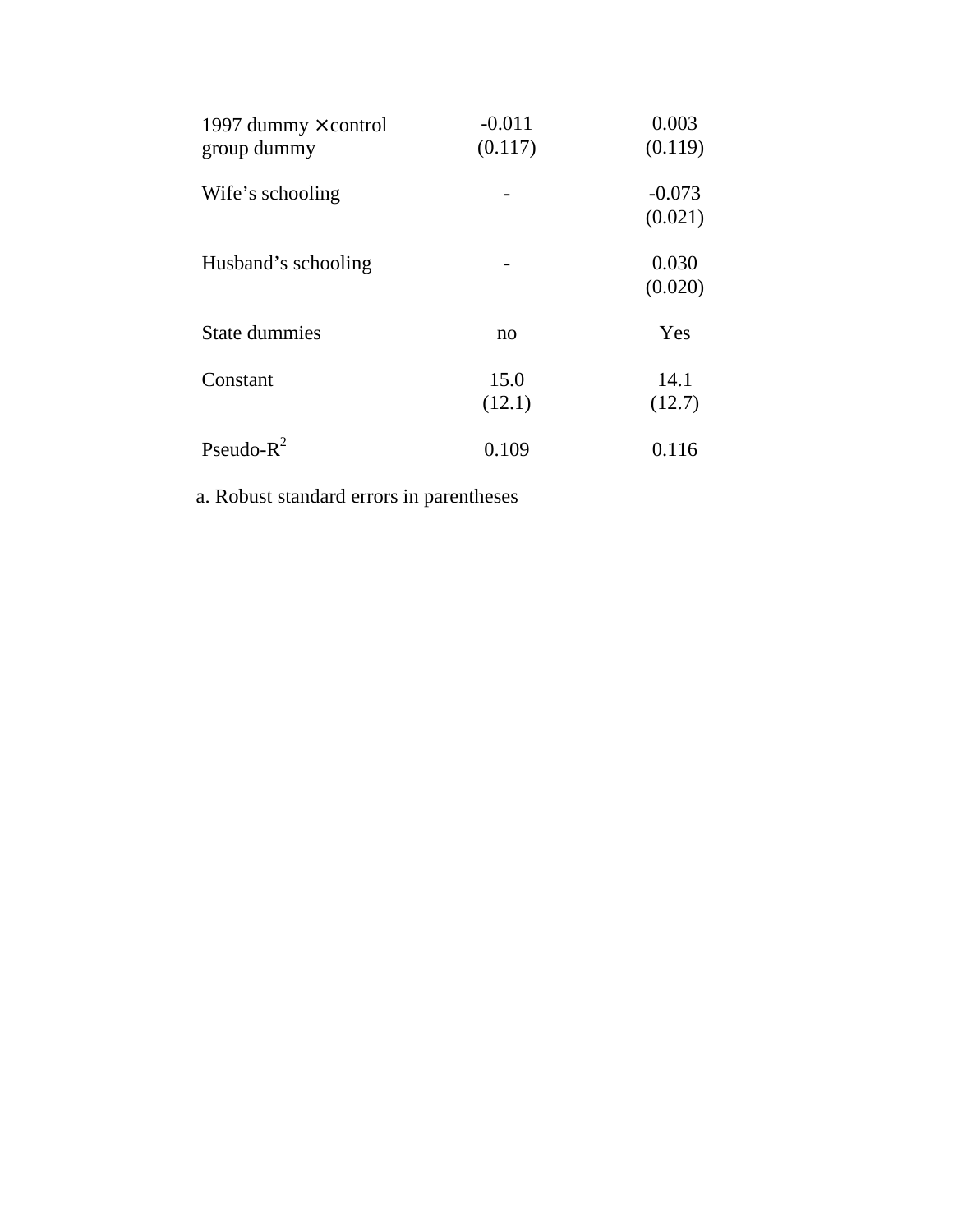| | | |
|---|---|---|
| 1997 dummy × control group dummy | -0.011<br>(0.117) | 0.003<br>(0.119) |
| Wife's schooling | - | -0.073<br>(0.021) |
| Husband's schooling | - | 0.030<br>(0.020) |
| State dummies | no | Yes |
| Constant | 15.0<br>(12.1) | 14.1<br>(12.7) |
| Pseudo-$R^2$ | 0.109 | 0.116 |

a. Robust standard errors in parentheses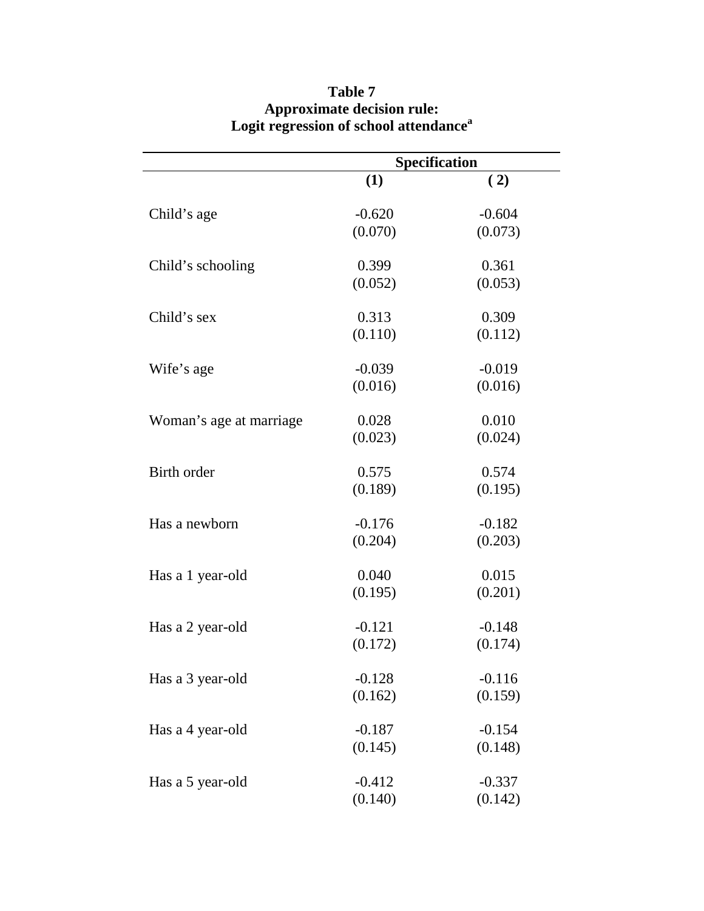**Table 7**
**Approximate decision rule:**
**Logit regression of school attendance[a]**

| | Specification | |
|---|---|---|
| | **(1)** | **( 2)** |
| Child's age | -0.620<br>(0.070) | -0.604<br>(0.073) |
| Child's schooling | 0.399<br>(0.052) | 0.361<br>(0.053) |
| Child's sex | 0.313<br>(0.110) | 0.309<br>(0.112) |
| Wife's age | -0.039<br>(0.016) | -0.019<br>(0.016) |
| Woman's age at marriage | 0.028<br>(0.023) | 0.010<br>(0.024) |
| Birth order | 0.575<br>(0.189) | 0.574<br>(0.195) |
| Has a newborn | -0.176<br>(0.204) | -0.182<br>(0.203) |
| Has a 1 year-old | 0.040<br>(0.195) | 0.015<br>(0.201) |
| Has a 2 year-old | -0.121<br>(0.172) | -0.148<br>(0.174) |
| Has a 3 year-old | -0.128<br>(0.162) | -0.116<br>(0.159) |
| Has a 4 year-old | -0.187<br>(0.145) | -0.154<br>(0.148) |
| Has a 5 year-old | -0.412<br>(0.140) | -0.337<br>(0.142) |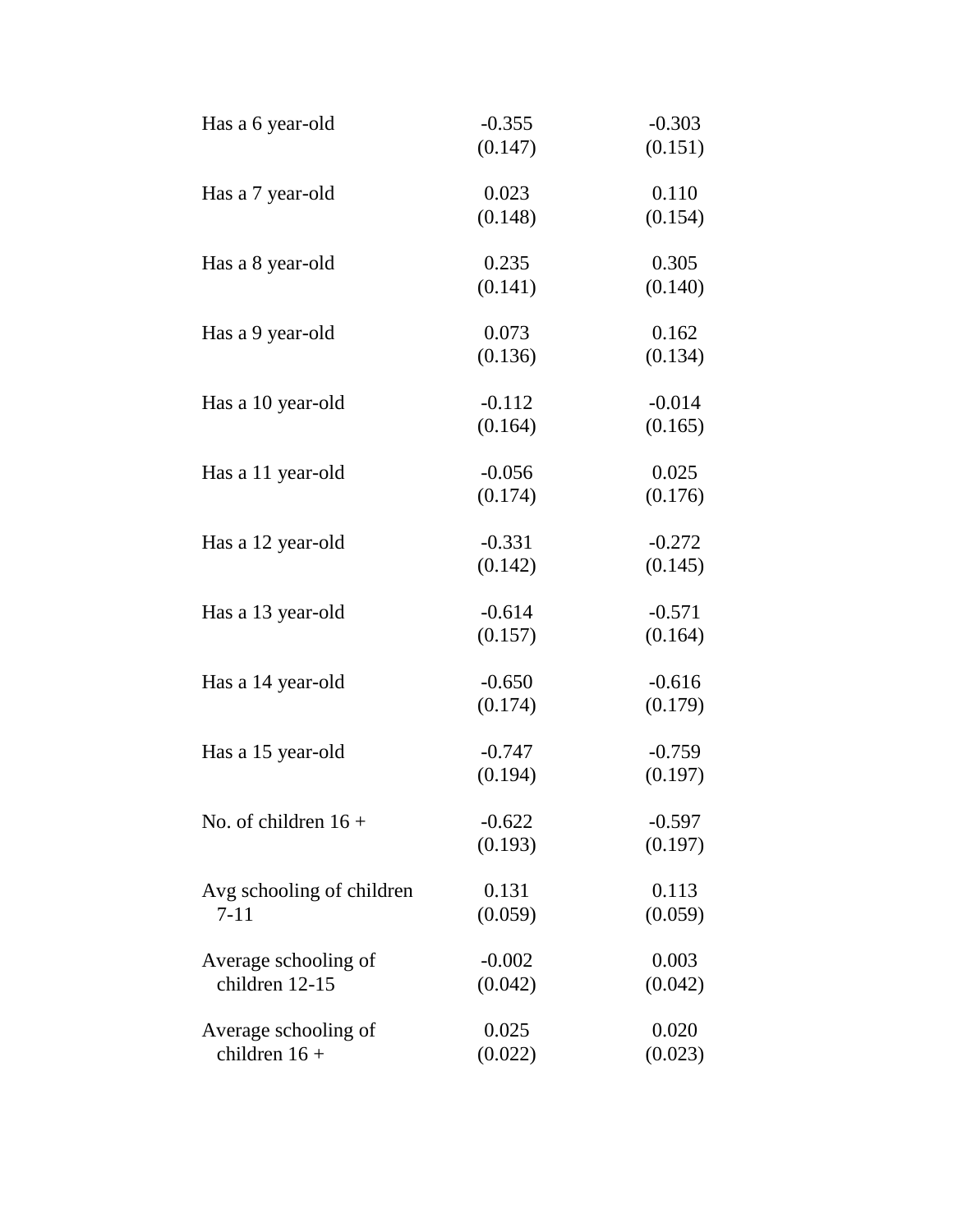| | | |
|---|---|---|
| Has a 6 year-old | -0.355 | -0.303 |
| | (0.147) | (0.151) |
| Has a 7 year-old | 0.023 | 0.110 |
| | (0.148) | (0.154) |
| Has a 8 year-old | 0.235 | 0.305 |
| | (0.141) | (0.140) |
| Has a 9 year-old | 0.073 | 0.162 |
| | (0.136) | (0.134) |
| Has a 10 year-old | -0.112 | -0.014 |
| | (0.164) | (0.165) |
| Has a 11 year-old | -0.056 | 0.025 |
| | (0.174) | (0.176) |
| Has a 12 year-old | -0.331 | -0.272 |
| | (0.142) | (0.145) |
| Has a 13 year-old | -0.614 | -0.571 |
| | (0.157) | (0.164) |
| Has a 14 year-old | -0.650 | -0.616 |
| | (0.174) | (0.179) |
| Has a 15 year-old | -0.747 | -0.759 |
| | (0.194) | (0.197) |
| No. of children 16 + | -0.622 | -0.597 |
| | (0.193) | (0.197) |
| Avg schooling of children 7-11 | 0.131 | 0.113 |
| | (0.059) | (0.059) |
| Average schooling of children 12-15 | -0.002 | 0.003 |
| | (0.042) | (0.042) |
| Average schooling of children 16 + | 0.025 | 0.020 |
| | (0.022) | (0.023) |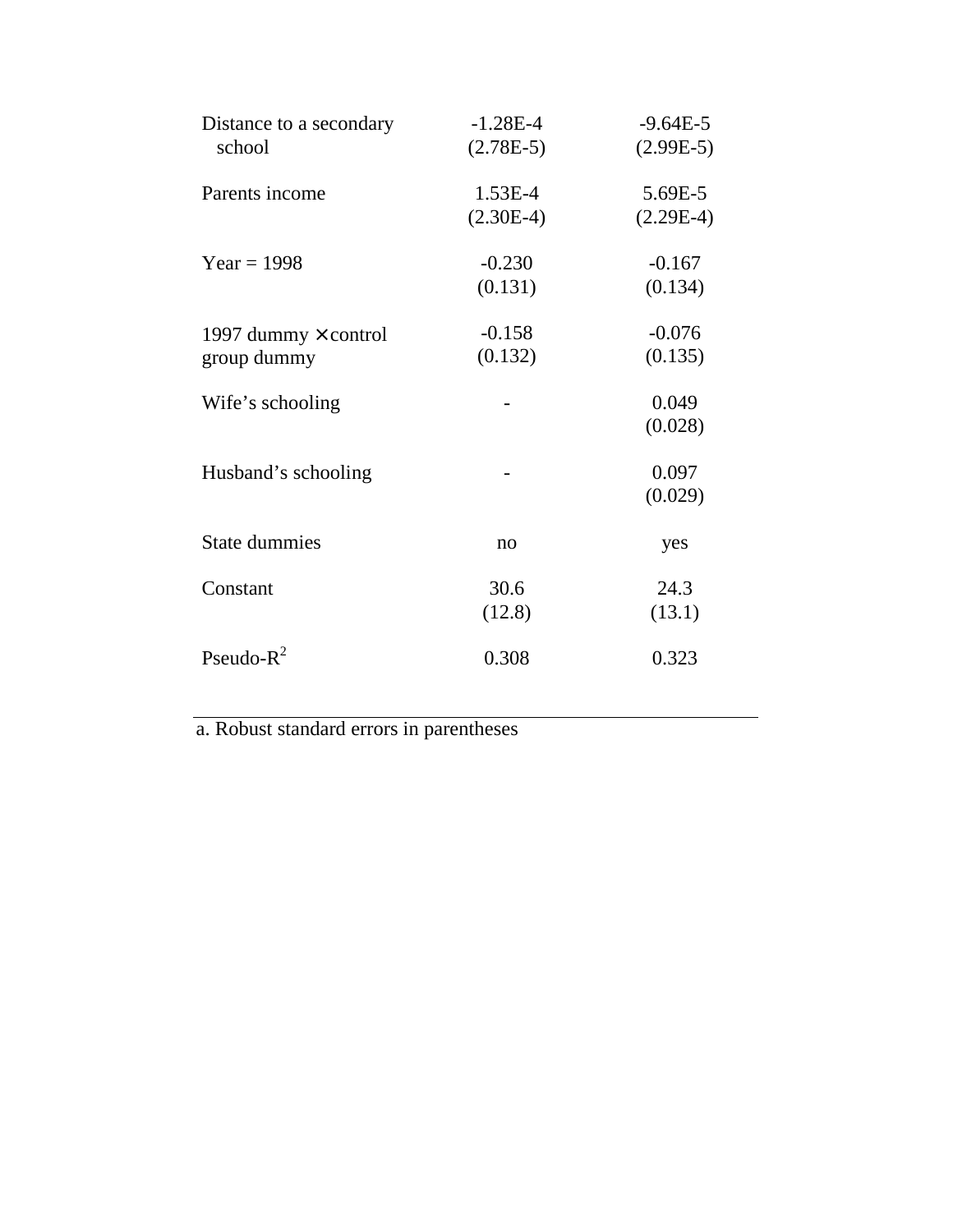| | | |
|---|---|---|
| Distance to a secondary school | -1.28E-4 (2.78E-5) | -9.64E-5 (2.99E-5) |
| Parents income | 1.53E-4 (2.30E-4) | 5.69E-5 (2.29E-4) |
| Year = 1998 | -0.230 (0.131) | -0.167 (0.134) |
| 1997 dummy × control group dummy | -0.158 (0.132) | -0.076 (0.135) |
| Wife's schooling | - | 0.049 (0.028) |
| Husband's schooling | - | 0.097 (0.029) |
| State dummies | no | yes |
| Constant | 30.6 (12.8) | 24.3 (13.1) |
| Pseudo-$R^2$ | 0.308 | 0.323 |

a. Robust standard errors in parentheses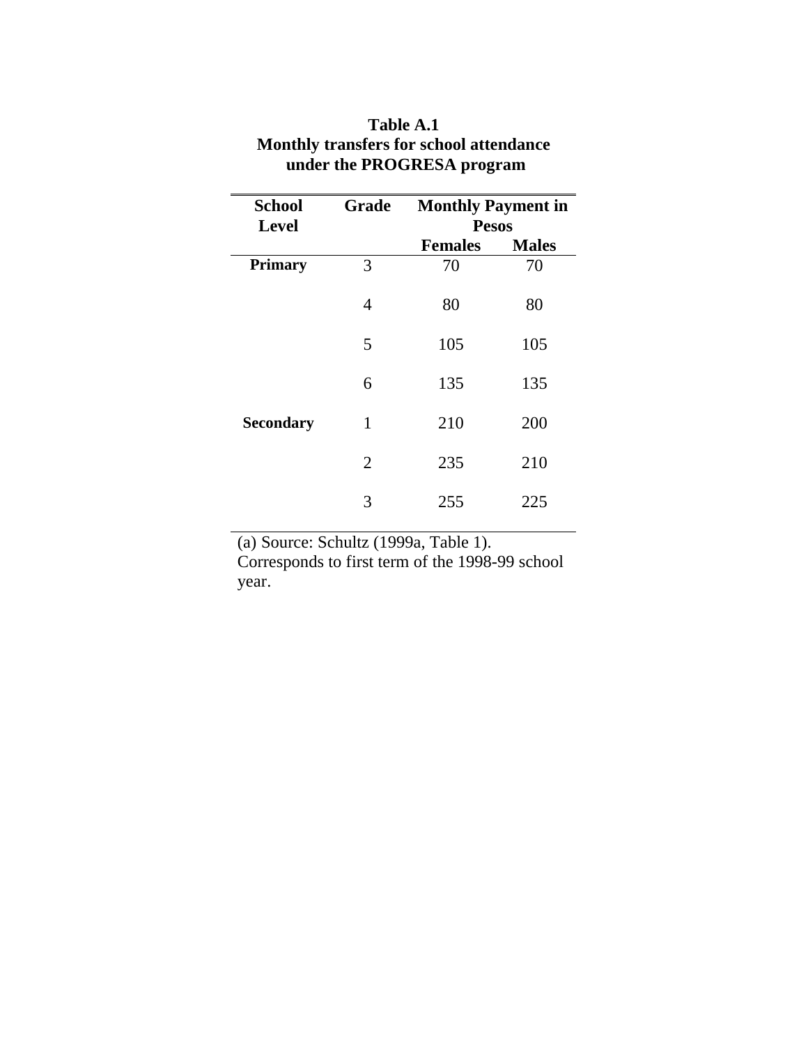**Table A.1**
**Monthly transfers for school attendance under the PROGRESA program**

| School Level | Grade | Monthly Payment in Pesos | |
|---|---|---|---|
| | | Females | Males |
| **Primary** | 3 | 70 | 70 |
| | 4 | 80 | 80 |
| | 5 | 105 | 105 |
| | 6 | 135 | 135 |
| **Secondary** | 1 | 210 | 200 |
| | 2 | 235 | 210 |
| | 3 | 255 | 225 |

(a) Source: Schultz (1999a, Table 1). Corresponds to first term of the 1998-99 school year.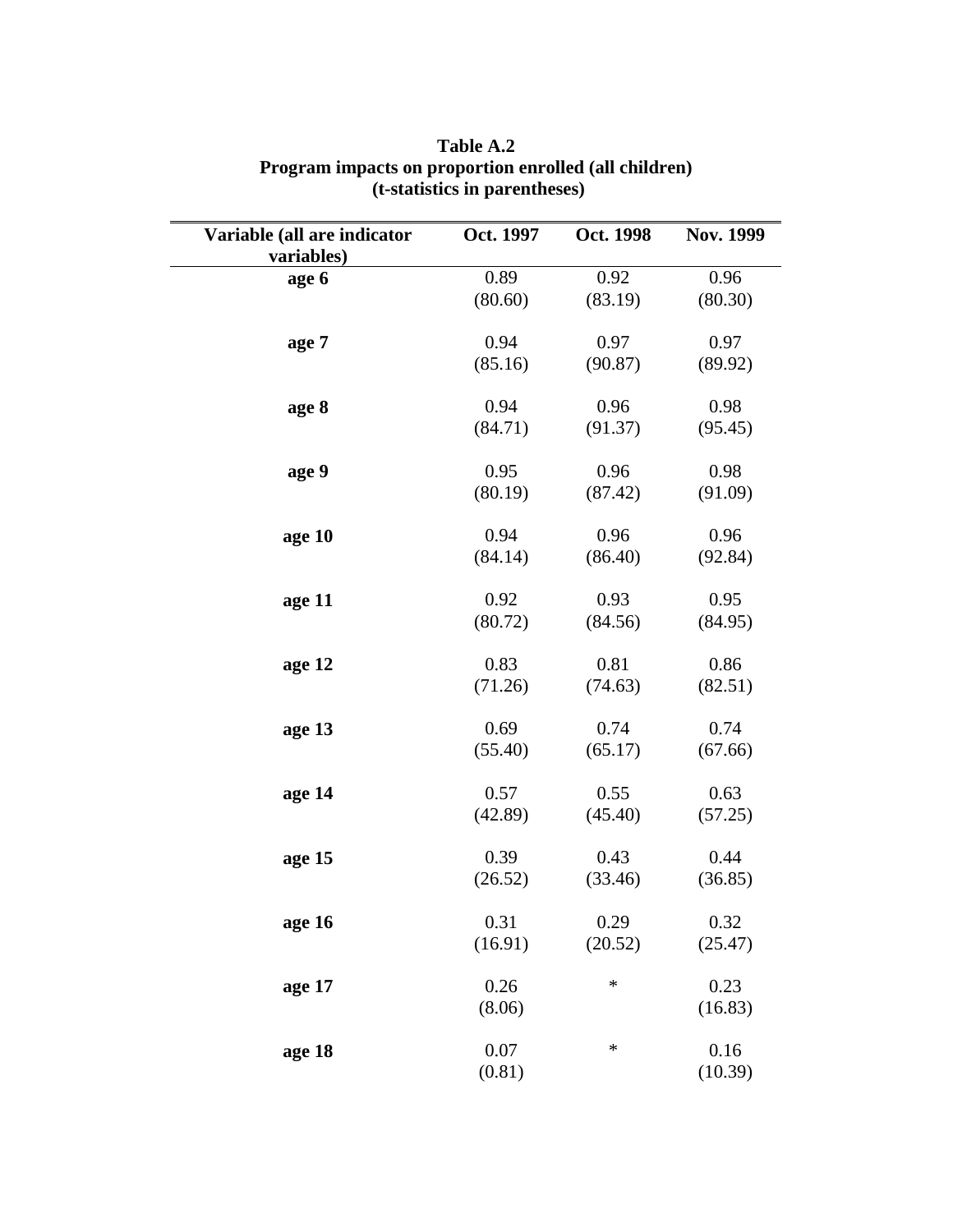**Table A.2**
**Program impacts on proportion enrolled (all children)**
**(t-statistics in parentheses)**

| Variable (all are indicator variables) | Oct. 1997 | Oct. 1998 | Nov. 1999 |
|---|---|---|---|
| **age 6** | 0.89 | 0.92 | 0.96 |
| | (80.60) | (83.19) | (80.30) |
| **age 7** | 0.94 | 0.97 | 0.97 |
| | (85.16) | (90.87) | (89.92) |
| **age 8** | 0.94 | 0.96 | 0.98 |
| | (84.71) | (91.37) | (95.45) |
| **age 9** | 0.95 | 0.96 | 0.98 |
| | (80.19) | (87.42) | (91.09) |
| **age 10** | 0.94 | 0.96 | 0.96 |
| | (84.14) | (86.40) | (92.84) |
| **age 11** | 0.92 | 0.93 | 0.95 |
| | (80.72) | (84.56) | (84.95) |
| **age 12** | 0.83 | 0.81 | 0.86 |
| | (71.26) | (74.63) | (82.51) |
| **age 13** | 0.69 | 0.74 | 0.74 |
| | (55.40) | (65.17) | (67.66) |
| **age 14** | 0.57 | 0.55 | 0.63 |
| | (42.89) | (45.40) | (57.25) |
| **age 15** | 0.39 | 0.43 | 0.44 |
| | (26.52) | (33.46) | (36.85) |
| **age 16** | 0.31 | 0.29 | 0.32 |
| | (16.91) | (20.52) | (25.47) |
| **age 17** | 0.26 | * | 0.23 |
| | (8.06) | | (16.83) |
| **age 18** | 0.07 | * | 0.16 |
| | (0.81) | | (10.39) |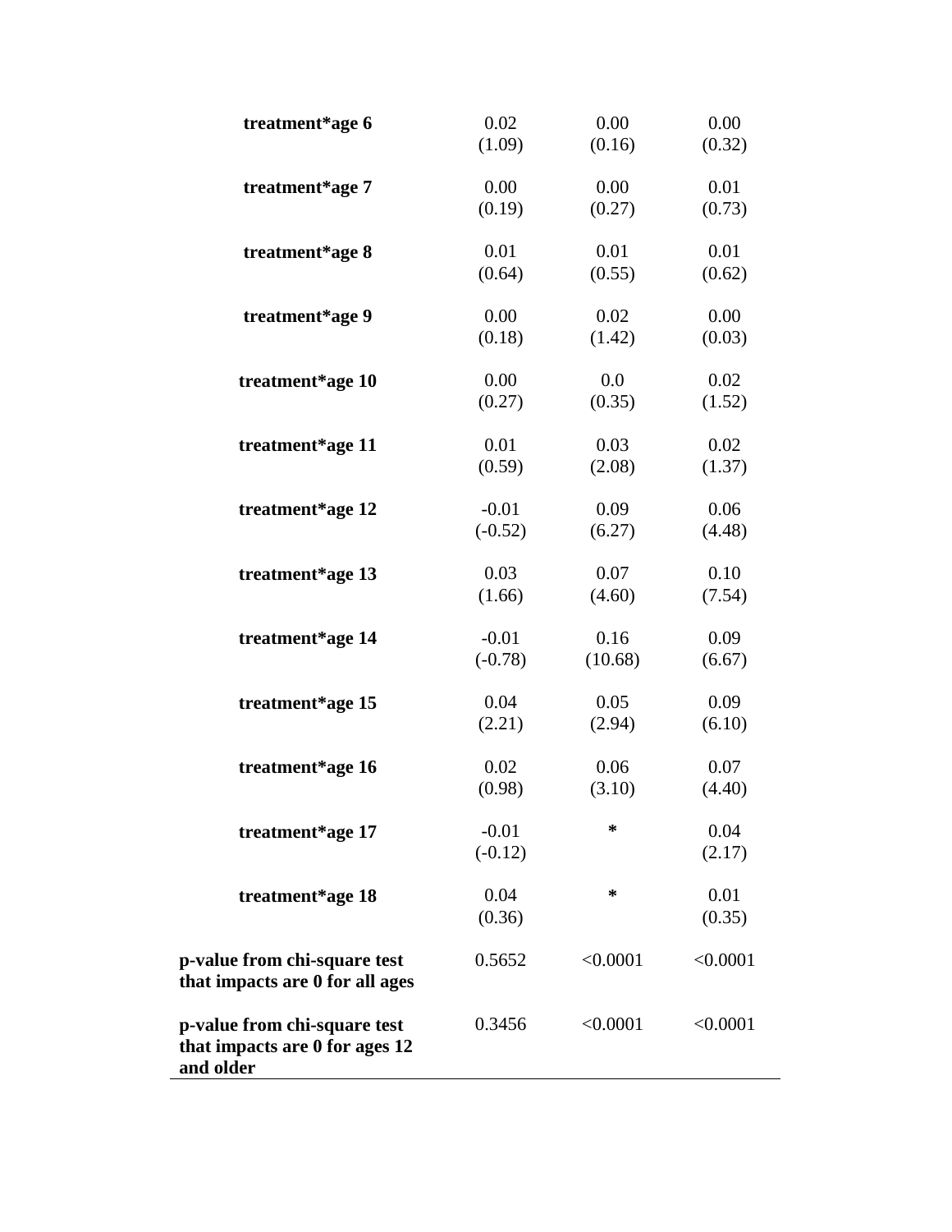| | | | |
|---|---|---|---|
| **treatment*age 6** | 0.02<br>(1.09) | 0.00<br>(0.16) | 0.00<br>(0.32) |
| **treatment*age 7** | 0.00<br>(0.19) | 0.00<br>(0.27) | 0.01<br>(0.73) |
| **treatment*age 8** | 0.01<br>(0.64) | 0.01<br>(0.55) | 0.01<br>(0.62) |
| **treatment*age 9** | 0.00<br>(0.18) | 0.02<br>(1.42) | 0.00<br>(0.03) |
| **treatment*age 10** | 0.00<br>(0.27) | 0.0<br>(0.35) | 0.02<br>(1.52) |
| **treatment*age 11** | 0.01<br>(0.59) | 0.03<br>(2.08) | 0.02<br>(1.37) |
| **treatment*age 12** | -0.01<br>(-0.52) | 0.09<br>(6.27) | 0.06<br>(4.48) |
| **treatment*age 13** | 0.03<br>(1.66) | 0.07<br>(4.60) | 0.10<br>(7.54) |
| **treatment*age 14** | -0.01<br>(-0.78) | 0.16<br>(10.68) | 0.09<br>(6.67) |
| **treatment*age 15** | 0.04<br>(2.21) | 0.05<br>(2.94) | 0.09<br>(6.10) |
| **treatment*age 16** | 0.02<br>(0.98) | 0.06<br>(3.10) | 0.07<br>(4.40) |
| **treatment*age 17** | -0.01<br>(-0.12) | * | 0.04<br>(2.17) |
| **treatment*age 18** | 0.04<br>(0.36) | * | 0.01<br>(0.35) |
| **p-value from chi-square test that impacts are 0 for all ages** | 0.5652 | <0.0001 | <0.0001 |
| **p-value from chi-square test that impacts are 0 for ages 12 and older** | 0.3456 | <0.0001 | <0.0001 |